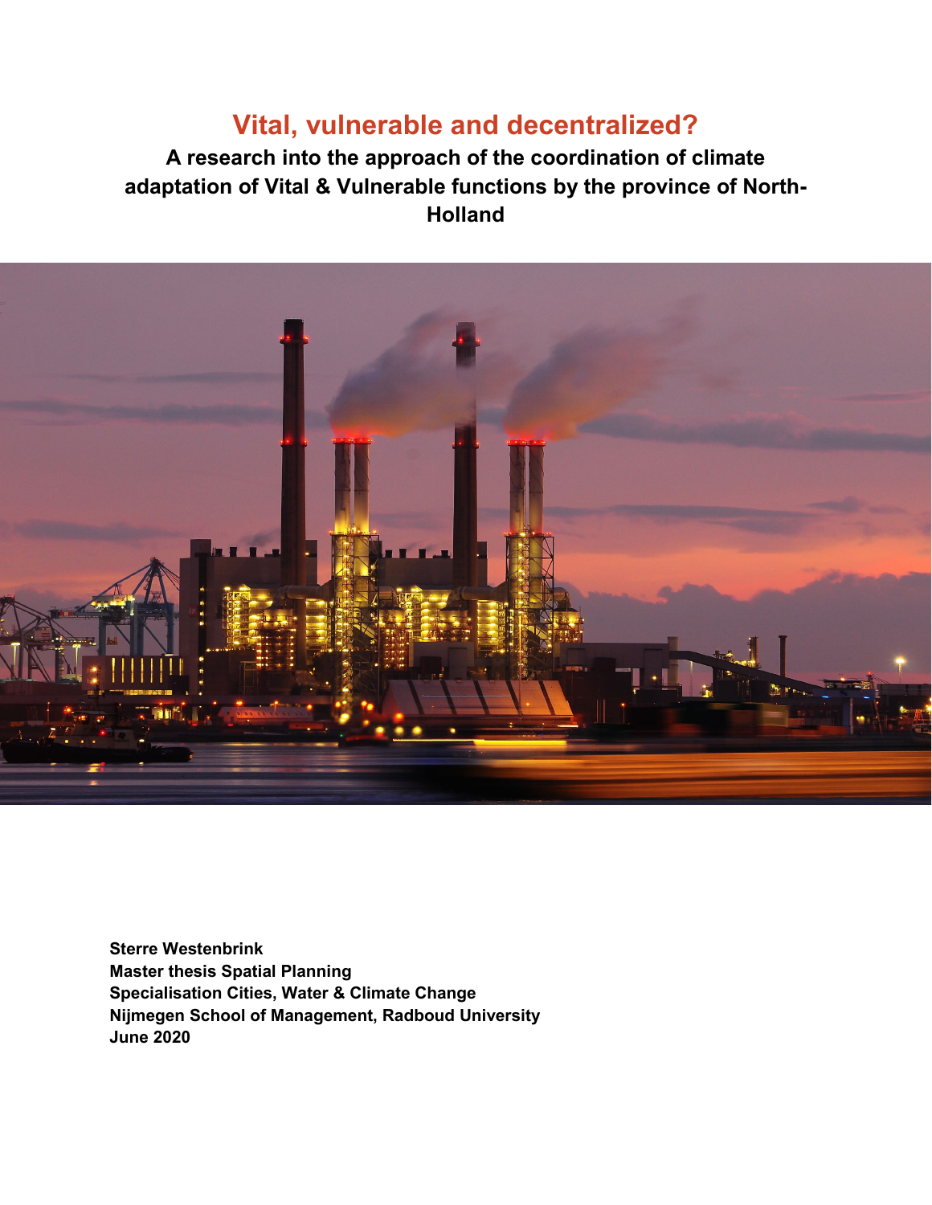# Vital, vulnerable and decentralized?

## A research into the approach of the coordination of climate adaptation of Vital & Vulnerable functions by the province of North-Holland

**Sterre Westenbrink**
**Master thesis Spatial Planning**
**Specialisation Cities, Water & Climate Change**
**Nijmegen School of Management, Radboud University**
**June 2020**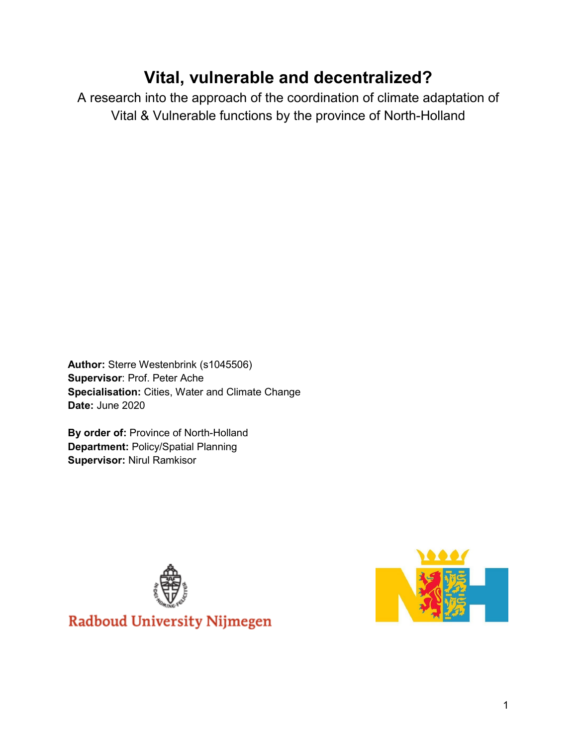# Vital, vulnerable and decentralized?

A research into the approach of the coordination of climate adaptation of Vital & Vulnerable functions by the province of North-Holland

**Author:** Sterre Westenbrink (s1045506)
**Supervisor**: Prof. Peter Ache
**Specialisation:** Cities, Water and Climate Change
**Date:** June 2020

**By order of:** Province of North-Holland
**Department:** Policy/Spatial Planning
**Supervisor:** Nirul Ramkisor

Radboud University Nijmegen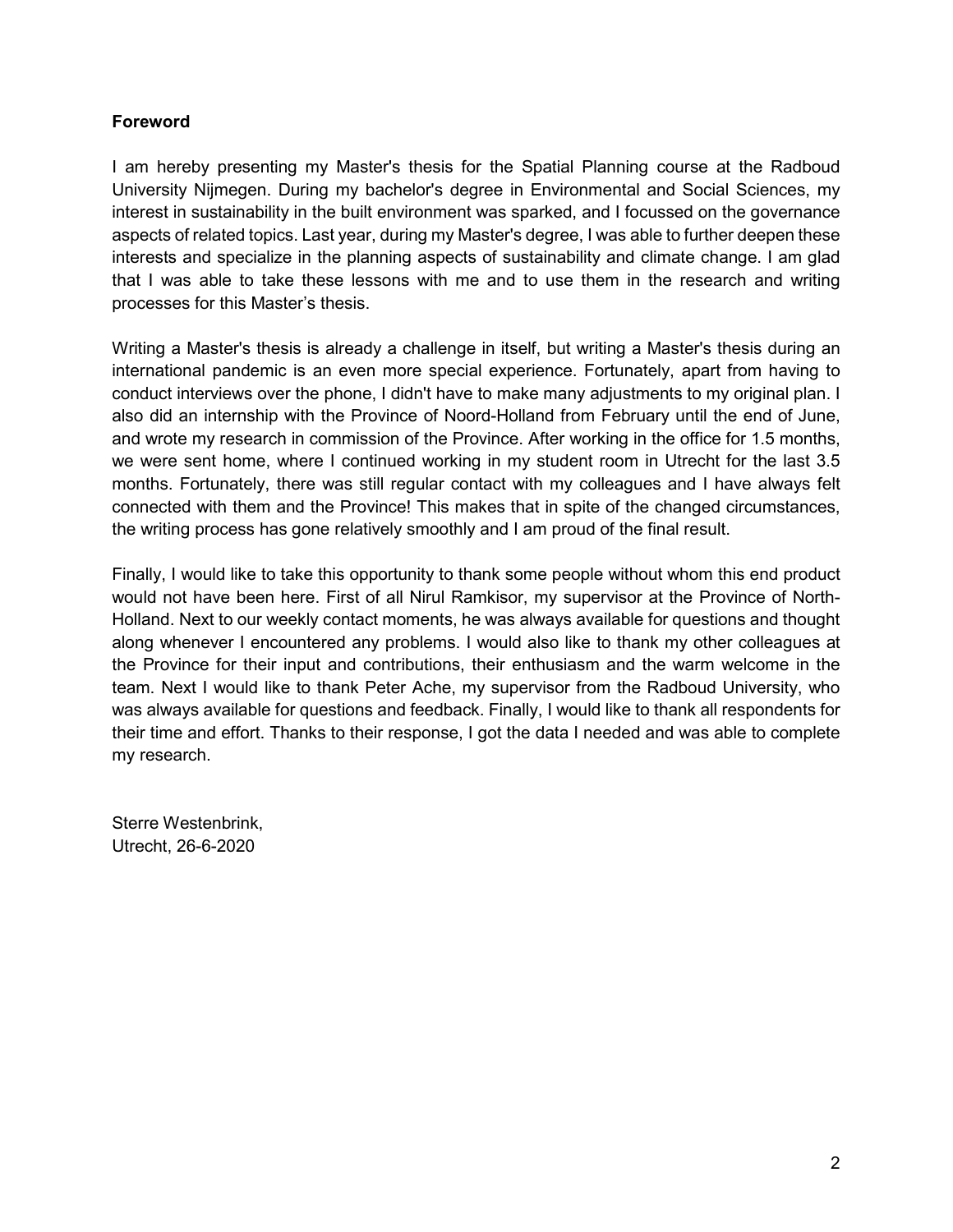**Foreword**

I am hereby presenting my Master's thesis for the Spatial Planning course at the Radboud University Nijmegen. During my bachelor's degree in Environmental and Social Sciences, my interest in sustainability in the built environment was sparked, and I focussed on the governance aspects of related topics. Last year, during my Master's degree, I was able to further deepen these interests and specialize in the planning aspects of sustainability and climate change. I am glad that I was able to take these lessons with me and to use them in the research and writing processes for this Master's thesis.

Writing a Master's thesis is already a challenge in itself, but writing a Master's thesis during an international pandemic is an even more special experience. Fortunately, apart from having to conduct interviews over the phone, I didn't have to make many adjustments to my original plan. I also did an internship with the Province of Noord-Holland from February until the end of June, and wrote my research in commission of the Province. After working in the office for 1.5 months, we were sent home, where I continued working in my student room in Utrecht for the last 3.5 months. Fortunately, there was still regular contact with my colleagues and I have always felt connected with them and the Province! This makes that in spite of the changed circumstances, the writing process has gone relatively smoothly and I am proud of the final result.

Finally, I would like to take this opportunity to thank some people without whom this end product would not have been here. First of all Nirul Ramkisor, my supervisor at the Province of North-Holland. Next to our weekly contact moments, he was always available for questions and thought along whenever I encountered any problems. I would also like to thank my other colleagues at the Province for their input and contributions, their enthusiasm and the warm welcome in the team. Next I would like to thank Peter Ache, my supervisor from the Radboud University, who was always available for questions and feedback. Finally, I would like to thank all respondents for their time and effort. Thanks to their response, I got the data I needed and was able to complete my research.

Sterre Westenbrink,
Utrecht, 26-6-2020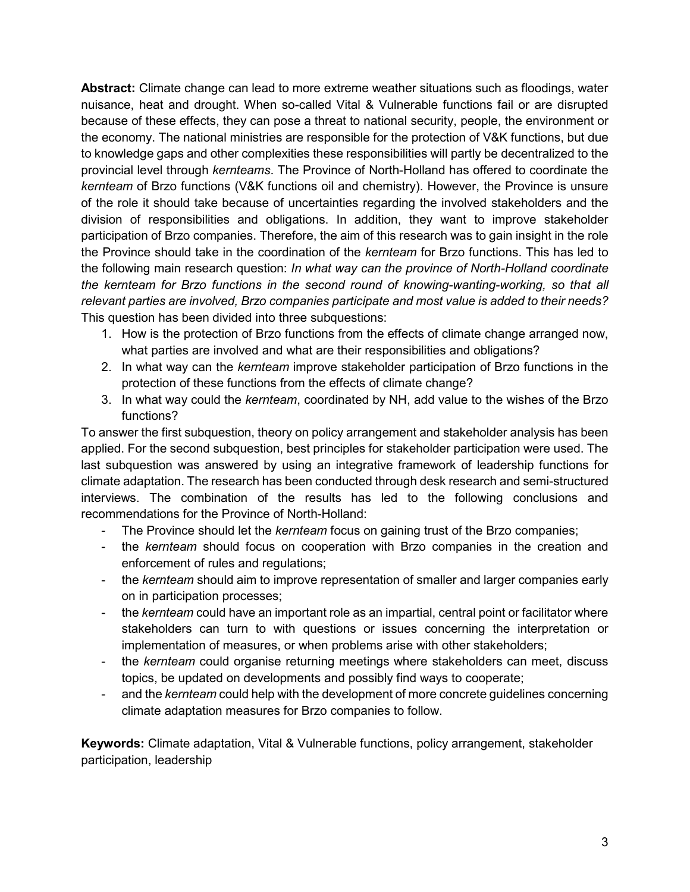**Abstract:** Climate change can lead to more extreme weather situations such as floodings, water nuisance, heat and drought. When so-called Vital & Vulnerable functions fail or are disrupted because of these effects, they can pose a threat to national security, people, the environment or the economy. The national ministries are responsible for the protection of V&K functions, but due to knowledge gaps and other complexities these responsibilities will partly be decentralized to the provincial level through *kernteams*. The Province of North-Holland has offered to coordinate the *kernteam* of Brzo functions (V&K functions oil and chemistry). However, the Province is unsure of the role it should take because of uncertainties regarding the involved stakeholders and the division of responsibilities and obligations. In addition, they want to improve stakeholder participation of Brzo companies. Therefore, the aim of this research was to gain insight in the role the Province should take in the coordination of the *kernteam* for Brzo functions. This has led to the following main research question: *In what way can the province of North-Holland coordinate the kernteam for Brzo functions in the second round of knowing-wanting-working, so that all relevant parties are involved, Brzo companies participate and most value is added to their needs?* This question has been divided into three subquestions:

1. How is the protection of Brzo functions from the effects of climate change arranged now, what parties are involved and what are their responsibilities and obligations?
2. In what way can the *kernteam* improve stakeholder participation of Brzo functions in the protection of these functions from the effects of climate change?
3. In what way could the *kernteam*, coordinated by NH, add value to the wishes of the Brzo functions?

To answer the first subquestion, theory on policy arrangement and stakeholder analysis has been applied. For the second subquestion, best principles for stakeholder participation were used. The last subquestion was answered by using an integrative framework of leadership functions for climate adaptation. The research has been conducted through desk research and semi-structured interviews. The combination of the results has led to the following conclusions and recommendations for the Province of North-Holland:

- The Province should let the *kernteam* focus on gaining trust of the Brzo companies;
- the *kernteam* should focus on cooperation with Brzo companies in the creation and enforcement of rules and regulations;
- the *kernteam* should aim to improve representation of smaller and larger companies early on in participation processes;
- the *kernteam* could have an important role as an impartial, central point or facilitator where stakeholders can turn to with questions or issues concerning the interpretation or implementation of measures, or when problems arise with other stakeholders;
- the *kernteam* could organise returning meetings where stakeholders can meet, discuss topics, be updated on developments and possibly find ways to cooperate;
- and the *kernteam* could help with the development of more concrete guidelines concerning climate adaptation measures for Brzo companies to follow.

**Keywords:** Climate adaptation, Vital & Vulnerable functions, policy arrangement, stakeholder participation, leadership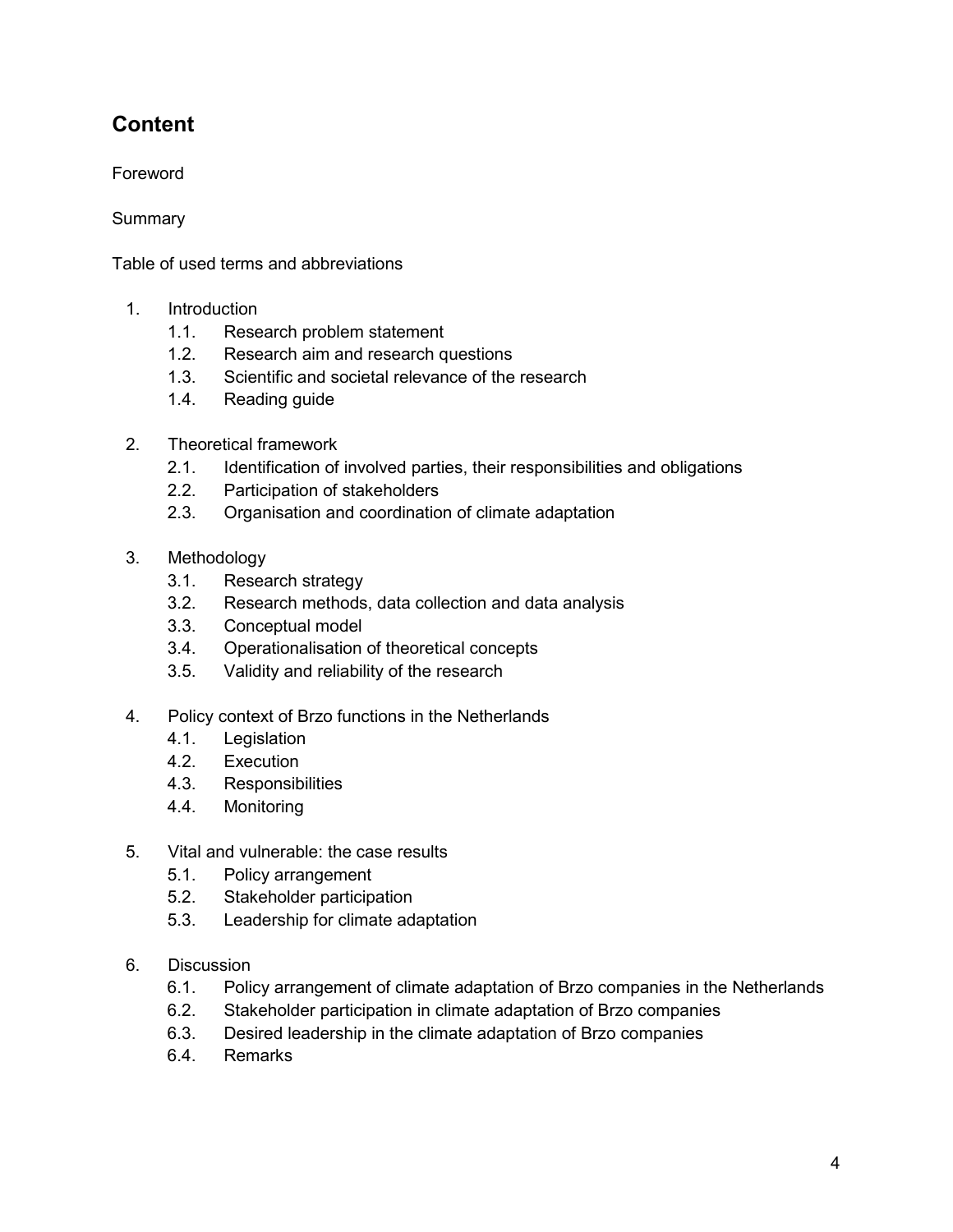## Content

Foreword

Summary

Table of used terms and abbreviations

1. Introduction
    1.1. Research problem statement
    1.2. Research aim and research questions
    1.3. Scientific and societal relevance of the research
    1.4. Reading guide

2. Theoretical framework
    2.1. Identification of involved parties, their responsibilities and obligations
    2.2. Participation of stakeholders
    2.3. Organisation and coordination of climate adaptation

3. Methodology
    3.1. Research strategy
    3.2. Research methods, data collection and data analysis
    3.3. Conceptual model
    3.4. Operationalisation of theoretical concepts
    3.5. Validity and reliability of the research

4. Policy context of Brzo functions in the Netherlands
    4.1. Legislation
    4.2. Execution
    4.3. Responsibilities
    4.4. Monitoring

5. Vital and vulnerable: the case results
    5.1. Policy arrangement
    5.2. Stakeholder participation
    5.3. Leadership for climate adaptation

6. Discussion
    6.1. Policy arrangement of climate adaptation of Brzo companies in the Netherlands
    6.2. Stakeholder participation in climate adaptation of Brzo companies
    6.3. Desired leadership in the climate adaptation of Brzo companies
    6.4. Remarks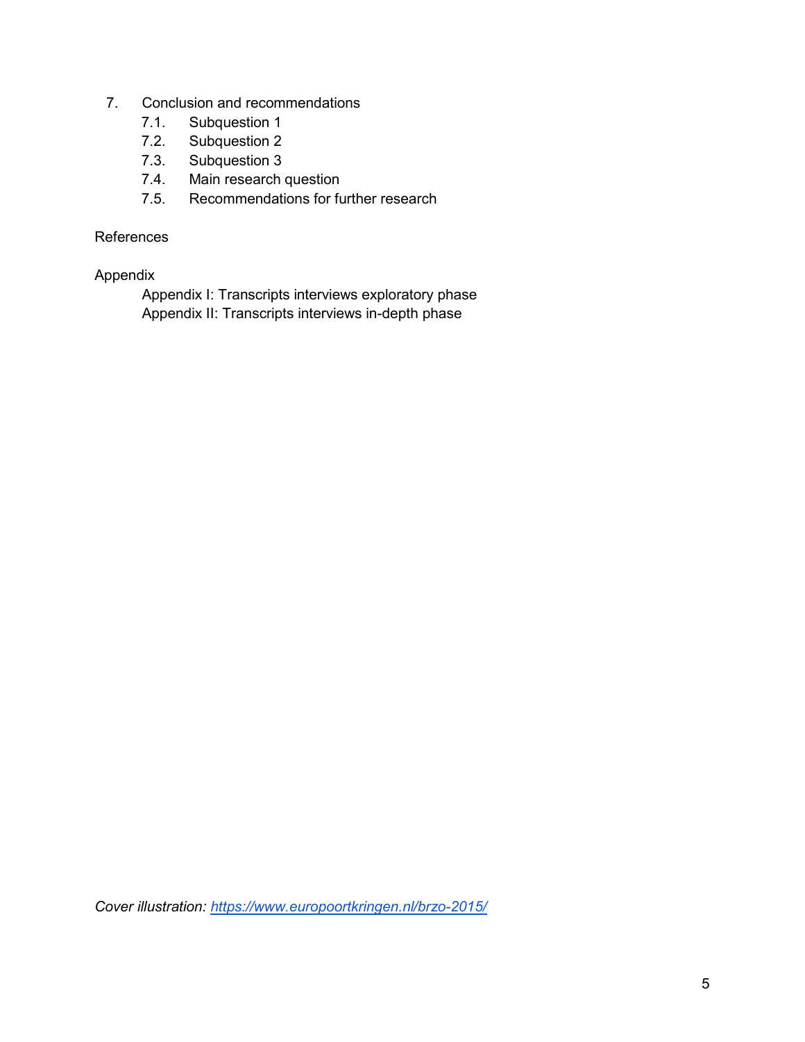7. Conclusion and recommendations
    - 7.1. Subquestion 1
    - 7.2. Subquestion 2
    - 7.3. Subquestion 3
    - 7.4. Main research question
    - 7.5. Recommendations for further research

References

Appendix
- Appendix I: Transcripts interviews exploratory phase
- Appendix II: Transcripts interviews in-depth phase

*Cover illustration: https://www.europoortkringen.nl/brzo-2015/*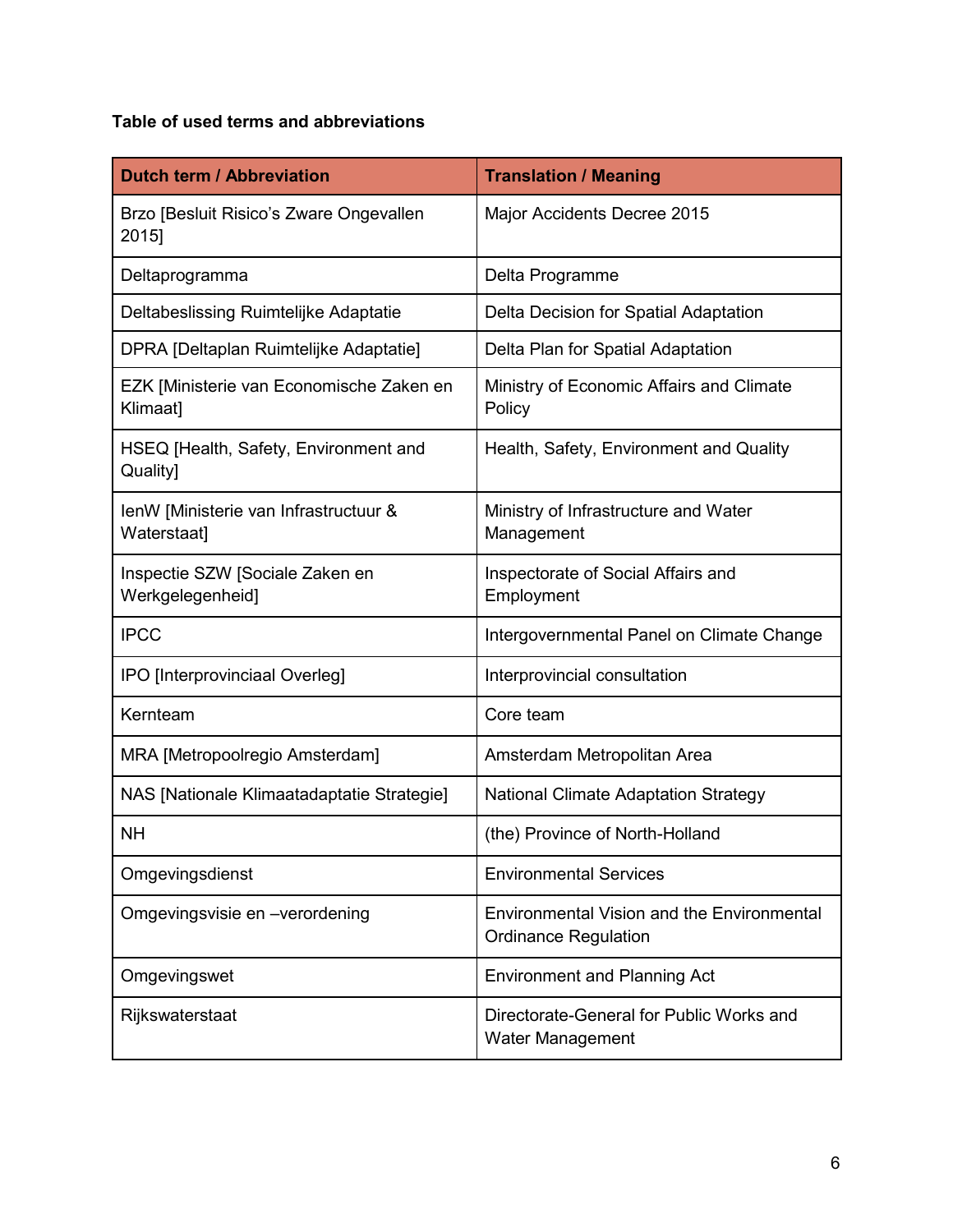**Table of used terms and abbreviations**

| Dutch term / Abbreviation | Translation / Meaning |
|---|---|
| Brzo [Besluit Risico's Zware Ongevallen 2015] | Major Accidents Decree 2015 |
| Deltaprogramma | Delta Programme |
| Deltabeslissing Ruimtelijke Adaptatie | Delta Decision for Spatial Adaptation |
| DPRA [Deltaplan Ruimtelijke Adaptatie] | Delta Plan for Spatial Adaptation |
| EZK [Ministerie van Economische Zaken en Klimaat] | Ministry of Economic Affairs and Climate Policy |
| HSEQ [Health, Safety, Environment and Quality] | Health, Safety, Environment and Quality |
| IenW [Ministerie van Infrastructuur & Waterstaat] | Ministry of Infrastructure and Water Management |
| Inspectie SZW [Sociale Zaken en Werkgelegenheid] | Inspectorate of Social Affairs and Employment |
| IPCC | Intergovernmental Panel on Climate Change |
| IPO [Interprovinciaal Overleg] | Interprovincial consultation |
| Kernteam | Core team |
| MRA [Metropoolregio Amsterdam] | Amsterdam Metropolitan Area |
| NAS [Nationale Klimaatadaptatie Strategie] | National Climate Adaptation Strategy |
| NH | (the) Province of North-Holland |
| Omgevingsdienst | Environmental Services |
| Omgevingsvisie en –verordening | Environmental Vision and the Environmental Ordinance Regulation |
| Omgevingswet | Environment and Planning Act |
| Rijkswaterstaat | Directorate-General for Public Works and Water Management |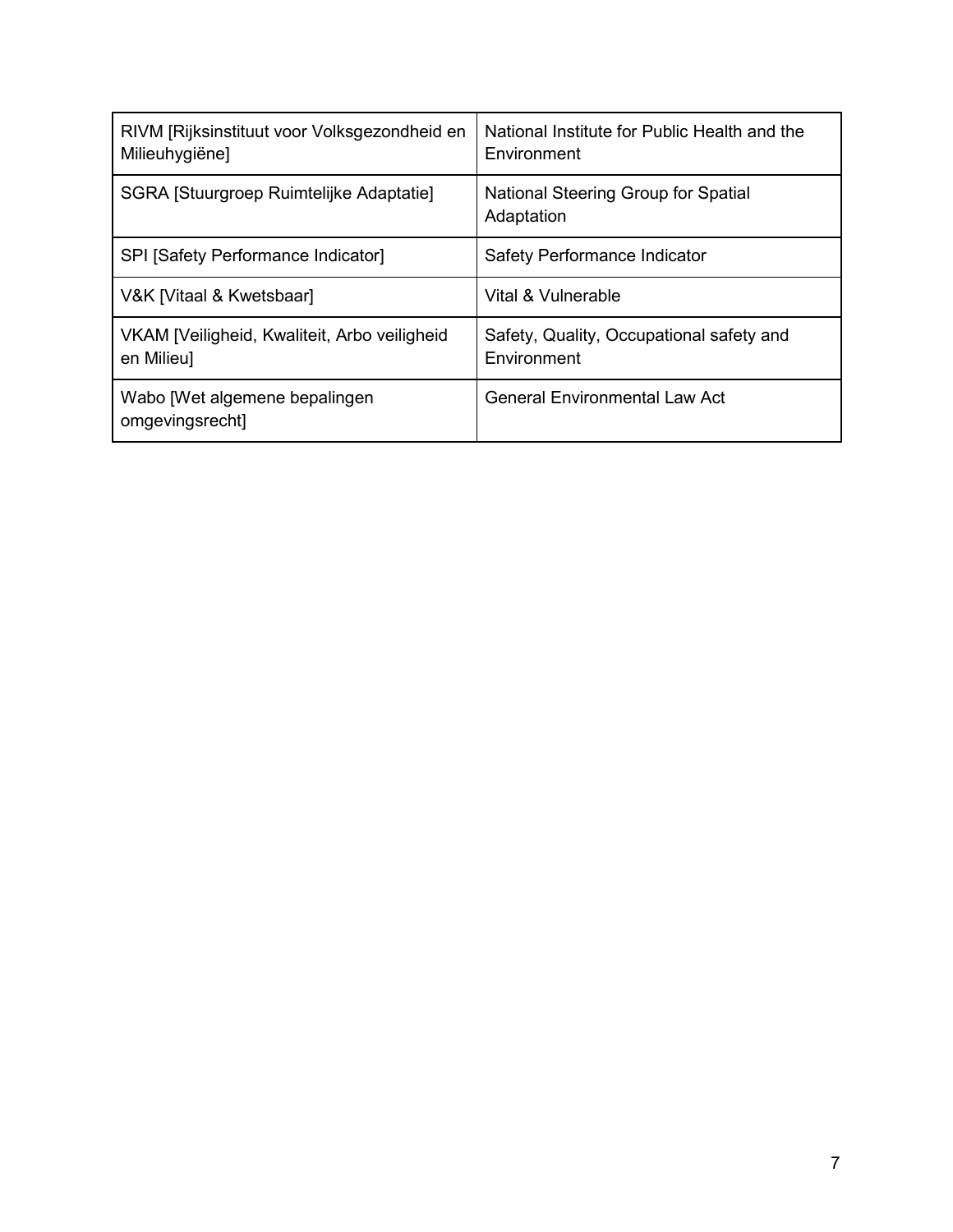| | |
|---|---|
| RIVM [Rijksinstituut voor Volksgezondheid en Milieuhygiëne] | National Institute for Public Health and the Environment |
| SGRA [Stuurgroep Ruimtelijke Adaptatie] | National Steering Group for Spatial Adaptation |
| SPI [Safety Performance Indicator] | Safety Performance Indicator |
| V&K [Vitaal & Kwetsbaar] | Vital & Vulnerable |
| VKAM [Veiligheid, Kwaliteit, Arbo veiligheid en Milieu] | Safety, Quality, Occupational safety and Environment |
| Wabo [Wet algemene bepalingen omgevingsrecht] | General Environmental Law Act |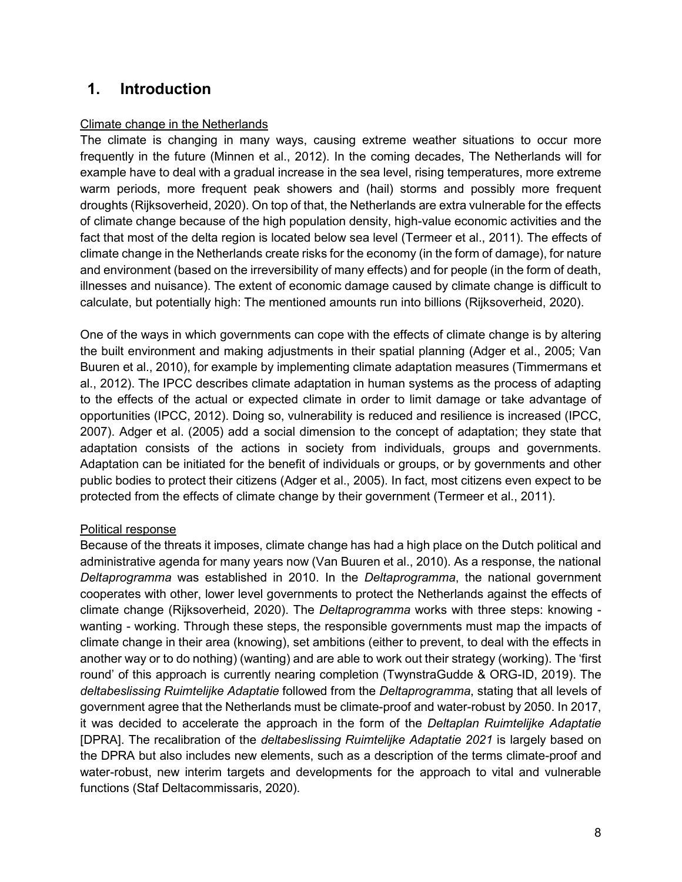# 1. Introduction

Climate change in the Netherlands

The climate is changing in many ways, causing extreme weather situations to occur more frequently in the future (Minnen et al., 2012). In the coming decades, The Netherlands will for example have to deal with a gradual increase in the sea level, rising temperatures, more extreme warm periods, more frequent peak showers and (hail) storms and possibly more frequent droughts (Rijksoverheid, 2020). On top of that, the Netherlands are extra vulnerable for the effects of climate change because of the high population density, high-value economic activities and the fact that most of the delta region is located below sea level (Termeer et al., 2011). The effects of climate change in the Netherlands create risks for the economy (in the form of damage), for nature and environment (based on the irreversibility of many effects) and for people (in the form of death, illnesses and nuisance). The extent of economic damage caused by climate change is difficult to calculate, but potentially high: The mentioned amounts run into billions (Rijksoverheid, 2020).

One of the ways in which governments can cope with the effects of climate change is by altering the built environment and making adjustments in their spatial planning (Adger et al., 2005; Van Buuren et al., 2010), for example by implementing climate adaptation measures (Timmermans et al., 2012). The IPCC describes climate adaptation in human systems as the process of adapting to the effects of the actual or expected climate in order to limit damage or take advantage of opportunities (IPCC, 2012). Doing so, vulnerability is reduced and resilience is increased (IPCC, 2007). Adger et al. (2005) add a social dimension to the concept of adaptation; they state that adaptation consists of the actions in society from individuals, groups and governments. Adaptation can be initiated for the benefit of individuals or groups, or by governments and other public bodies to protect their citizens (Adger et al., 2005). In fact, most citizens even expect to be protected from the effects of climate change by their government (Termeer et al., 2011).

Political response

Because of the threats it imposes, climate change has had a high place on the Dutch political and administrative agenda for many years now (Van Buuren et al., 2010). As a response, the national *Deltaprogramma* was established in 2010. In the *Deltaprogramma*, the national government cooperates with other, lower level governments to protect the Netherlands against the effects of climate change (Rijksoverheid, 2020). The *Deltaprogramma* works with three steps: knowing - wanting - working. Through these steps, the responsible governments must map the impacts of climate change in their area (knowing), set ambitions (either to prevent, to deal with the effects in another way or to do nothing) (wanting) and are able to work out their strategy (working). The 'first round' of this approach is currently nearing completion (TwynstraGudde & ORG-ID, 2019). The *deltabeslissing Ruimtelijke Adaptatie* followed from the *Deltaprogramma*, stating that all levels of government agree that the Netherlands must be climate-proof and water-robust by 2050. In 2017, it was decided to accelerate the approach in the form of the *Deltaplan Ruimtelijke Adaptatie* [DPRA]. The recalibration of the *deltabeslissing Ruimtelijke Adaptatie 2021* is largely based on the DPRA but also includes new elements, such as a description of the terms climate-proof and water-robust, new interim targets and developments for the approach to vital and vulnerable functions (Staf Deltacommissaris, 2020).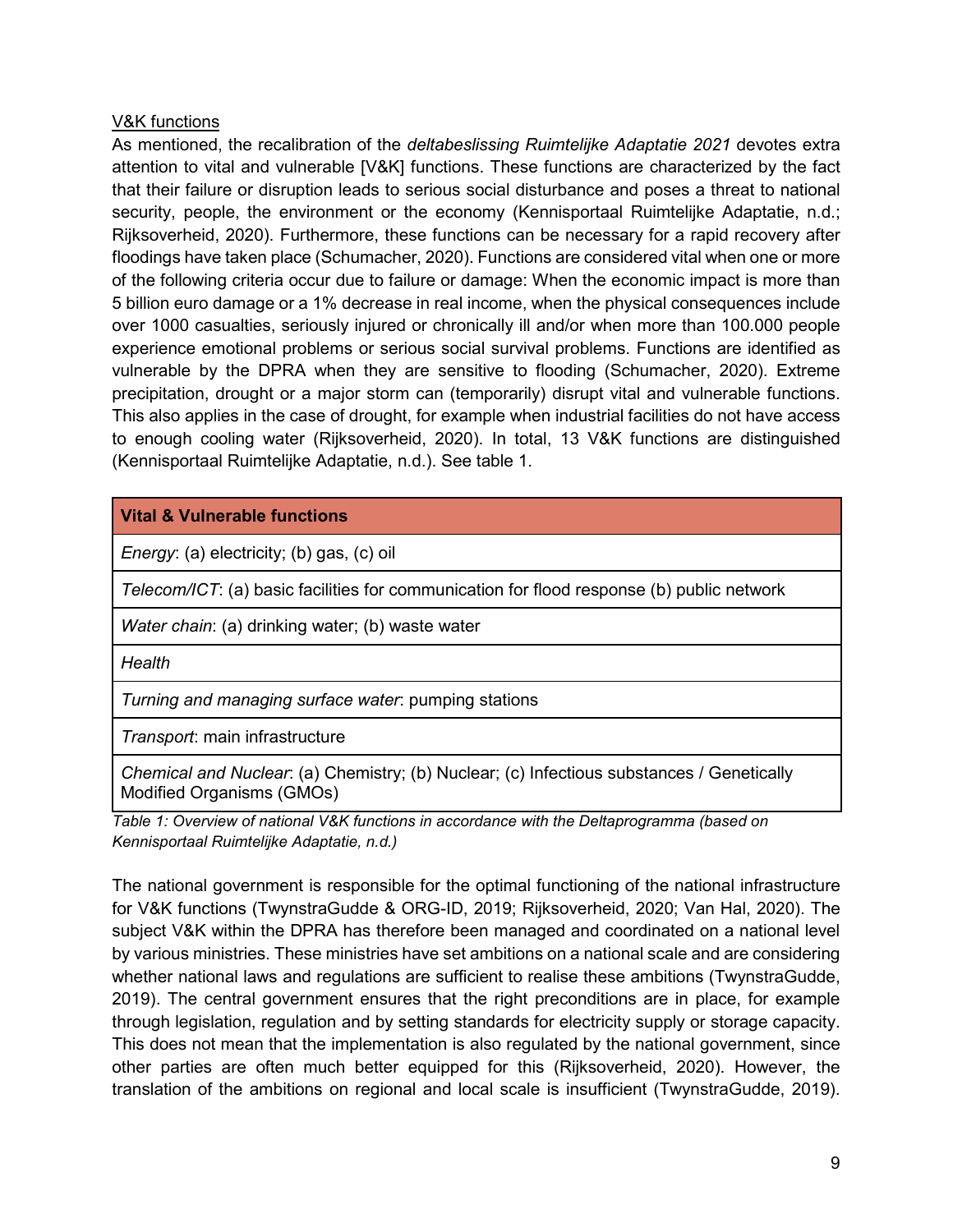V&K functions

As mentioned, the recalibration of the *deltabeslissing Ruimtelijke Adaptatie 2021* devotes extra attention to vital and vulnerable [V&K] functions. These functions are characterized by the fact that their failure or disruption leads to serious social disturbance and poses a threat to national security, people, the environment or the economy (Kennisportaal Ruimtelijke Adaptatie, n.d.; Rijksoverheid, 2020). Furthermore, these functions can be necessary for a rapid recovery after floodings have taken place (Schumacher, 2020). Functions are considered vital when one or more of the following criteria occur due to failure or damage: When the economic impact is more than 5 billion euro damage or a 1% decrease in real income, when the physical consequences include over 1000 casualties, seriously injured or chronically ill and/or when more than 100.000 people experience emotional problems or serious social survival problems. Functions are identified as vulnerable by the DPRA when they are sensitive to flooding (Schumacher, 2020). Extreme precipitation, drought or a major storm can (temporarily) disrupt vital and vulnerable functions. This also applies in the case of drought, for example when industrial facilities do not have access to enough cooling water (Rijksoverheid, 2020). In total, 13 V&K functions are distinguished (Kennisportaal Ruimtelijke Adaptatie, n.d.). See table 1.

| **Vital & Vulnerable functions** |
| --- |
| *Energy*: (a) electricity; (b) gas, (c) oil |
| *Telecom/ICT*: (a) basic facilities for communication for flood response (b) public network |
| *Water chain*: (a) drinking water; (b) waste water |
| *Health* |
| *Turning and managing surface water*: pumping stations |
| *Transport*: main infrastructure |
| *Chemical and Nuclear*: (a) Chemistry; (b) Nuclear; (c) Infectious substances / Genetically Modified Organisms (GMOs) |

*Table 1: Overview of national V&K functions in accordance with the Deltaprogramma (based on Kennisportaal Ruimtelijke Adaptatie, n.d.)*

The national government is responsible for the optimal functioning of the national infrastructure for V&K functions (TwynstraGudde & ORG-ID, 2019; Rijksoverheid, 2020; Van Hal, 2020). The subject V&K within the DPRA has therefore been managed and coordinated on a national level by various ministries. These ministries have set ambitions on a national scale and are considering whether national laws and regulations are sufficient to realise these ambitions (TwynstraGudde, 2019). The central government ensures that the right preconditions are in place, for example through legislation, regulation and by setting standards for electricity supply or storage capacity. This does not mean that the implementation is also regulated by the national government, since other parties are often much better equipped for this (Rijksoverheid, 2020). However, the translation of the ambitions on regional and local scale is insufficient (TwynstraGudde, 2019).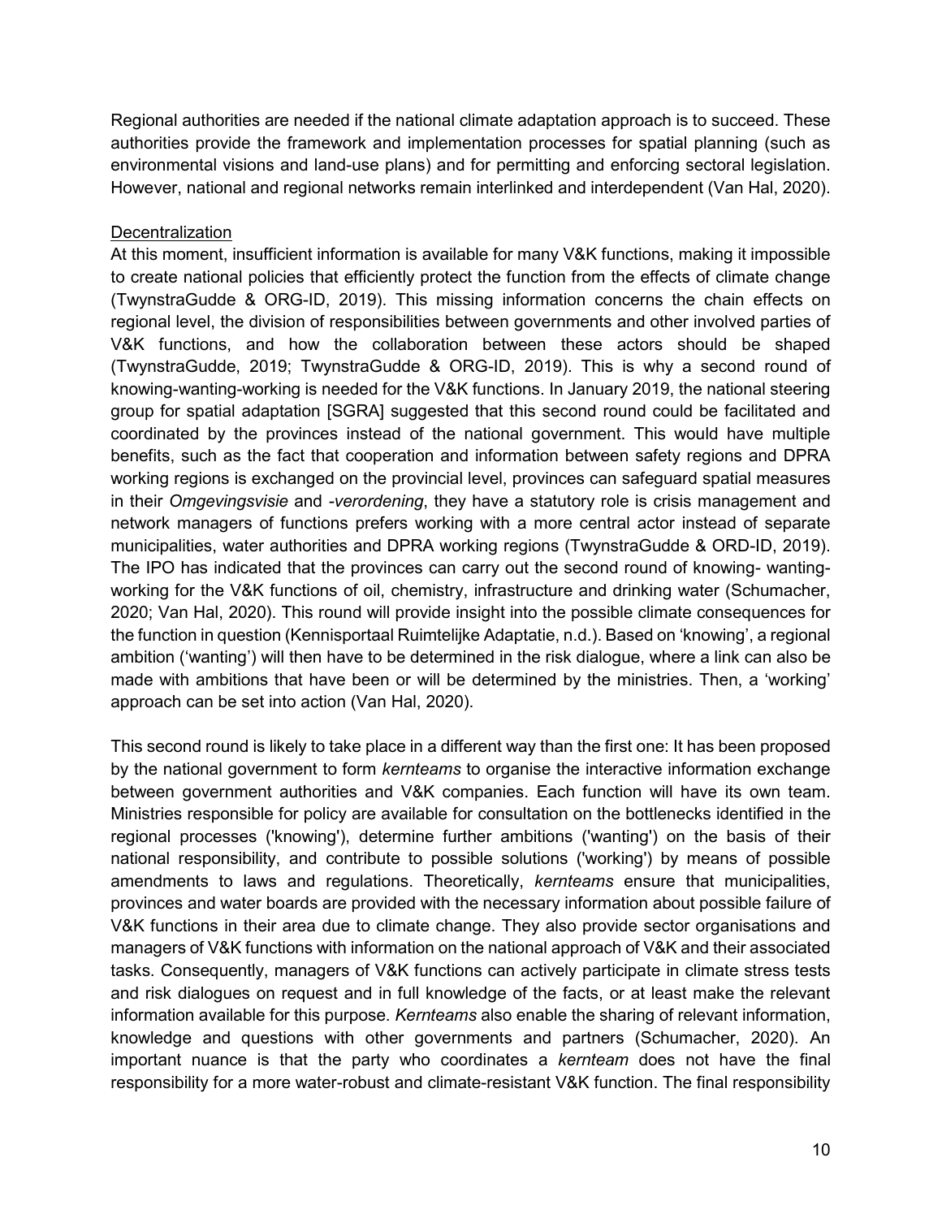Regional authorities are needed if the national climate adaptation approach is to succeed. These authorities provide the framework and implementation processes for spatial planning (such as environmental visions and land-use plans) and for permitting and enforcing sectoral legislation. However, national and regional networks remain interlinked and interdependent (Van Hal, 2020).

Decentralization

At this moment, insufficient information is available for many V&K functions, making it impossible to create national policies that efficiently protect the function from the effects of climate change (TwynstraGudde & ORG-ID, 2019). This missing information concerns the chain effects on regional level, the division of responsibilities between governments and other involved parties of V&K functions, and how the collaboration between these actors should be shaped (TwynstraGudde, 2019; TwynstraGudde & ORG-ID, 2019). This is why a second round of knowing-wanting-working is needed for the V&K functions. In January 2019, the national steering group for spatial adaptation [SGRA] suggested that this second round could be facilitated and coordinated by the provinces instead of the national government. This would have multiple benefits, such as the fact that cooperation and information between safety regions and DPRA working regions is exchanged on the provincial level, provinces can safeguard spatial measures in their *Omgevingsvisie* and *-verordening*, they have a statutory role is crisis management and network managers of functions prefers working with a more central actor instead of separate municipalities, water authorities and DPRA working regions (TwynstraGudde & ORD-ID, 2019). The IPO has indicated that the provinces can carry out the second round of knowing- wanting-working for the V&K functions of oil, chemistry, infrastructure and drinking water (Schumacher, 2020; Van Hal, 2020). This round will provide insight into the possible climate consequences for the function in question (Kennisportaal Ruimtelijke Adaptatie, n.d.). Based on 'knowing', a regional ambition ('wanting') will then have to be determined in the risk dialogue, where a link can also be made with ambitions that have been or will be determined by the ministries. Then, a 'working' approach can be set into action (Van Hal, 2020).

This second round is likely to take place in a different way than the first one: It has been proposed by the national government to form *kernteams* to organise the interactive information exchange between government authorities and V&K companies. Each function will have its own team. Ministries responsible for policy are available for consultation on the bottlenecks identified in the regional processes ('knowing'), determine further ambitions ('wanting') on the basis of their national responsibility, and contribute to possible solutions ('working') by means of possible amendments to laws and regulations. Theoretically, *kernteams* ensure that municipalities, provinces and water boards are provided with the necessary information about possible failure of V&K functions in their area due to climate change. They also provide sector organisations and managers of V&K functions with information on the national approach of V&K and their associated tasks. Consequently, managers of V&K functions can actively participate in climate stress tests and risk dialogues on request and in full knowledge of the facts, or at least make the relevant information available for this purpose. *Kernteams* also enable the sharing of relevant information, knowledge and questions with other governments and partners (Schumacher, 2020). An important nuance is that the party who coordinates a *kernteam* does not have the final responsibility for a more water-robust and climate-resistant V&K function. The final responsibility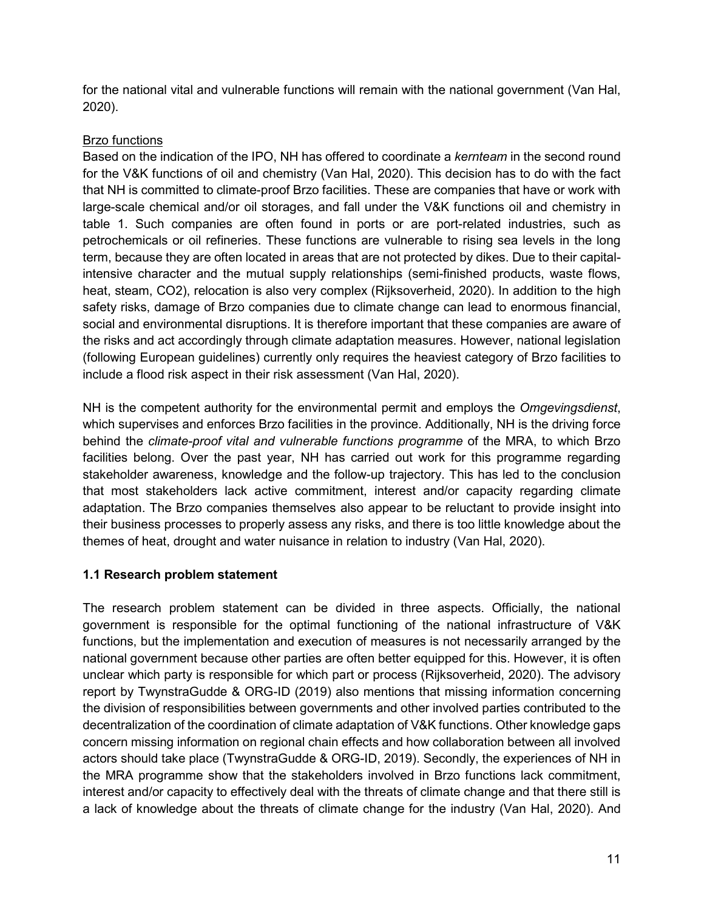for the national vital and vulnerable functions will remain with the national government (Van Hal, 2020).

Brzo functions

Based on the indication of the IPO, NH has offered to coordinate a *kernteam* in the second round for the V&K functions of oil and chemistry (Van Hal, 2020). This decision has to do with the fact that NH is committed to climate-proof Brzo facilities. These are companies that have or work with large-scale chemical and/or oil storages, and fall under the V&K functions oil and chemistry in table 1. Such companies are often found in ports or are port-related industries, such as petrochemicals or oil refineries. These functions are vulnerable to rising sea levels in the long term, because they are often located in areas that are not protected by dikes. Due to their capital-intensive character and the mutual supply relationships (semi-finished products, waste flows, heat, steam, $CO_2$), relocation is also very complex (Rijksoverheid, 2020). In addition to the high safety risks, damage of Brzo companies due to climate change can lead to enormous financial, social and environmental disruptions. It is therefore important that these companies are aware of the risks and act accordingly through climate adaptation measures. However, national legislation (following European guidelines) currently only requires the heaviest category of Brzo facilities to include a flood risk aspect in their risk assessment (Van Hal, 2020).

NH is the competent authority for the environmental permit and employs the *Omgevingsdienst*, which supervises and enforces Brzo facilities in the province. Additionally, NH is the driving force behind the *climate-proof vital and vulnerable functions programme* of the MRA, to which Brzo facilities belong. Over the past year, NH has carried out work for this programme regarding stakeholder awareness, knowledge and the follow-up trajectory. This has led to the conclusion that most stakeholders lack active commitment, interest and/or capacity regarding climate adaptation. The Brzo companies themselves also appear to be reluctant to provide insight into their business processes to properly assess any risks, and there is too little knowledge about the themes of heat, drought and water nuisance in relation to industry (Van Hal, 2020).

### 1.1 Research problem statement

The research problem statement can be divided in three aspects. Officially, the national government is responsible for the optimal functioning of the national infrastructure of V&K functions, but the implementation and execution of measures is not necessarily arranged by the national government because other parties are often better equipped for this. However, it is often unclear which party is responsible for which part or process (Rijksoverheid, 2020). The advisory report by TwynstraGudde & ORG-ID (2019) also mentions that missing information concerning the division of responsibilities between governments and other involved parties contributed to the decentralization of the coordination of climate adaptation of V&K functions. Other knowledge gaps concern missing information on regional chain effects and how collaboration between all involved actors should take place (TwynstraGudde & ORG-ID, 2019). Secondly, the experiences of NH in the MRA programme show that the stakeholders involved in Brzo functions lack commitment, interest and/or capacity to effectively deal with the threats of climate change and that there still is a lack of knowledge about the threats of climate change for the industry (Van Hal, 2020). And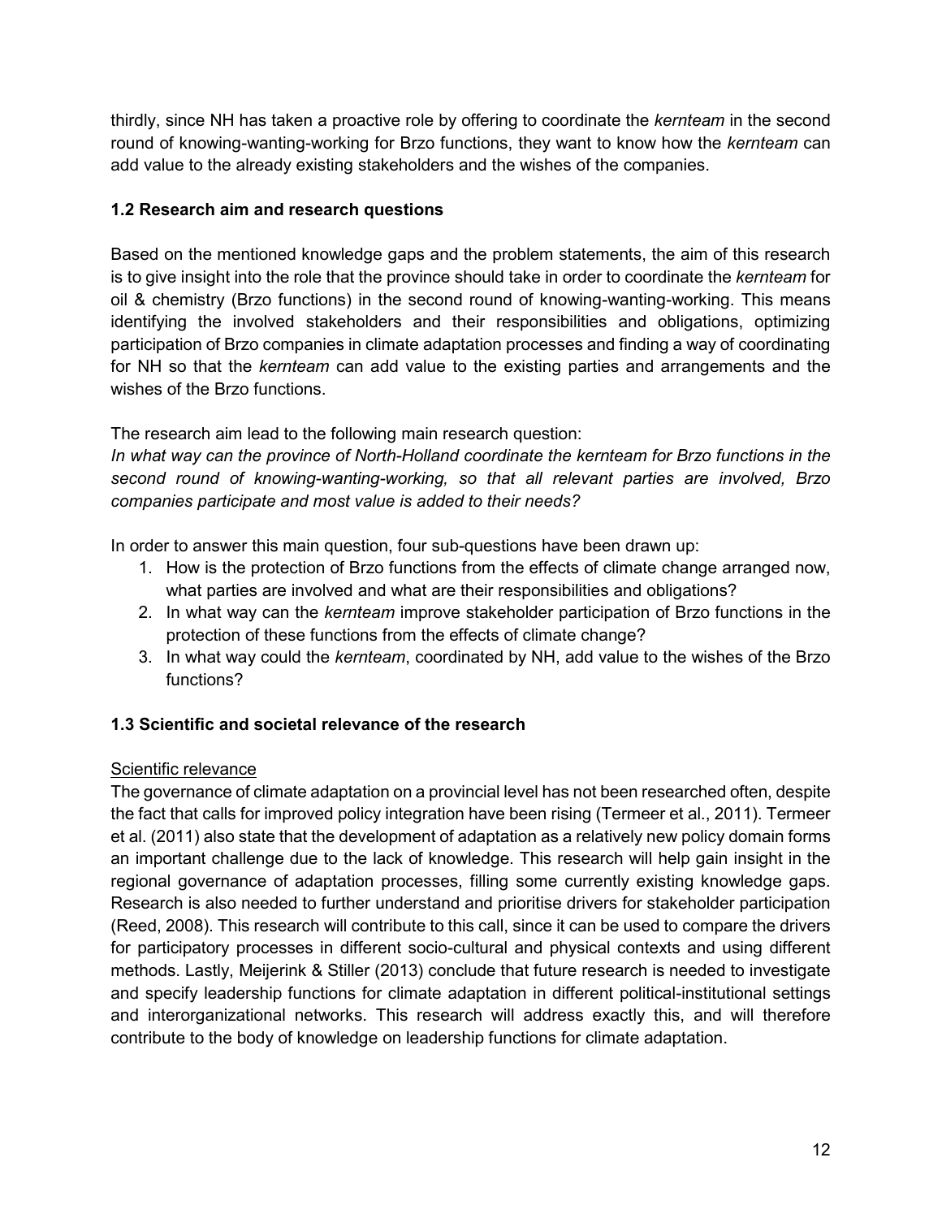thirdly, since NH has taken a proactive role by offering to coordinate the *kernteam* in the second round of knowing-wanting-working for Brzo functions, they want to know how the *kernteam* can add value to the already existing stakeholders and the wishes of the companies.

### 1.2 Research aim and research questions

Based on the mentioned knowledge gaps and the problem statements, the aim of this research is to give insight into the role that the province should take in order to coordinate the *kernteam* for oil & chemistry (Brzo functions) in the second round of knowing-wanting-working. This means identifying the involved stakeholders and their responsibilities and obligations, optimizing participation of Brzo companies in climate adaptation processes and finding a way of coordinating for NH so that the *kernteam* can add value to the existing parties and arrangements and the wishes of the Brzo functions.

The research aim lead to the following main research question:
*In what way can the province of North-Holland coordinate the kernteam for Brzo functions in the second round of knowing-wanting-working, so that all relevant parties are involved, Brzo companies participate and most value is added to their needs?*

In order to answer this main question, four sub-questions have been drawn up:

1. How is the protection of Brzo functions from the effects of climate change arranged now, what parties are involved and what are their responsibilities and obligations?
2. In what way can the *kernteam* improve stakeholder participation of Brzo functions in the protection of these functions from the effects of climate change?
3. In what way could the *kernteam*, coordinated by NH, add value to the wishes of the Brzo functions?

### 1.3 Scientific and societal relevance of the research

Scientific relevance

The governance of climate adaptation on a provincial level has not been researched often, despite the fact that calls for improved policy integration have been rising (Termeer et al., 2011). Termeer et al. (2011) also state that the development of adaptation as a relatively new policy domain forms an important challenge due to the lack of knowledge. This research will help gain insight in the regional governance of adaptation processes, filling some currently existing knowledge gaps. Research is also needed to further understand and prioritise drivers for stakeholder participation (Reed, 2008). This research will contribute to this call, since it can be used to compare the drivers for participatory processes in different socio-cultural and physical contexts and using different methods. Lastly, Meijerink & Stiller (2013) conclude that future research is needed to investigate and specify leadership functions for climate adaptation in different political-institutional settings and interorganizational networks. This research will address exactly this, and will therefore contribute to the body of knowledge on leadership functions for climate adaptation.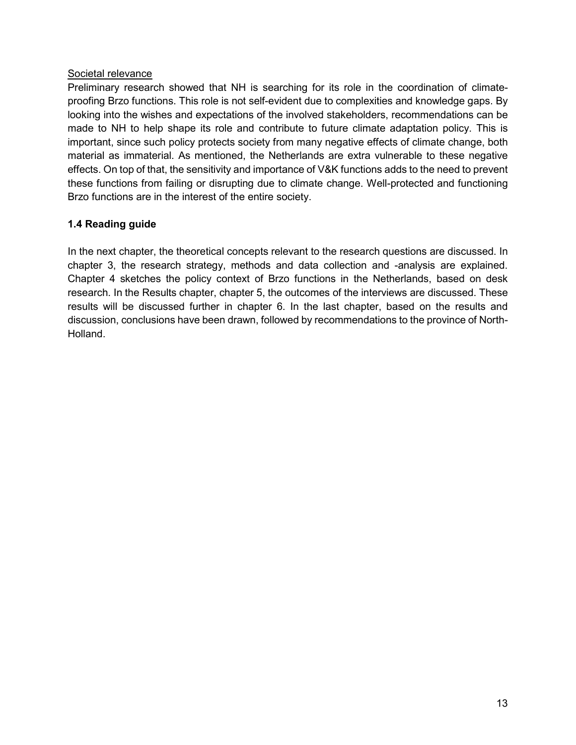Societal relevance

Preliminary research showed that NH is searching for its role in the coordination of climate-proofing Brzo functions. This role is not self-evident due to complexities and knowledge gaps. By looking into the wishes and expectations of the involved stakeholders, recommendations can be made to NH to help shape its role and contribute to future climate adaptation policy. This is important, since such policy protects society from many negative effects of climate change, both material as immaterial. As mentioned, the Netherlands are extra vulnerable to these negative effects. On top of that, the sensitivity and importance of V&K functions adds to the need to prevent these functions from failing or disrupting due to climate change. Well-protected and functioning Brzo functions are in the interest of the entire society.

### 1.4 Reading guide

In the next chapter, the theoretical concepts relevant to the research questions are discussed. In chapter 3, the research strategy, methods and data collection and -analysis are explained. Chapter 4 sketches the policy context of Brzo functions in the Netherlands, based on desk research. In the Results chapter, chapter 5, the outcomes of the interviews are discussed. These results will be discussed further in chapter 6. In the last chapter, based on the results and discussion, conclusions have been drawn, followed by recommendations to the province of North-Holland.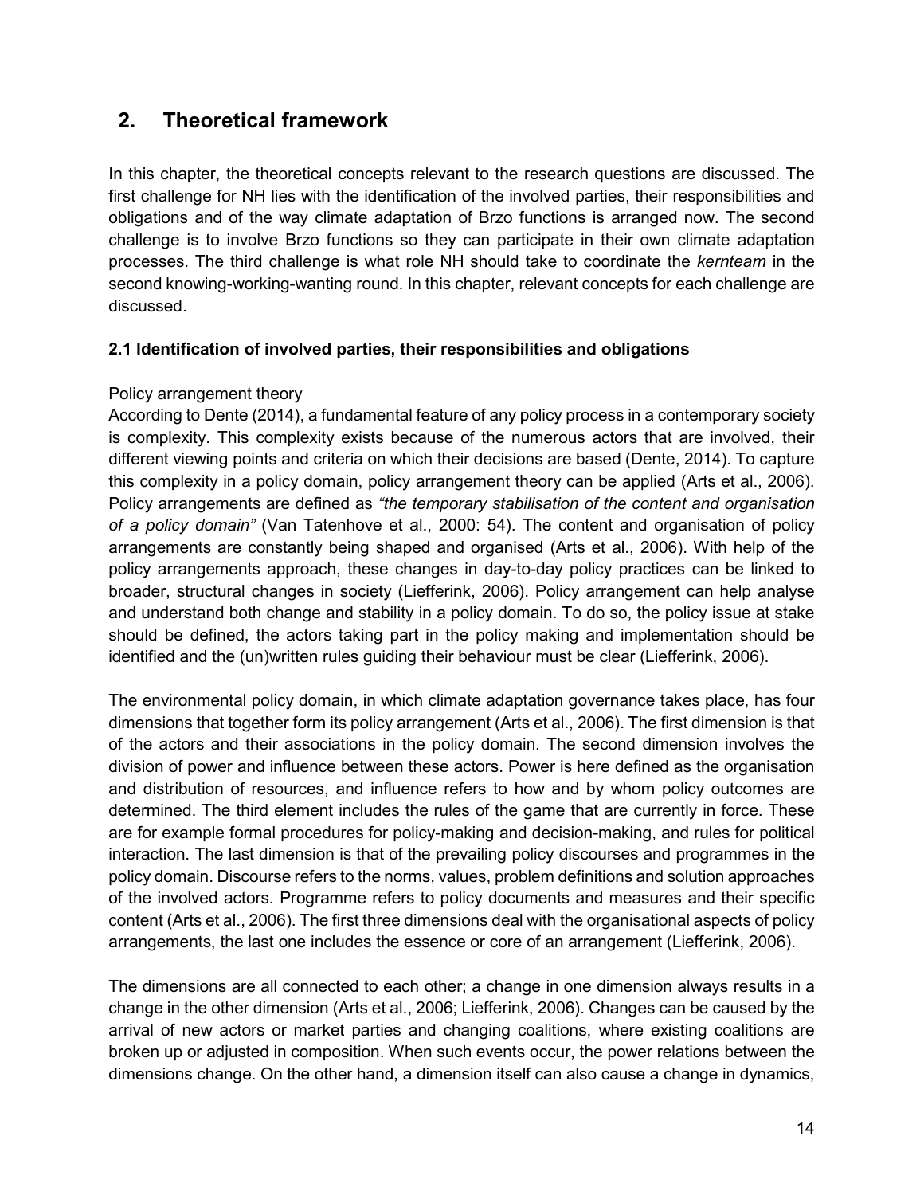## 2. Theoretical framework

In this chapter, the theoretical concepts relevant to the research questions are discussed. The first challenge for NH lies with the identification of the involved parties, their responsibilities and obligations and of the way climate adaptation of Brzo functions is arranged now. The second challenge is to involve Brzo functions so they can participate in their own climate adaptation processes. The third challenge is what role NH should take to coordinate the *kernteam* in the second knowing-working-wanting round. In this chapter, relevant concepts for each challenge are discussed.

### 2.1 Identification of involved parties, their responsibilities and obligations

Policy arrangement theory

According to Dente (2014), a fundamental feature of any policy process in a contemporary society is complexity. This complexity exists because of the numerous actors that are involved, their different viewing points and criteria on which their decisions are based (Dente, 2014). To capture this complexity in a policy domain, policy arrangement theory can be applied (Arts et al., 2006). Policy arrangements are defined as *"the temporary stabilisation of the content and organisation of a policy domain"* (Van Tatenhove et al., 2000: 54). The content and organisation of policy arrangements are constantly being shaped and organised (Arts et al., 2006). With help of the policy arrangements approach, these changes in day-to-day policy practices can be linked to broader, structural changes in society (Liefferink, 2006). Policy arrangement can help analyse and understand both change and stability in a policy domain. To do so, the policy issue at stake should be defined, the actors taking part in the policy making and implementation should be identified and the (un)written rules guiding their behaviour must be clear (Liefferink, 2006).

The environmental policy domain, in which climate adaptation governance takes place, has four dimensions that together form its policy arrangement (Arts et al., 2006). The first dimension is that of the actors and their associations in the policy domain. The second dimension involves the division of power and influence between these actors. Power is here defined as the organisation and distribution of resources, and influence refers to how and by whom policy outcomes are determined. The third element includes the rules of the game that are currently in force. These are for example formal procedures for policy-making and decision-making, and rules for political interaction. The last dimension is that of the prevailing policy discourses and programmes in the policy domain. Discourse refers to the norms, values, problem definitions and solution approaches of the involved actors. Programme refers to policy documents and measures and their specific content (Arts et al., 2006). The first three dimensions deal with the organisational aspects of policy arrangements, the last one includes the essence or core of an arrangement (Liefferink, 2006).

The dimensions are all connected to each other; a change in one dimension always results in a change in the other dimension (Arts et al., 2006; Liefferink, 2006). Changes can be caused by the arrival of new actors or market parties and changing coalitions, where existing coalitions are broken up or adjusted in composition. When such events occur, the power relations between the dimensions change. On the other hand, a dimension itself can also cause a change in dynamics,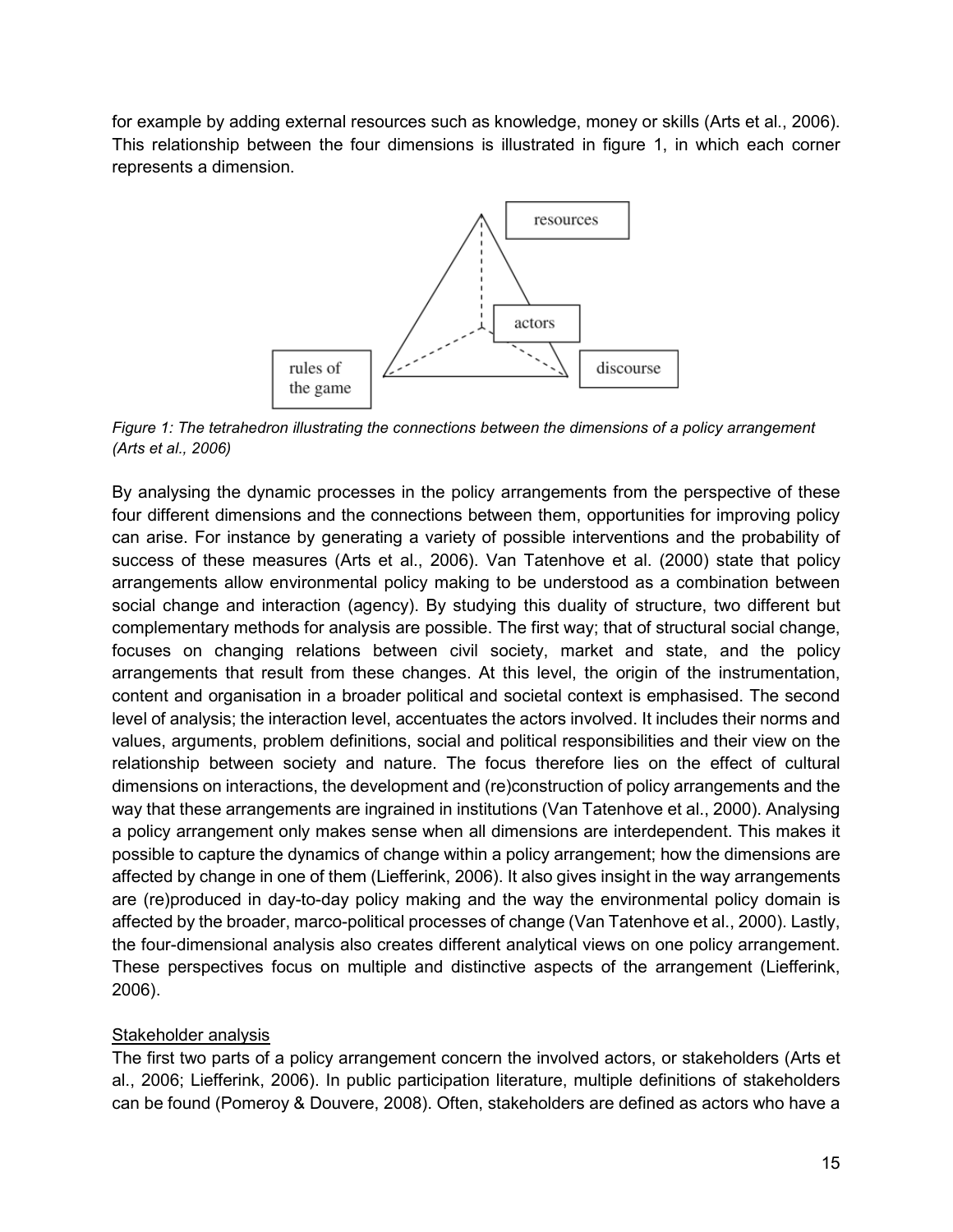for example by adding external resources such as knowledge, money or skills (Arts et al., 2006). This relationship between the four dimensions is illustrated in figure 1, in which each corner represents a dimension.

*Figure 1: The tetrahedron illustrating the connections between the dimensions of a policy arrangement (Arts et al., 2006)*

By analysing the dynamic processes in the policy arrangements from the perspective of these four different dimensions and the connections between them, opportunities for improving policy can arise. For instance by generating a variety of possible interventions and the probability of success of these measures (Arts et al., 2006). Van Tatenhove et al. (2000) state that policy arrangements allow environmental policy making to be understood as a combination between social change and interaction (agency). By studying this duality of structure, two different but complementary methods for analysis are possible. The first way; that of structural social change, focuses on changing relations between civil society, market and state, and the policy arrangements that result from these changes. At this level, the origin of the instrumentation, content and organisation in a broader political and societal context is emphasised. The second level of analysis; the interaction level, accentuates the actors involved. It includes their norms and values, arguments, problem definitions, social and political responsibilities and their view on the relationship between society and nature. The focus therefore lies on the effect of cultural dimensions on interactions, the development and (re)construction of policy arrangements and the way that these arrangements are ingrained in institutions (Van Tatenhove et al., 2000). Analysing a policy arrangement only makes sense when all dimensions are interdependent. This makes it possible to capture the dynamics of change within a policy arrangement; how the dimensions are affected by change in one of them (Liefferink, 2006). It also gives insight in the way arrangements are (re)produced in day-to-day policy making and the way the environmental policy domain is affected by the broader, marco-political processes of change (Van Tatenhove et al., 2000). Lastly, the four-dimensional analysis also creates different analytical views on one policy arrangement. These perspectives focus on multiple and distinctive aspects of the arrangement (Liefferink, 2006).

<u>Stakeholder analysis</u>

The first two parts of a policy arrangement concern the involved actors, or stakeholders (Arts et al., 2006; Liefferink, 2006). In public participation literature, multiple definitions of stakeholders can be found (Pomeroy & Douvere, 2008). Often, stakeholders are defined as actors who have a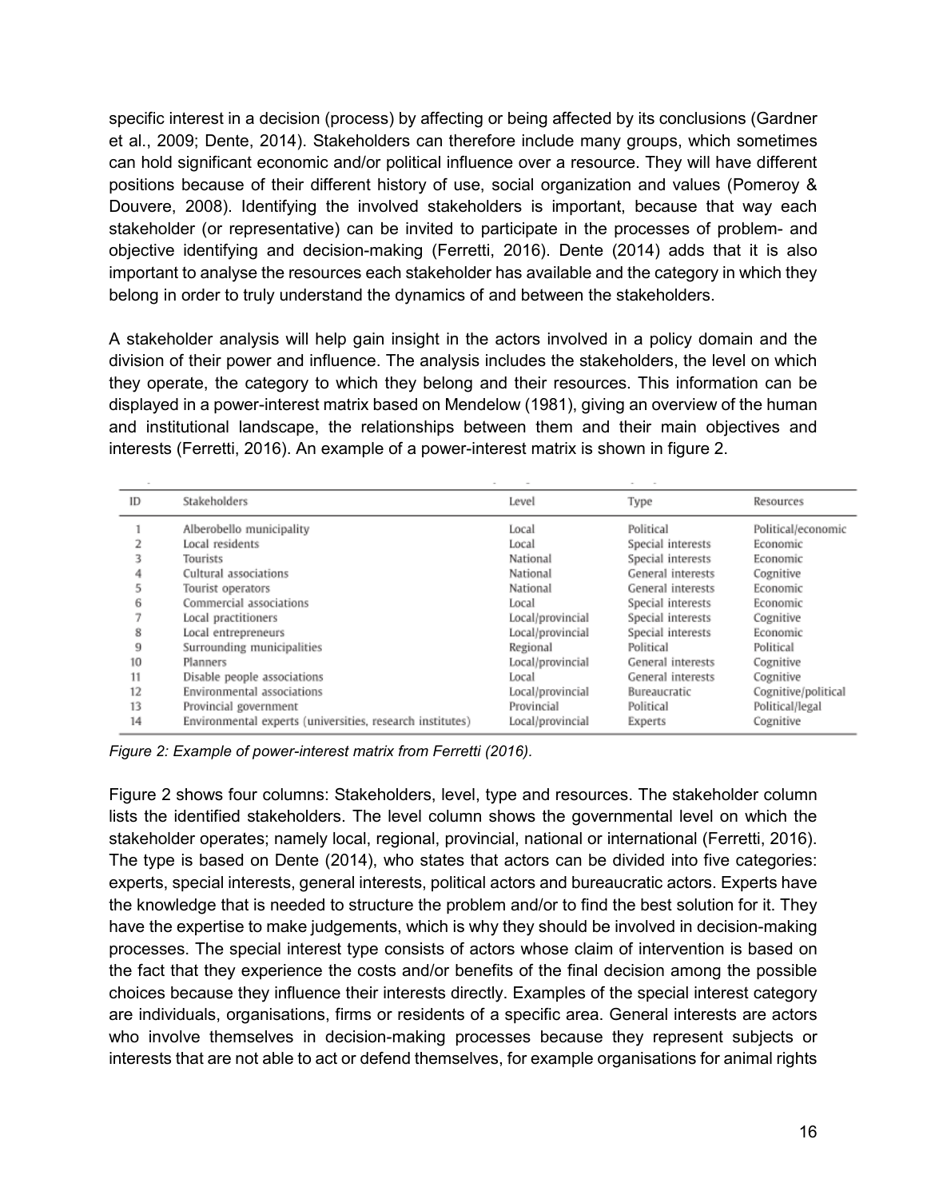specific interest in a decision (process) by affecting or being affected by its conclusions (Gardner et al., 2009; Dente, 2014). Stakeholders can therefore include many groups, which sometimes can hold significant economic and/or political influence over a resource. They will have different positions because of their different history of use, social organization and values (Pomeroy & Douvere, 2008). Identifying the involved stakeholders is important, because that way each stakeholder (or representative) can be invited to participate in the processes of problem- and objective identifying and decision-making (Ferretti, 2016). Dente (2014) adds that it is also important to analyse the resources each stakeholder has available and the category in which they belong in order to truly understand the dynamics of and between the stakeholders.

A stakeholder analysis will help gain insight in the actors involved in a policy domain and the division of their power and influence. The analysis includes the stakeholders, the level on which they operate, the category to which they belong and their resources. This information can be displayed in a power-interest matrix based on Mendelow (1981), giving an overview of the human and institutional landscape, the relationships between them and their main objectives and interests (Ferretti, 2016). An example of a power-interest matrix is shown in figure 2.

| ID | Stakeholders | Level | Type | Resources |
|---|---|---|---|---|
| 1 | Alberobello municipality | Local | Political | Political/economic |
| 2 | Local residents | Local | Special interests | Economic |
| 3 | Tourists | National | Special interests | Economic |
| 4 | Cultural associations | National | General interests | Cognitive |
| 5 | Tourist operators | National | General interests | Economic |
| 6 | Commercial associations | Local | Special interests | Economic |
| 7 | Local practitioners | Local/provincial | Special interests | Cognitive |
| 8 | Local entrepreneurs | Local/provincial | Special interests | Economic |
| 9 | Surrounding municipalities | Regional | Political | Political |
| 10 | Planners | Local/provincial | General interests | Cognitive |
| 11 | Disable people associations | Local | General interests | Cognitive |
| 12 | Environmental associations | Local/provincial | Bureaucratic | Cognitive/political |
| 13 | Provincial government | Provincial | Political | Political/legal |
| 14 | Environmental experts (universities, research institutes) | Local/provincial | Experts | Cognitive |

*Figure 2: Example of power-interest matrix from Ferretti (2016).*

Figure 2 shows four columns: Stakeholders, level, type and resources. The stakeholder column lists the identified stakeholders. The level column shows the governmental level on which the stakeholder operates; namely local, regional, provincial, national or international (Ferretti, 2016). The type is based on Dente (2014), who states that actors can be divided into five categories: experts, special interests, general interests, political actors and bureaucratic actors. Experts have the knowledge that is needed to structure the problem and/or to find the best solution for it. They have the expertise to make judgements, which is why they should be involved in decision-making processes. The special interest type consists of actors whose claim of intervention is based on the fact that they experience the costs and/or benefits of the final decision among the possible choices because they influence their interests directly. Examples of the special interest category are individuals, organisations, firms or residents of a specific area. General interests are actors who involve themselves in decision-making processes because they represent subjects or interests that are not able to act or defend themselves, for example organisations for animal rights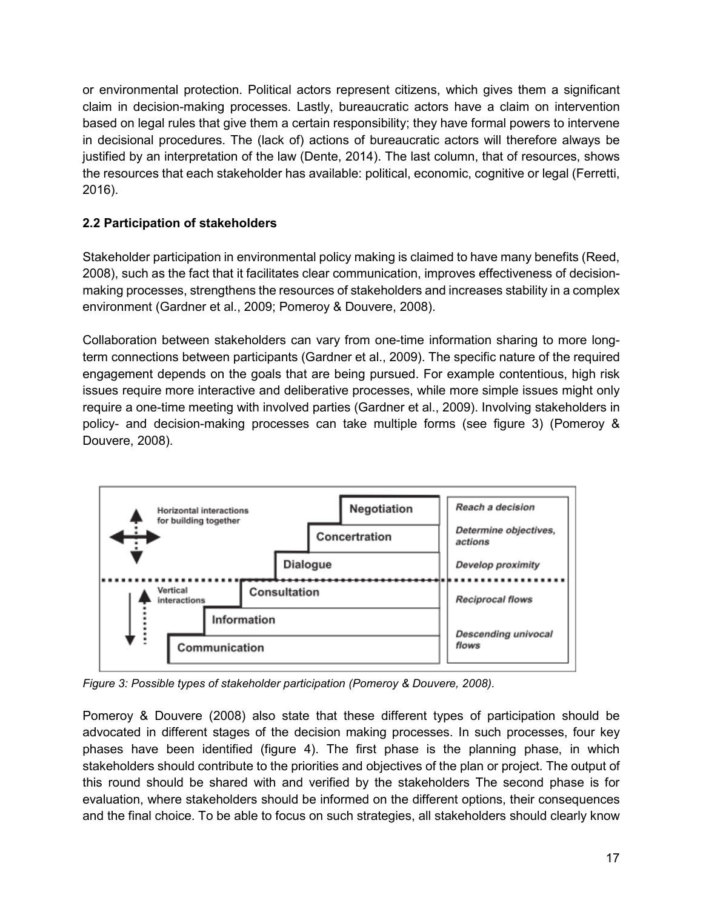or environmental protection. Political actors represent citizens, which gives them a significant claim in decision-making processes. Lastly, bureaucratic actors have a claim on intervention based on legal rules that give them a certain responsibility; they have formal powers to intervene in decisional procedures. The (lack of) actions of bureaucratic actors will therefore always be justified by an interpretation of the law (Dente, 2014). The last column, that of resources, shows the resources that each stakeholder has available: political, economic, cognitive or legal (Ferretti, 2016).

### 2.2 Participation of stakeholders

Stakeholder participation in environmental policy making is claimed to have many benefits (Reed, 2008), such as the fact that it facilitates clear communication, improves effectiveness of decision-making processes, strengthens the resources of stakeholders and increases stability in a complex environment (Gardner et al., 2009; Pomeroy & Douvere, 2008).

Collaboration between stakeholders can vary from one-time information sharing to more long-term connections between participants (Gardner et al., 2009). The specific nature of the required engagement depends on the goals that are being pursued. For example contentious, high risk issues require more interactive and deliberative processes, while more simple issues might only require a one-time meeting with involved parties (Gardner et al., 2009). Involving stakeholders in policy- and decision-making processes can take multiple forms (see figure 3) (Pomeroy & Douvere, 2008).

*Figure 3: Possible types of stakeholder participation (Pomeroy & Douvere, 2008).*

Pomeroy & Douvere (2008) also state that these different types of participation should be advocated in different stages of the decision making processes. In such processes, four key phases have been identified (figure 4). The first phase is the planning phase, in which stakeholders should contribute to the priorities and objectives of the plan or project. The output of this round should be shared with and verified by the stakeholders The second phase is for evaluation, where stakeholders should be informed on the different options, their consequences and the final choice. To be able to focus on such strategies, all stakeholders should clearly know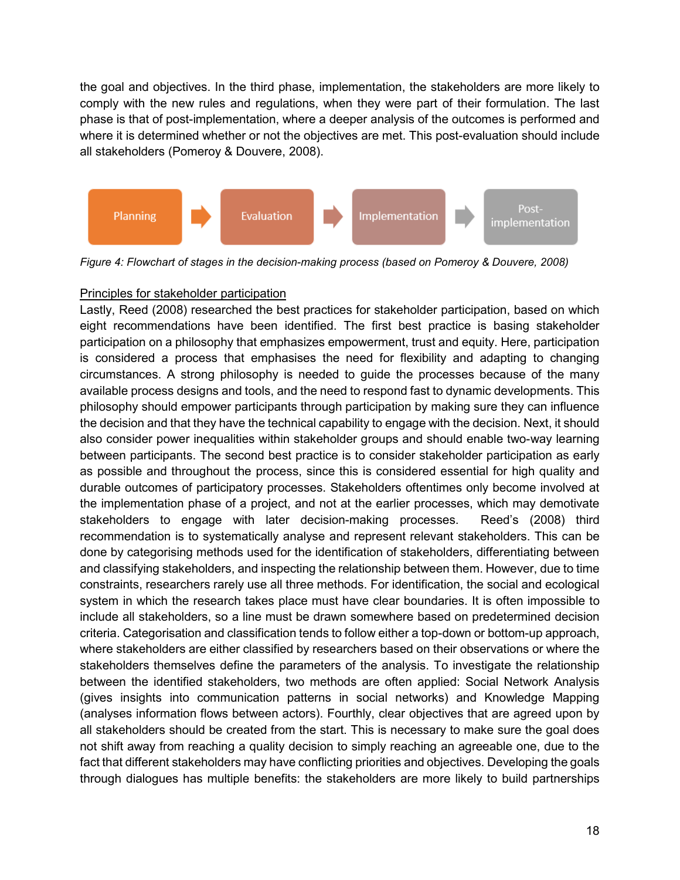the goal and objectives. In the third phase, implementation, the stakeholders are more likely to comply with the new rules and regulations, when they were part of their formulation. The last phase is that of post-implementation, where a deeper analysis of the outcomes is performed and where it is determined whether or not the objectives are met. This post-evaluation should include all stakeholders (Pomeroy & Douvere, 2008).

Planning → Evaluation → Implementation → Post-implementation

*Figure 4: Flowchart of stages in the decision-making process (based on Pomeroy & Douvere, 2008)*

<u>Principles for stakeholder participation</u>

Lastly, Reed (2008) researched the best practices for stakeholder participation, based on which eight recommendations have been identified. The first best practice is basing stakeholder participation on a philosophy that emphasizes empowerment, trust and equity. Here, participation is considered a process that emphasises the need for flexibility and adapting to changing circumstances. A strong philosophy is needed to guide the processes because of the many available process designs and tools, and the need to respond fast to dynamic developments. This philosophy should empower participants through participation by making sure they can influence the decision and that they have the technical capability to engage with the decision. Next, it should also consider power inequalities within stakeholder groups and should enable two-way learning between participants. The second best practice is to consider stakeholder participation as early as possible and throughout the process, since this is considered essential for high quality and durable outcomes of participatory processes. Stakeholders oftentimes only become involved at the implementation phase of a project, and not at the earlier processes, which may demotivate stakeholders to engage with later decision-making processes. Reed's (2008) third recommendation is to systematically analyse and represent relevant stakeholders. This can be done by categorising methods used for the identification of stakeholders, differentiating between and classifying stakeholders, and inspecting the relationship between them. However, due to time constraints, researchers rarely use all three methods. For identification, the social and ecological system in which the research takes place must have clear boundaries. It is often impossible to include all stakeholders, so a line must be drawn somewhere based on predetermined decision criteria. Categorisation and classification tends to follow either a top-down or bottom-up approach, where stakeholders are either classified by researchers based on their observations or where the stakeholders themselves define the parameters of the analysis. To investigate the relationship between the identified stakeholders, two methods are often applied: Social Network Analysis (gives insights into communication patterns in social networks) and Knowledge Mapping (analyses information flows between actors). Fourthly, clear objectives that are agreed upon by all stakeholders should be created from the start. This is necessary to make sure the goal does not shift away from reaching a quality decision to simply reaching an agreeable one, due to the fact that different stakeholders may have conflicting priorities and objectives. Developing the goals through dialogues has multiple benefits: the stakeholders are more likely to build partnerships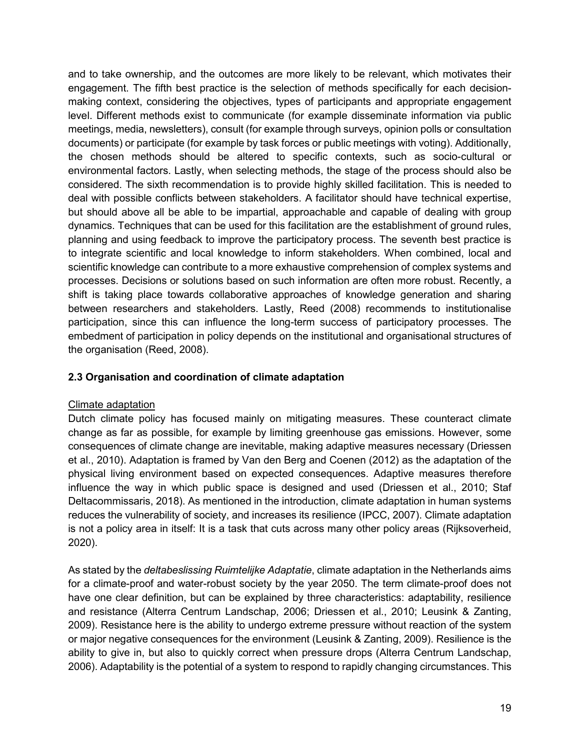and to take ownership, and the outcomes are more likely to be relevant, which motivates their engagement. The fifth best practice is the selection of methods specifically for each decision-making context, considering the objectives, types of participants and appropriate engagement level. Different methods exist to communicate (for example disseminate information via public meetings, media, newsletters), consult (for example through surveys, opinion polls or consultation documents) or participate (for example by task forces or public meetings with voting). Additionally, the chosen methods should be altered to specific contexts, such as socio-cultural or environmental factors. Lastly, when selecting methods, the stage of the process should also be considered. The sixth recommendation is to provide highly skilled facilitation. This is needed to deal with possible conflicts between stakeholders. A facilitator should have technical expertise, but should above all be able to be impartial, approachable and capable of dealing with group dynamics. Techniques that can be used for this facilitation are the establishment of ground rules, planning and using feedback to improve the participatory process. The seventh best practice is to integrate scientific and local knowledge to inform stakeholders. When combined, local and scientific knowledge can contribute to a more exhaustive comprehension of complex systems and processes. Decisions or solutions based on such information are often more robust. Recently, a shift is taking place towards collaborative approaches of knowledge generation and sharing between researchers and stakeholders. Lastly, Reed (2008) recommends to institutionalise participation, since this can influence the long-term success of participatory processes. The embedment of participation in policy depends on the institutional and organisational structures of the organisation (Reed, 2008).

### 2.3 Organisation and coordination of climate adaptation

Climate adaptation

Dutch climate policy has focused mainly on mitigating measures. These counteract climate change as far as possible, for example by limiting greenhouse gas emissions. However, some consequences of climate change are inevitable, making adaptive measures necessary (Driessen et al., 2010). Adaptation is framed by Van den Berg and Coenen (2012) as the adaptation of the physical living environment based on expected consequences. Adaptive measures therefore influence the way in which public space is designed and used (Driessen et al., 2010; Staf Deltacommissaris, 2018). As mentioned in the introduction, climate adaptation in human systems reduces the vulnerability of society, and increases its resilience (IPCC, 2007). Climate adaptation is not a policy area in itself: It is a task that cuts across many other policy areas (Rijksoverheid, 2020).

As stated by the *deltabeslissing Ruimtelijke Adaptatie*, climate adaptation in the Netherlands aims for a climate-proof and water-robust society by the year 2050. The term climate-proof does not have one clear definition, but can be explained by three characteristics: adaptability, resilience and resistance (Alterra Centrum Landschap, 2006; Driessen et al., 2010; Leusink & Zanting, 2009). Resistance here is the ability to undergo extreme pressure without reaction of the system or major negative consequences for the environment (Leusink & Zanting, 2009). Resilience is the ability to give in, but also to quickly correct when pressure drops (Alterra Centrum Landschap, 2006). Adaptability is the potential of a system to respond to rapidly changing circumstances. This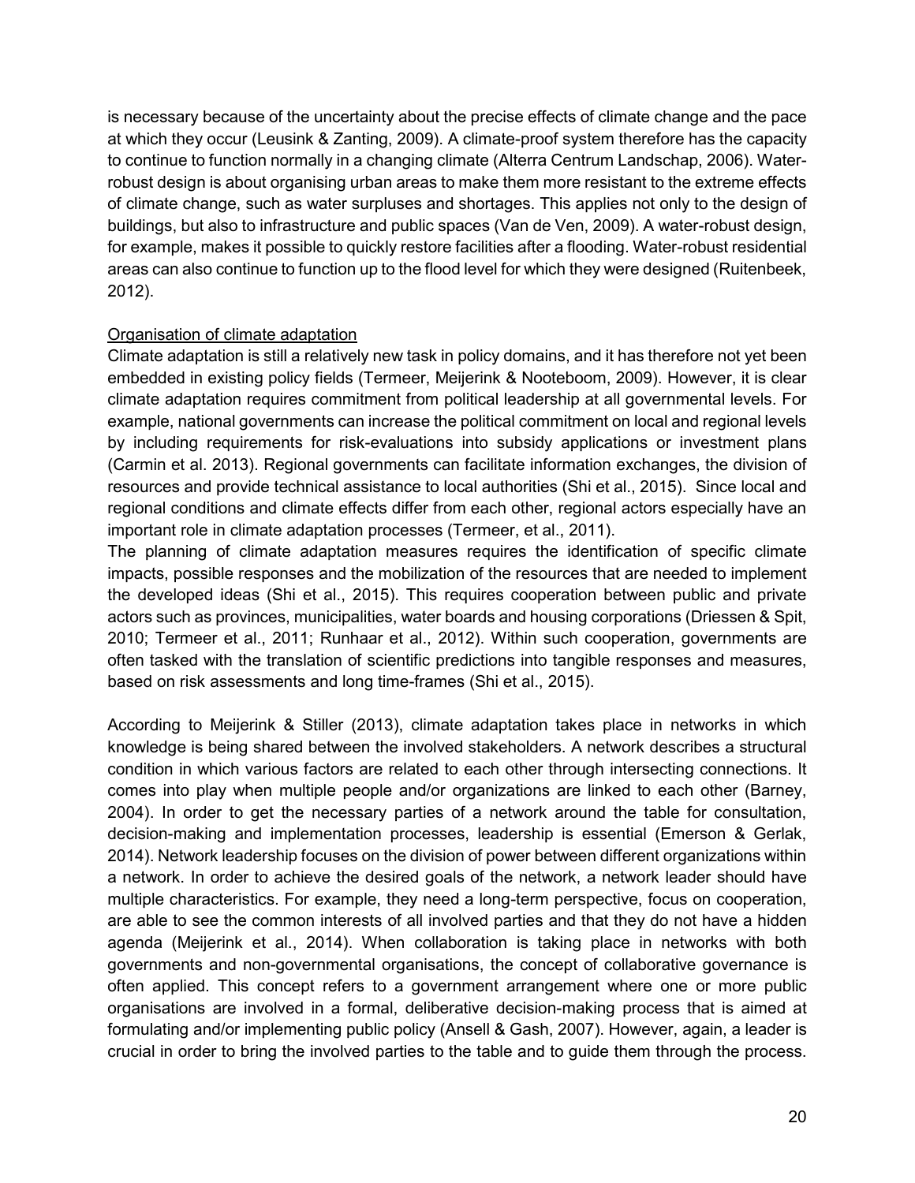is necessary because of the uncertainty about the precise effects of climate change and the pace at which they occur (Leusink & Zanting, 2009). A climate-proof system therefore has the capacity to continue to function normally in a changing climate (Alterra Centrum Landschap, 2006). Water-robust design is about organising urban areas to make them more resistant to the extreme effects of climate change, such as water surpluses and shortages. This applies not only to the design of buildings, but also to infrastructure and public spaces (Van de Ven, 2009). A water-robust design, for example, makes it possible to quickly restore facilities after a flooding. Water-robust residential areas can also continue to function up to the flood level for which they were designed (Ruitenbeek, 2012).

<u>Organisation of climate adaptation</u>

Climate adaptation is still a relatively new task in policy domains, and it has therefore not yet been embedded in existing policy fields (Termeer, Meijerink & Nooteboom, 2009). However, it is clear climate adaptation requires commitment from political leadership at all governmental levels. For example, national governments can increase the political commitment on local and regional levels by including requirements for risk-evaluations into subsidy applications or investment plans (Carmin et al. 2013). Regional governments can facilitate information exchanges, the division of resources and provide technical assistance to local authorities (Shi et al., 2015). Since local and regional conditions and climate effects differ from each other, regional actors especially have an important role in climate adaptation processes (Termeer, et al., 2011).

The planning of climate adaptation measures requires the identification of specific climate impacts, possible responses and the mobilization of the resources that are needed to implement the developed ideas (Shi et al., 2015). This requires cooperation between public and private actors such as provinces, municipalities, water boards and housing corporations (Driessen & Spit, 2010; Termeer et al., 2011; Runhaar et al., 2012). Within such cooperation, governments are often tasked with the translation of scientific predictions into tangible responses and measures, based on risk assessments and long time-frames (Shi et al., 2015).

According to Meijerink & Stiller (2013), climate adaptation takes place in networks in which knowledge is being shared between the involved stakeholders. A network describes a structural condition in which various factors are related to each other through intersecting connections. It comes into play when multiple people and/or organizations are linked to each other (Barney, 2004). In order to get the necessary parties of a network around the table for consultation, decision-making and implementation processes, leadership is essential (Emerson & Gerlak, 2014). Network leadership focuses on the division of power between different organizations within a network. In order to achieve the desired goals of the network, a network leader should have multiple characteristics. For example, they need a long-term perspective, focus on cooperation, are able to see the common interests of all involved parties and that they do not have a hidden agenda (Meijerink et al., 2014). When collaboration is taking place in networks with both governments and non-governmental organisations, the concept of collaborative governance is often applied. This concept refers to a government arrangement where one or more public organisations are involved in a formal, deliberative decision-making process that is aimed at formulating and/or implementing public policy (Ansell & Gash, 2007). However, again, a leader is crucial in order to bring the involved parties to the table and to guide them through the process.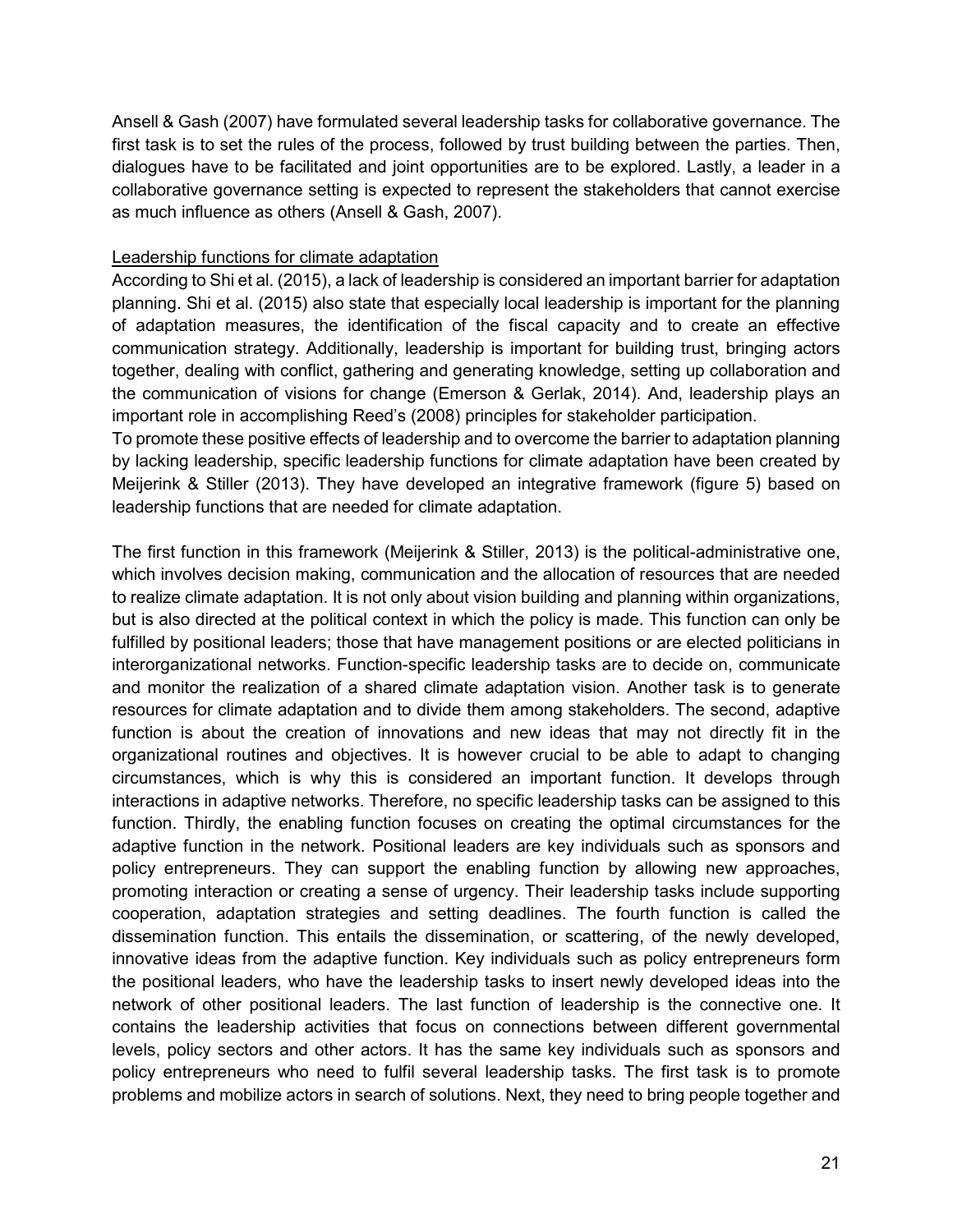Ansell & Gash (2007) have formulated several leadership tasks for collaborative governance. The first task is to set the rules of the process, followed by trust building between the parties. Then, dialogues have to be facilitated and joint opportunities are to be explored. Lastly, a leader in a collaborative governance setting is expected to represent the stakeholders that cannot exercise as much influence as others (Ansell & Gash, 2007).

<u>Leadership functions for climate adaptation</u>

According to Shi et al. (2015), a lack of leadership is considered an important barrier for adaptation planning. Shi et al. (2015) also state that especially local leadership is important for the planning of adaptation measures, the identification of the fiscal capacity and to create an effective communication strategy. Additionally, leadership is important for building trust, bringing actors together, dealing with conflict, gathering and generating knowledge, setting up collaboration and the communication of visions for change (Emerson & Gerlak, 2014). And, leadership plays an important role in accomplishing Reed's (2008) principles for stakeholder participation.

To promote these positive effects of leadership and to overcome the barrier to adaptation planning by lacking leadership, specific leadership functions for climate adaptation have been created by Meijerink & Stiller (2013). They have developed an integrative framework (figure 5) based on leadership functions that are needed for climate adaptation.

The first function in this framework (Meijerink & Stiller, 2013) is the political-administrative one, which involves decision making, communication and the allocation of resources that are needed to realize climate adaptation. It is not only about vision building and planning within organizations, but is also directed at the political context in which the policy is made. This function can only be fulfilled by positional leaders; those that have management positions or are elected politicians in interorganizational networks. Function-specific leadership tasks are to decide on, communicate and monitor the realization of a shared climate adaptation vision. Another task is to generate resources for climate adaptation and to divide them among stakeholders. The second, adaptive function is about the creation of innovations and new ideas that may not directly fit in the organizational routines and objectives. It is however crucial to be able to adapt to changing circumstances, which is why this is considered an important function. It develops through interactions in adaptive networks. Therefore, no specific leadership tasks can be assigned to this function. Thirdly, the enabling function focuses on creating the optimal circumstances for the adaptive function in the network. Positional leaders are key individuals such as sponsors and policy entrepreneurs. They can support the enabling function by allowing new approaches, promoting interaction or creating a sense of urgency. Their leadership tasks include supporting cooperation, adaptation strategies and setting deadlines. The fourth function is called the dissemination function. This entails the dissemination, or scattering, of the newly developed, innovative ideas from the adaptive function. Key individuals such as policy entrepreneurs form the positional leaders, who have the leadership tasks to insert newly developed ideas into the network of other positional leaders. The last function of leadership is the connective one. It contains the leadership activities that focus on connections between different governmental levels, policy sectors and other actors. It has the same key individuals such as sponsors and policy entrepreneurs who need to fulfil several leadership tasks. The first task is to promote problems and mobilize actors in search of solutions. Next, they need to bring people together and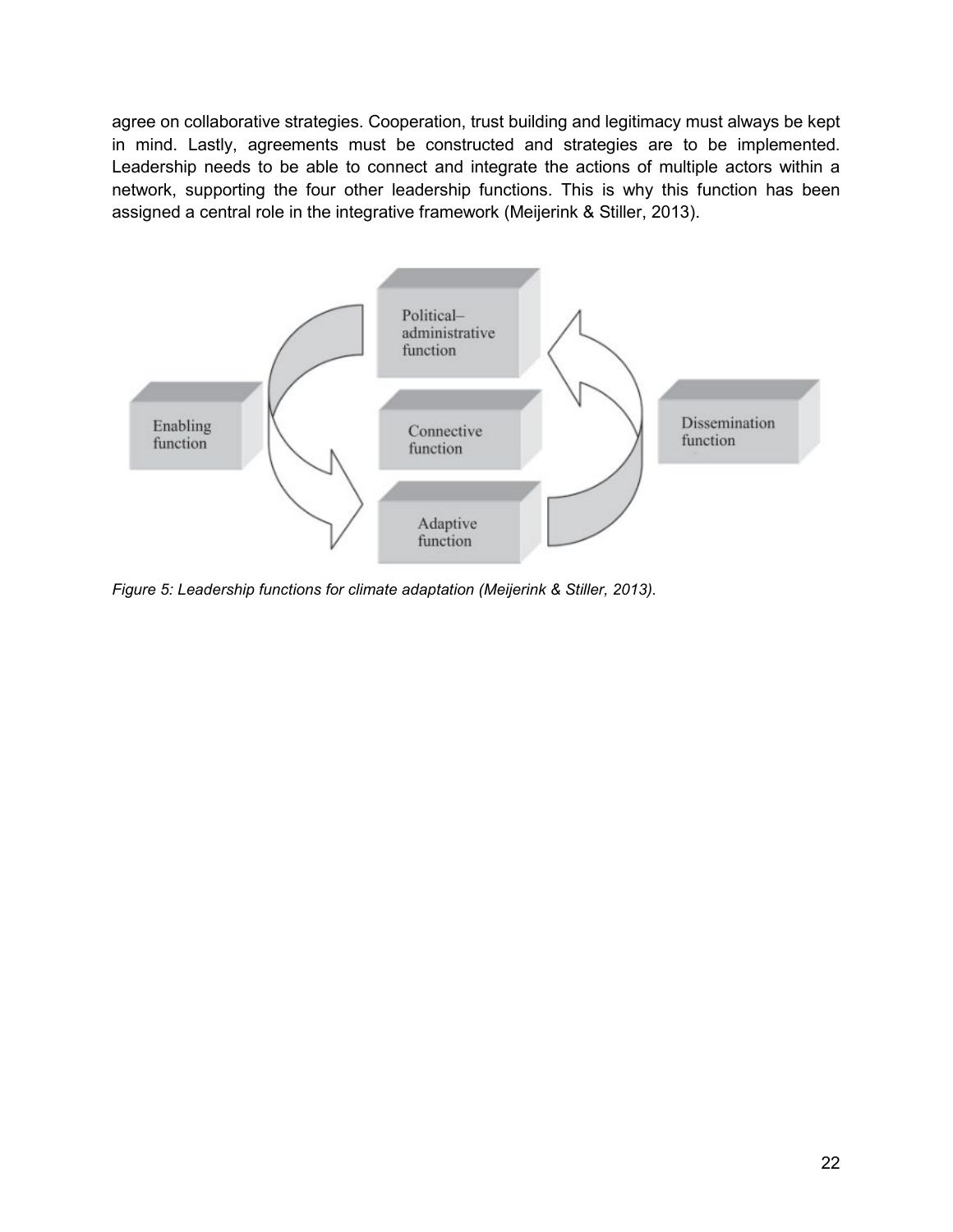agree on collaborative strategies. Cooperation, trust building and legitimacy must always be kept in mind. Lastly, agreements must be constructed and strategies are to be implemented. Leadership needs to be able to connect and integrate the actions of multiple actors within a network, supporting the four other leadership functions. This is why this function has been assigned a central role in the integrative framework (Meijerink & Stiller, 2013).

*Figure 5: Leadership functions for climate adaptation (Meijerink & Stiller, 2013).*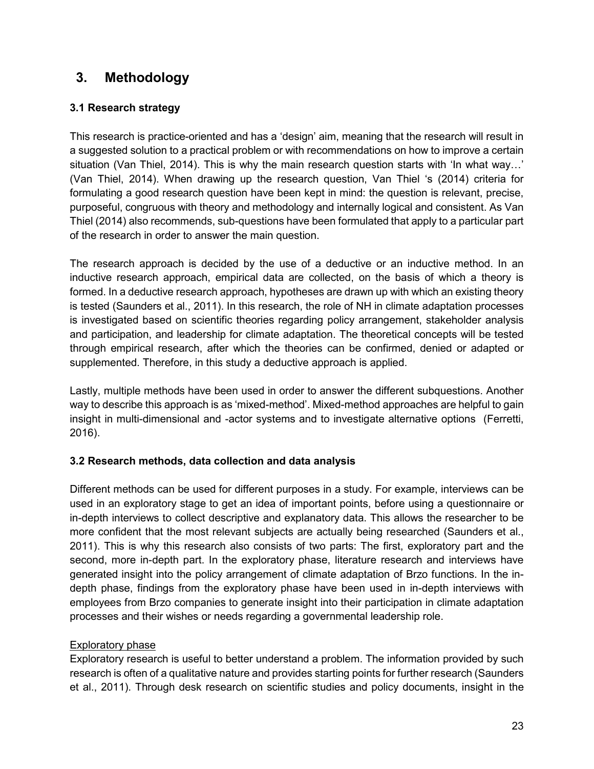## 3. Methodology

### 3.1 Research strategy

This research is practice-oriented and has a 'design' aim, meaning that the research will result in a suggested solution to a practical problem or with recommendations on how to improve a certain situation (Van Thiel, 2014). This is why the main research question starts with 'In what way…' (Van Thiel, 2014). When drawing up the research question, Van Thiel 's (2014) criteria for formulating a good research question have been kept in mind: the question is relevant, precise, purposeful, congruous with theory and methodology and internally logical and consistent. As Van Thiel (2014) also recommends, sub-questions have been formulated that apply to a particular part of the research in order to answer the main question.

The research approach is decided by the use of a deductive or an inductive method. In an inductive research approach, empirical data are collected, on the basis of which a theory is formed. In a deductive research approach, hypotheses are drawn up with which an existing theory is tested (Saunders et al., 2011). In this research, the role of NH in climate adaptation processes is investigated based on scientific theories regarding policy arrangement, stakeholder analysis and participation, and leadership for climate adaptation. The theoretical concepts will be tested through empirical research, after which the theories can be confirmed, denied or adapted or supplemented. Therefore, in this study a deductive approach is applied.

Lastly, multiple methods have been used in order to answer the different subquestions. Another way to describe this approach is as 'mixed-method'. Mixed-method approaches are helpful to gain insight in multi-dimensional and -actor systems and to investigate alternative options (Ferretti, 2016).

### 3.2 Research methods, data collection and data analysis

Different methods can be used for different purposes in a study. For example, interviews can be used in an exploratory stage to get an idea of important points, before using a questionnaire or in-depth interviews to collect descriptive and explanatory data. This allows the researcher to be more confident that the most relevant subjects are actually being researched (Saunders et al., 2011). This is why this research also consists of two parts: The first, exploratory part and the second, more in-depth part. In the exploratory phase, literature research and interviews have generated insight into the policy arrangement of climate adaptation of Brzo functions. In the in-depth phase, findings from the exploratory phase have been used in in-depth interviews with employees from Brzo companies to generate insight into their participation in climate adaptation processes and their wishes or needs regarding a governmental leadership role.

<u>Exploratory phase</u>

Exploratory research is useful to better understand a problem. The information provided by such research is often of a qualitative nature and provides starting points for further research (Saunders et al., 2011). Through desk research on scientific studies and policy documents, insight in the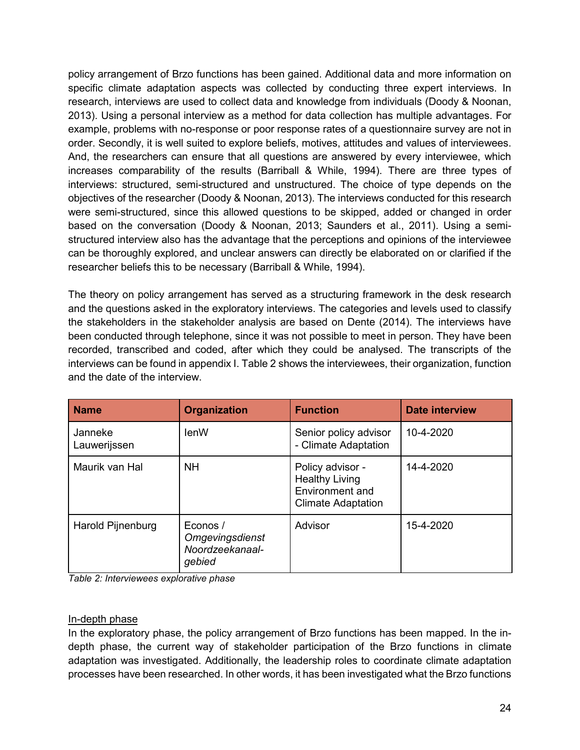policy arrangement of Brzo functions has been gained. Additional data and more information on specific climate adaptation aspects was collected by conducting three expert interviews. In research, interviews are used to collect data and knowledge from individuals (Doody & Noonan, 2013). Using a personal interview as a method for data collection has multiple advantages. For example, problems with no-response or poor response rates of a questionnaire survey are not in order. Secondly, it is well suited to explore beliefs, motives, attitudes and values of interviewees. And, the researchers can ensure that all questions are answered by every interviewee, which increases comparability of the results (Barriball & While, 1994). There are three types of interviews: structured, semi-structured and unstructured. The choice of type depends on the objectives of the researcher (Doody & Noonan, 2013). The interviews conducted for this research were semi-structured, since this allowed questions to be skipped, added or changed in order based on the conversation (Doody & Noonan, 2013; Saunders et al., 2011). Using a semi-structured interview also has the advantage that the perceptions and opinions of the interviewee can be thoroughly explored, and unclear answers can directly be elaborated on or clarified if the researcher beliefs this to be necessary (Barriball & While, 1994).

The theory on policy arrangement has served as a structuring framework in the desk research and the questions asked in the exploratory interviews. The categories and levels used to classify the stakeholders in the stakeholder analysis are based on Dente (2014). The interviews have been conducted through telephone, since it was not possible to meet in person. They have been recorded, transcribed and coded, after which they could be analysed. The transcripts of the interviews can be found in appendix I. Table 2 shows the interviewees, their organization, function and the date of the interview.

| Name | Organization | Function | Date interview |
|---|---|---|---|
| Janneke Lauwerijssen | IenW | Senior policy advisor - Climate Adaptation | 10-4-2020 |
| Maurik van Hal | NH | Policy advisor - Healthy Living Environment and Climate Adaptation | 14-4-2020 |
| Harold Pijnenburg | Econos / *Omgevingsdienst Noordzeekanaal-gebied* | Advisor | 15-4-2020 |

*Table 2: Interviewees explorative phase*

<u>In-depth phase</u>

In the exploratory phase, the policy arrangement of Brzo functions has been mapped. In the in-depth phase, the current way of stakeholder participation of the Brzo functions in climate adaptation was investigated. Additionally, the leadership roles to coordinate climate adaptation processes have been researched. In other words, it has been investigated what the Brzo functions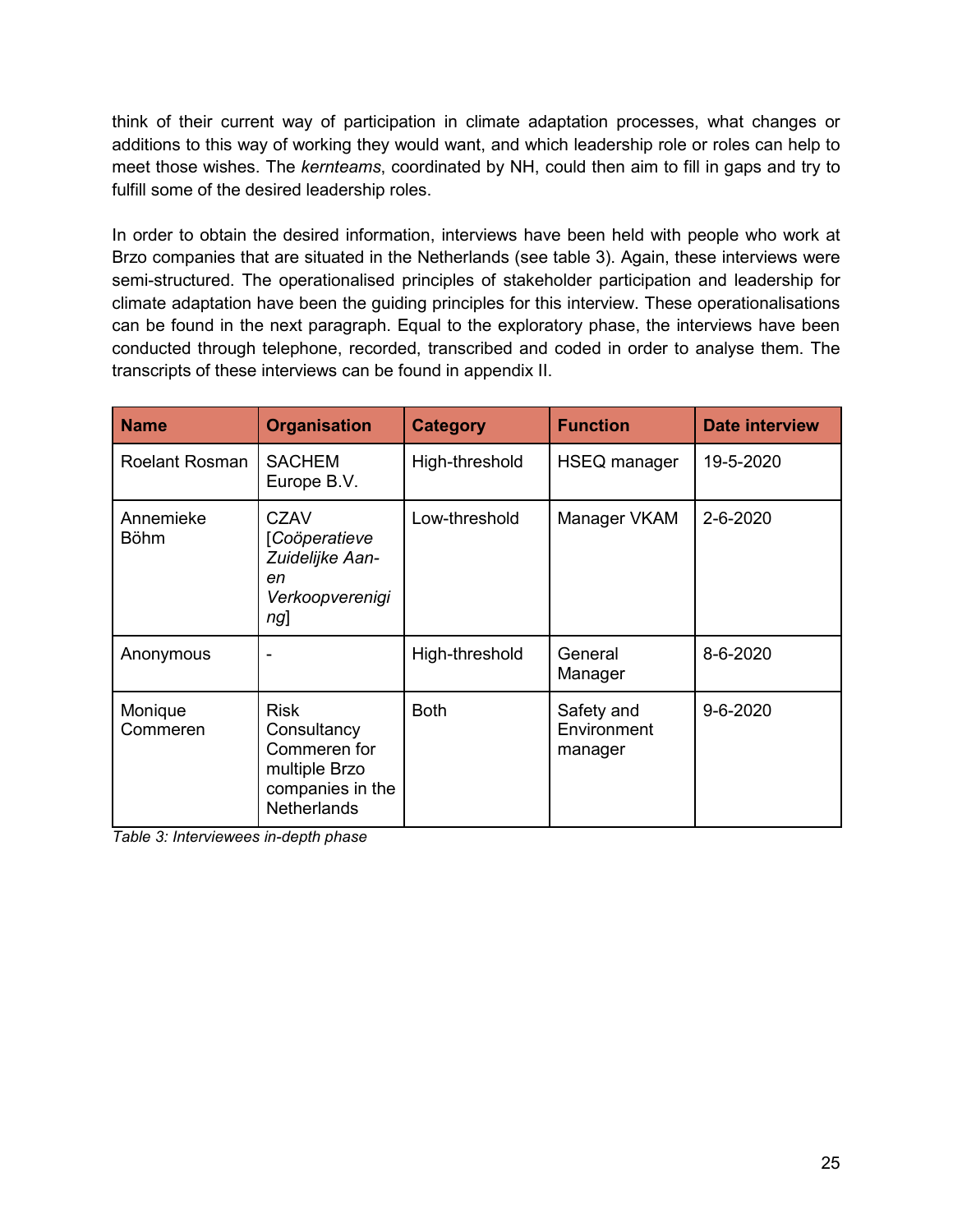think of their current way of participation in climate adaptation processes, what changes or additions to this way of working they would want, and which leadership role or roles can help to meet those wishes. The *kernteams*, coordinated by NH, could then aim to fill in gaps and try to fulfill some of the desired leadership roles.

In order to obtain the desired information, interviews have been held with people who work at Brzo companies that are situated in the Netherlands (see table 3). Again, these interviews were semi-structured. The operationalised principles of stakeholder participation and leadership for climate adaptation have been the guiding principles for this interview. These operationalisations can be found in the next paragraph. Equal to the exploratory phase, the interviews have been conducted through telephone, recorded, transcribed and coded in order to analyse them. The transcripts of these interviews can be found in appendix II.

| Name | Organisation | Category | Function | Date interview |
|---|---|---|---|---|
| Roelant Rosman | SACHEM Europe B.V. | High-threshold | HSEQ manager | 19-5-2020 |
| Annemieke Böhm | CZAV [*Coöperatieve Zuidelijke Aan- en Verkoopvereniging*] | Low-threshold | Manager VKAM | 2-6-2020 |
| Anonymous | - | High-threshold | General Manager | 8-6-2020 |
| Monique Commeren | Risk Consultancy Commeren for multiple Brzo companies in the Netherlands | Both | Safety and Environment manager | 9-6-2020 |

*Table 3: Interviewees in-depth phase*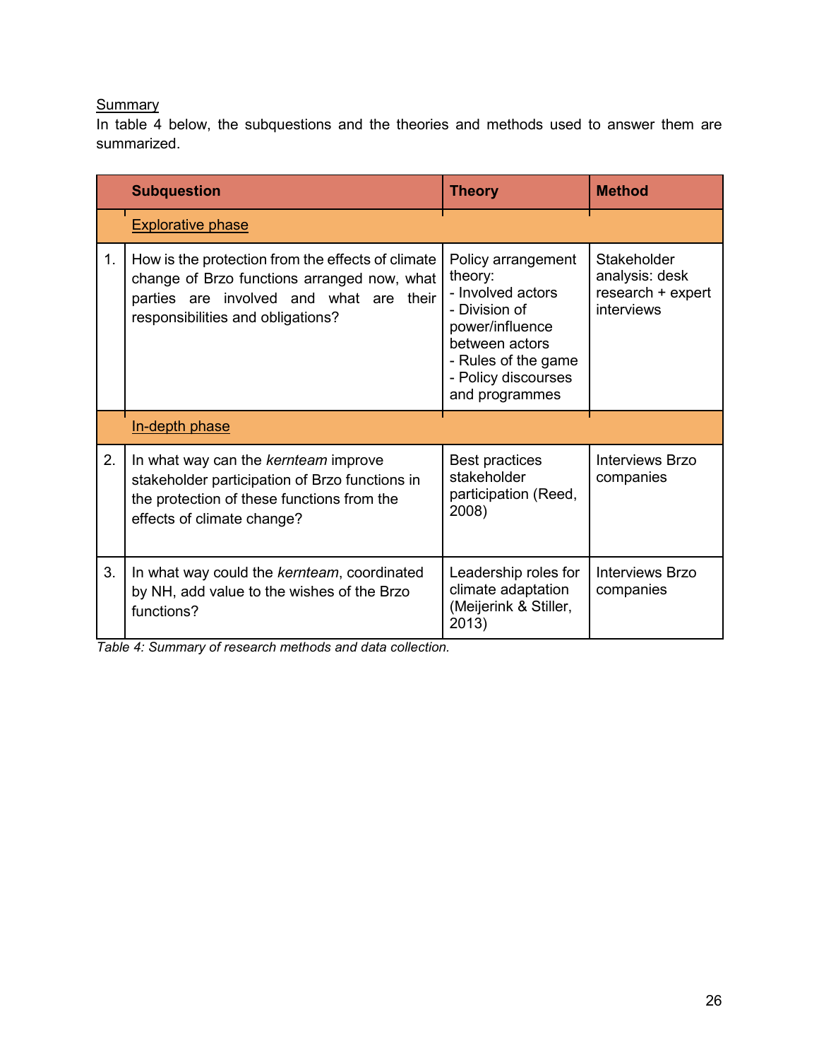Summary

In table 4 below, the subquestions and the theories and methods used to answer them are summarized.

| | Subquestion | Theory | Method |
|---|---|---|---|
| | Explorative phase | | |
| 1. | How is the protection from the effects of climate change of Brzo functions arranged now, what parties are involved and what are their responsibilities and obligations? | Policy arrangement theory:<br>- Involved actors<br>- Division of power/influence between actors<br>- Rules of the game<br>- Policy discourses and programmes | Stakeholder analysis: desk research + expert interviews |
| | In-depth phase | | |
| 2. | In what way can the *kernteam* improve stakeholder participation of Brzo functions in the protection of these functions from the effects of climate change? | Best practices stakeholder participation (Reed, 2008) | Interviews Brzo companies |
| 3. | In what way could the *kernteam*, coordinated by NH, add value to the wishes of the Brzo functions? | Leadership roles for climate adaptation (Meijerink & Stiller, 2013) | Interviews Brzo companies |

*Table 4: Summary of research methods and data collection.*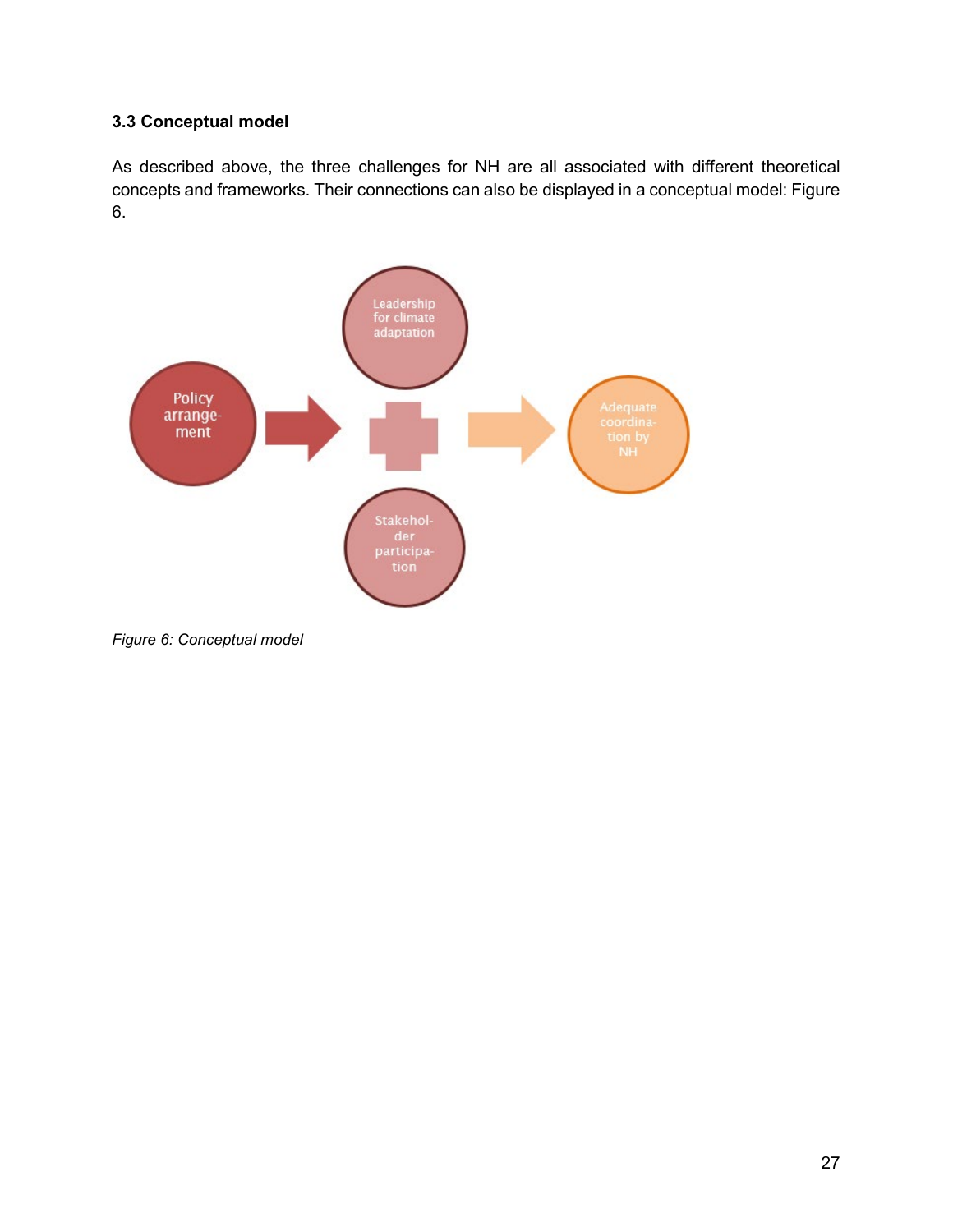### 3.3 Conceptual model

As described above, the three challenges for NH are all associated with different theoretical concepts and frameworks. Their connections can also be displayed in a conceptual model: Figure 6.

*Figure 6: Conceptual model*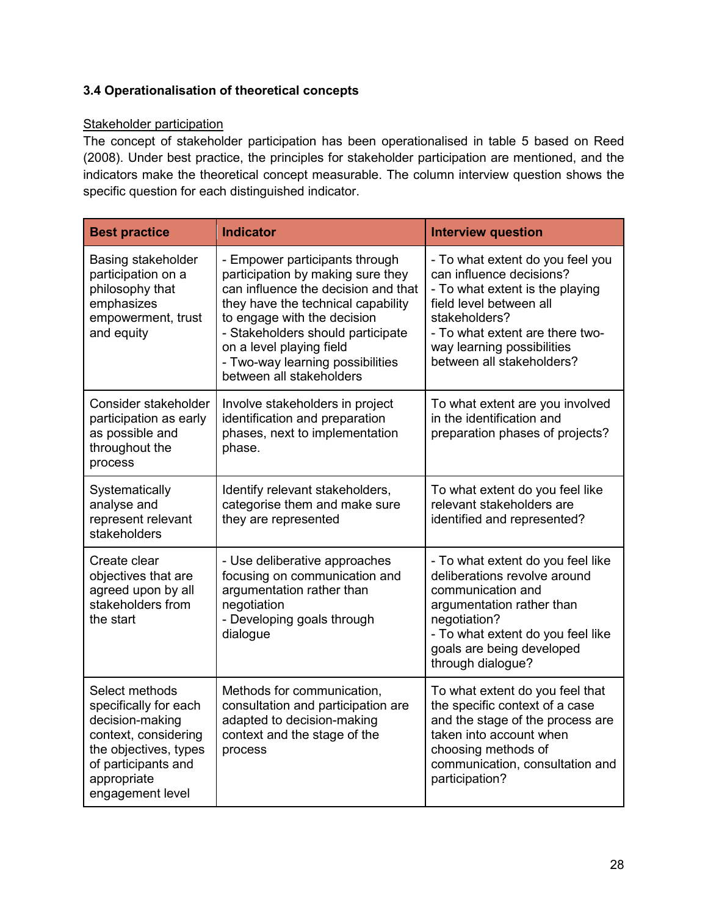### 3.4 Operationalisation of theoretical concepts

Stakeholder participation

The concept of stakeholder participation has been operationalised in table 5 based on Reed (2008). Under best practice, the principles for stakeholder participation are mentioned, and the indicators make the theoretical concept measurable. The column interview question shows the specific question for each distinguished indicator.

| Best practice | Indicator | Interview question |
|---|---|---|
| Basing stakeholder participation on a philosophy that emphasizes empowerment, trust and equity | - Empower participants through participation by making sure they can influence the decision and that they have the technical capability to engage with the decision<br>- Stakeholders should participate on a level playing field<br>- Two-way learning possibilities between all stakeholders | - To what extent do you feel you can influence decisions?<br>- To what extent is the playing field level between all stakeholders?<br>- To what extent are there two-way learning possibilities between all stakeholders? |
| Consider stakeholder participation as early as possible and throughout the process | Involve stakeholders in project identification and preparation phases, next to implementation phase. | To what extent are you involved in the identification and preparation phases of projects? |
| Systematically analyse and represent relevant stakeholders | Identify relevant stakeholders, categorise them and make sure they are represented | To what extent do you feel like relevant stakeholders are identified and represented? |
| Create clear objectives that are agreed upon by all stakeholders from the start | - Use deliberative approaches focusing on communication and argumentation rather than negotiation<br>- Developing goals through dialogue | - To what extent do you feel like deliberations revolve around communication and argumentation rather than negotiation?<br>- To what extent do you feel like goals are being developed through dialogue? |
| Select methods specifically for each decision-making context, considering the objectives, types of participants and appropriate engagement level | Methods for communication, consultation and participation are adapted to decision-making context and the stage of the process | To what extent do you feel that the specific context of a case and the stage of the process are taken into account when choosing methods of communication, consultation and participation? |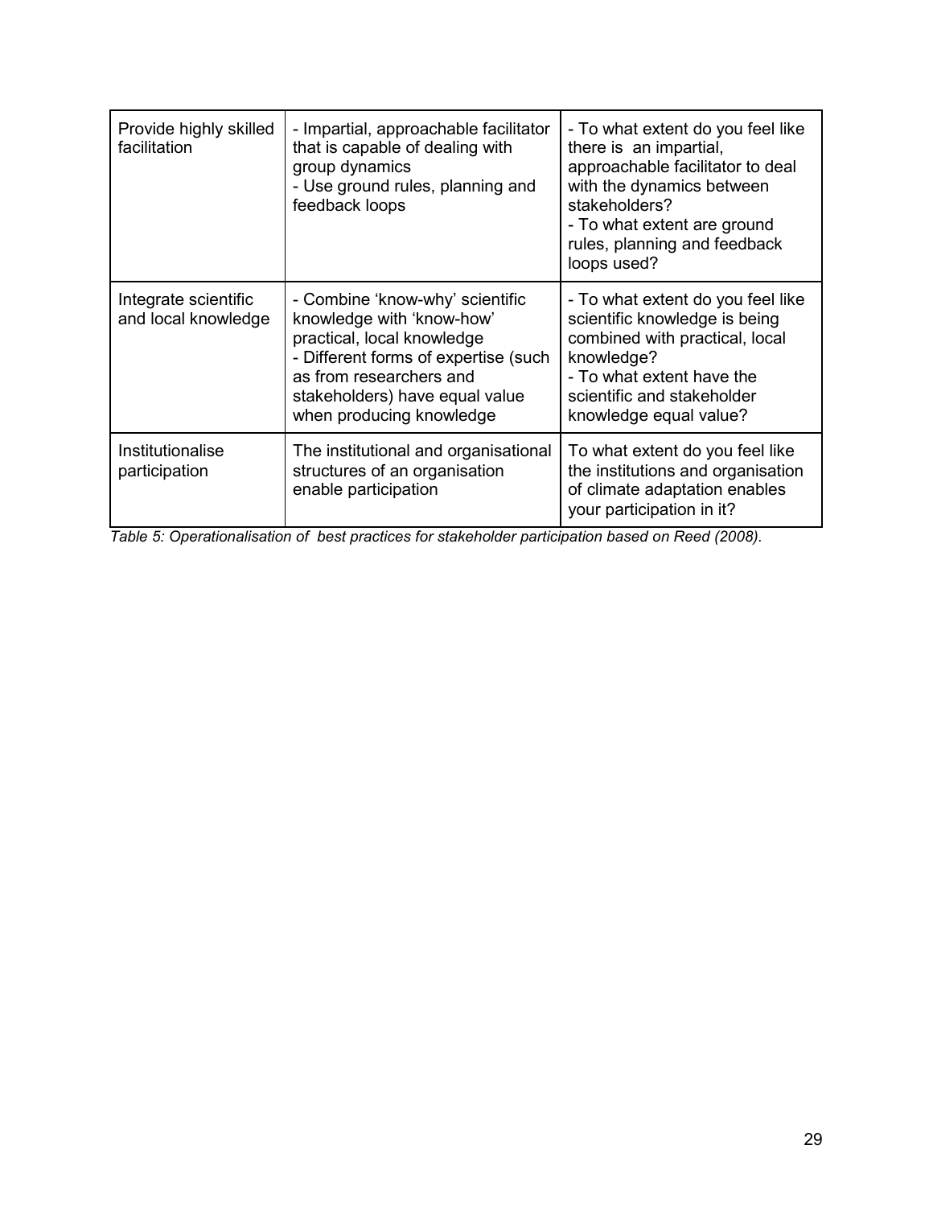| | | |
|---|---|---|
| Provide highly skilled facilitation | - Impartial, approachable facilitator that is capable of dealing with group dynamics<br>- Use ground rules, planning and feedback loops | - To what extent do you feel like there is an impartial, approachable facilitator to deal with the dynamics between stakeholders?<br>- To what extent are ground rules, planning and feedback loops used? |
| Integrate scientific and local knowledge | - Combine 'know-why' scientific knowledge with 'know-how' practical, local knowledge<br>- Different forms of expertise (such as from researchers and stakeholders) have equal value when producing knowledge | - To what extent do you feel like scientific knowledge is being combined with practical, local knowledge?<br>- To what extent have the scientific and stakeholder knowledge equal value? |
| Institutionalise participation | The institutional and organisational structures of an organisation enable participation | To what extent do you feel like the institutions and organisation of climate adaptation enables your participation in it? |

*Table 5: Operationalisation of best practices for stakeholder participation based on Reed (2008).*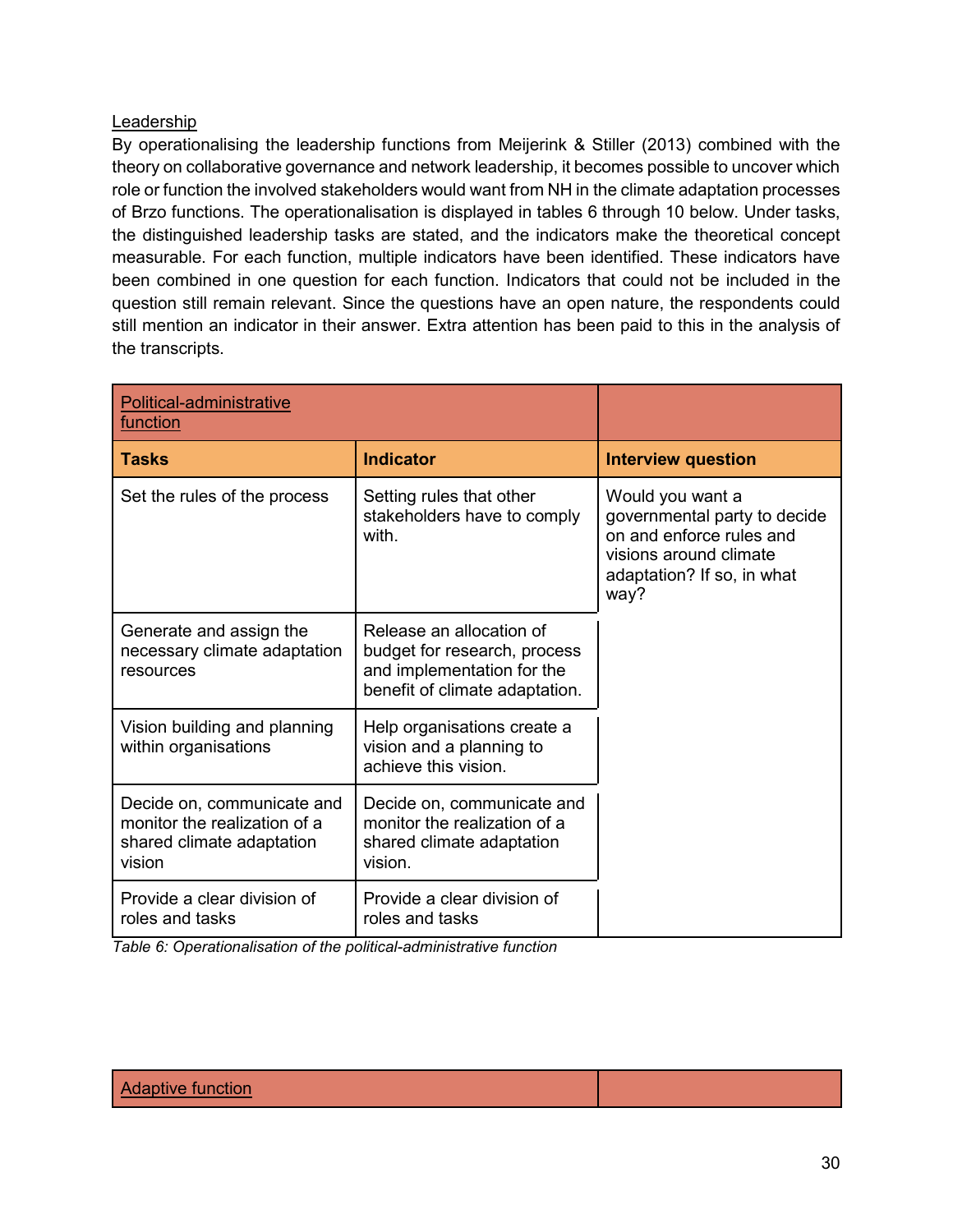Leadership

By operationalising the leadership functions from Meijerink & Stiller (2013) combined with the theory on collaborative governance and network leadership, it becomes possible to uncover which role or function the involved stakeholders would want from NH in the climate adaptation processes of Brzo functions. The operationalisation is displayed in tables 6 through 10 below. Under tasks, the distinguished leadership tasks are stated, and the indicators make the theoretical concept measurable. For each function, multiple indicators have been identified. These indicators have been combined in one question for each function. Indicators that could not be included in the question still remain relevant. Since the questions have an open nature, the respondents could still mention an indicator in their answer. Extra attention has been paid to this in the analysis of the transcripts.

| Political-administrative function | | |
|---|---|---|
| **Tasks** | **Indicator** | **Interview question** |
| Set the rules of the process | Setting rules that other stakeholders have to comply with. | Would you want a governmental party to decide on and enforce rules and visions around climate adaptation? If so, in what way? |
| Generate and assign the necessary climate adaptation resources | Release an allocation of budget for research, process and implementation for the benefit of climate adaptation. | |
| Vision building and planning within organisations | Help organisations create a vision and a planning to achieve this vision. | |
| Decide on, communicate and monitor the realization of a shared climate adaptation vision | Decide on, communicate and monitor the realization of a shared climate adaptation vision. | |
| Provide a clear division of roles and tasks | Provide a clear division of roles and tasks | |

*Table 6: Operationalisation of the political-administrative function*

| Adaptive function | |
|---|---|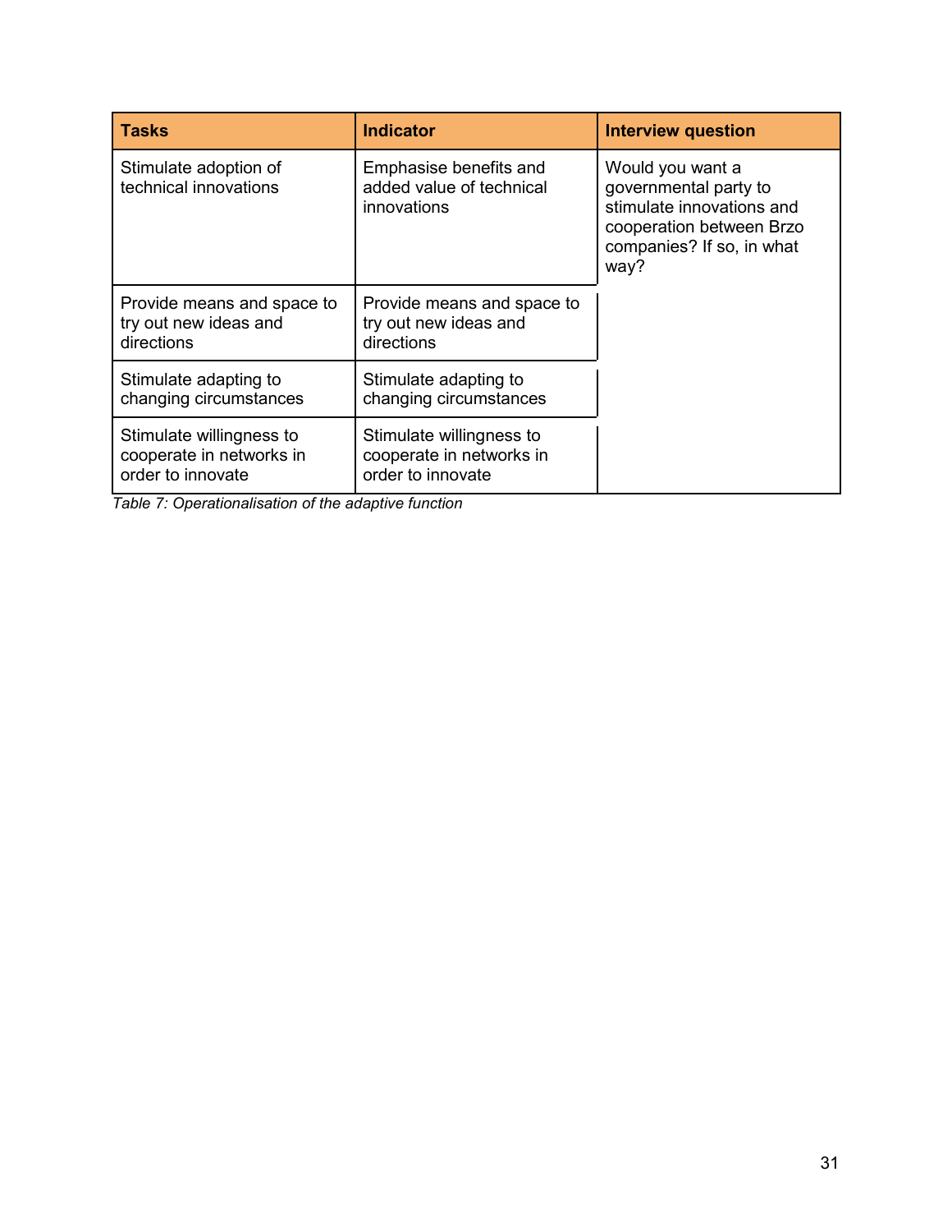| Tasks | Indicator | Interview question |
| --- | --- | --- |
| Stimulate adoption of technical innovations | Emphasise benefits and added value of technical innovations | Would you want a governmental party to stimulate innovations and cooperation between Brzo companies? If so, in what way? |
| Provide means and space to try out new ideas and directions | Provide means and space to try out new ideas and directions | |
| Stimulate adapting to changing circumstances | Stimulate adapting to changing circumstances | |
| Stimulate willingness to cooperate in networks in order to innovate | Stimulate willingness to cooperate in networks in order to innovate | |

*Table 7: Operationalisation of the adaptive function*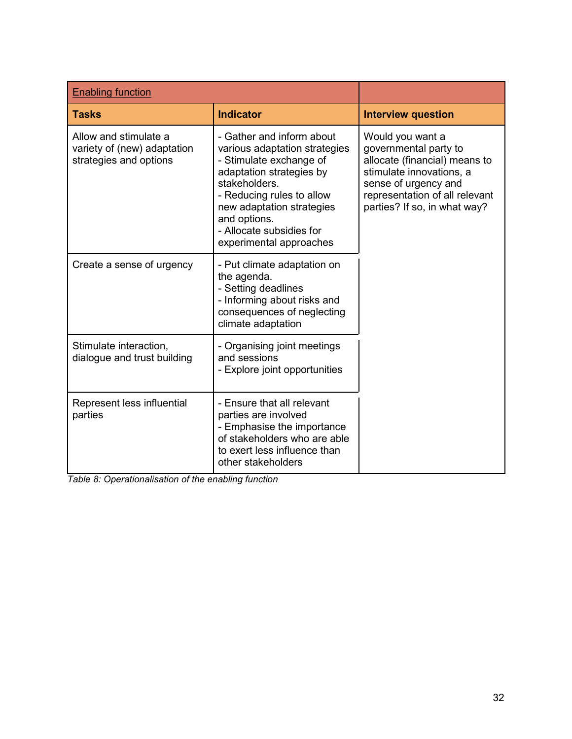| Enabling function | | |
|---|---|---|
| **Tasks** | **Indicator** | **Interview question** |
| Allow and stimulate a variety of (new) adaptation strategies and options | - Gather and inform about various adaptation strategies<br>- Stimulate exchange of adaptation strategies by stakeholders.<br>- Reducing rules to allow new adaptation strategies and options.<br>- Allocate subsidies for experimental approaches | Would you want a governmental party to allocate (financial) means to stimulate innovations, a sense of urgency and representation of all relevant parties? If so, in what way? |
| Create a sense of urgency | - Put climate adaptation on the agenda.<br>- Setting deadlines<br>- Informing about risks and consequences of neglecting climate adaptation | |
| Stimulate interaction, dialogue and trust building | - Organising joint meetings and sessions<br>- Explore joint opportunities | |
| Represent less influential parties | - Ensure that all relevant parties are involved<br>- Emphasise the importance of stakeholders who are able to exert less influence than other stakeholders | |

*Table 8: Operationalisation of the enabling function*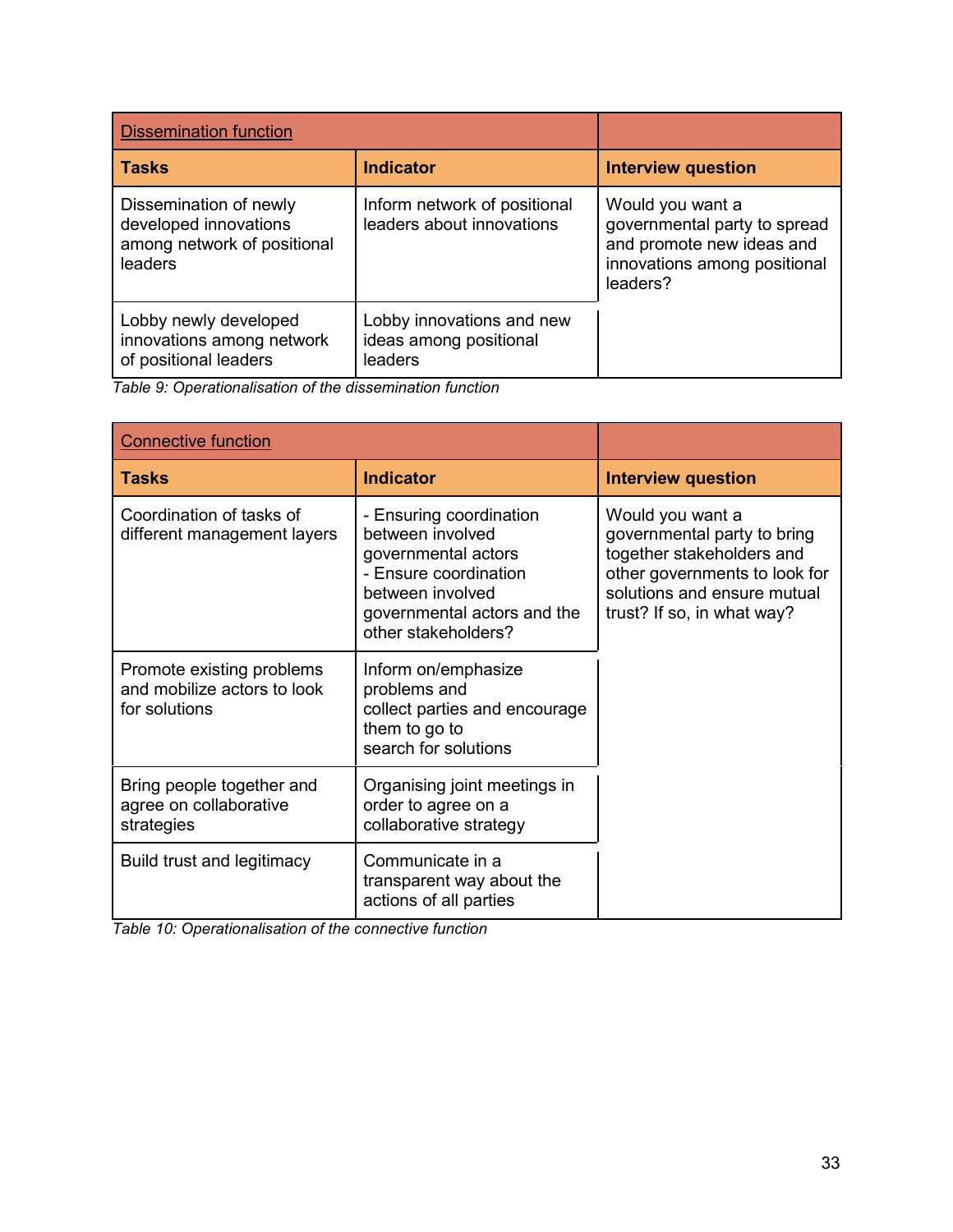| Dissemination function | | |
|---|---|---|
| **Tasks** | **Indicator** | **Interview question** |
| Dissemination of newly developed innovations among network of positional leaders | Inform network of positional leaders about innovations | Would you want a governmental party to spread and promote new ideas and innovations among positional leaders? |
| Lobby newly developed innovations among network of positional leaders | Lobby innovations and new ideas among positional leaders | |

*Table 9: Operationalisation of the dissemination function*

| Connective function | | |
|---|---|---|
| **Tasks** | **Indicator** | **Interview question** |
| Coordination of tasks of different management layers | - Ensuring coordination between involved governmental actors<br>- Ensure coordination between involved governmental actors and the other stakeholders? | Would you want a governmental party to bring together stakeholders and other governments to look for solutions and ensure mutual trust? If so, in what way? |
| Promote existing problems and mobilize actors to look for solutions | Inform on/emphasize problems and collect parties and encourage them to go to search for solutions | |
| Bring people together and agree on collaborative strategies | Organising joint meetings in order to agree on a collaborative strategy | |
| Build trust and legitimacy | Communicate in a transparent way about the actions of all parties | |

*Table 10: Operationalisation of the connective function*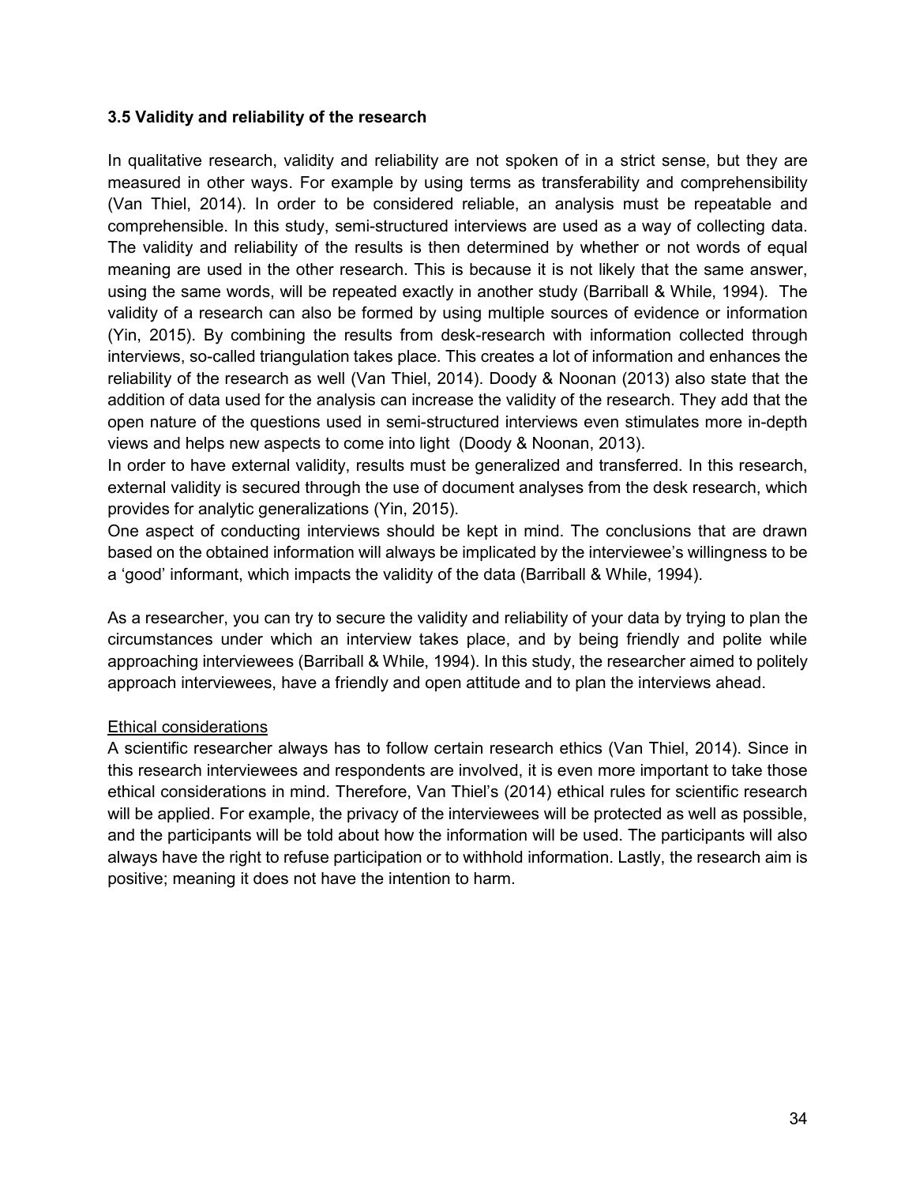### 3.5 Validity and reliability of the research

In qualitative research, validity and reliability are not spoken of in a strict sense, but they are measured in other ways. For example by using terms as transferability and comprehensibility (Van Thiel, 2014). In order to be considered reliable, an analysis must be repeatable and comprehensible. In this study, semi-structured interviews are used as a way of collecting data. The validity and reliability of the results is then determined by whether or not words of equal meaning are used in the other research. This is because it is not likely that the same answer, using the same words, will be repeated exactly in another study (Barriball & While, 1994). The validity of a research can also be formed by using multiple sources of evidence or information (Yin, 2015). By combining the results from desk-research with information collected through interviews, so-called triangulation takes place. This creates a lot of information and enhances the reliability of the research as well (Van Thiel, 2014). Doody & Noonan (2013) also state that the addition of data used for the analysis can increase the validity of the research. They add that the open nature of the questions used in semi-structured interviews even stimulates more in-depth views and helps new aspects to come into light (Doody & Noonan, 2013).

In order to have external validity, results must be generalized and transferred. In this research, external validity is secured through the use of document analyses from the desk research, which provides for analytic generalizations (Yin, 2015).

One aspect of conducting interviews should be kept in mind. The conclusions that are drawn based on the obtained information will always be implicated by the interviewee's willingness to be a 'good' informant, which impacts the validity of the data (Barriball & While, 1994).

As a researcher, you can try to secure the validity and reliability of your data by trying to plan the circumstances under which an interview takes place, and by being friendly and polite while approaching interviewees (Barriball & While, 1994). In this study, the researcher aimed to politely approach interviewees, have a friendly and open attitude and to plan the interviews ahead.

<u>Ethical considerations</u>

A scientific researcher always has to follow certain research ethics (Van Thiel, 2014). Since in this research interviewees and respondents are involved, it is even more important to take those ethical considerations in mind. Therefore, Van Thiel's (2014) ethical rules for scientific research will be applied. For example, the privacy of the interviewees will be protected as well as possible, and the participants will be told about how the information will be used. The participants will also always have the right to refuse participation or to withhold information. Lastly, the research aim is positive; meaning it does not have the intention to harm.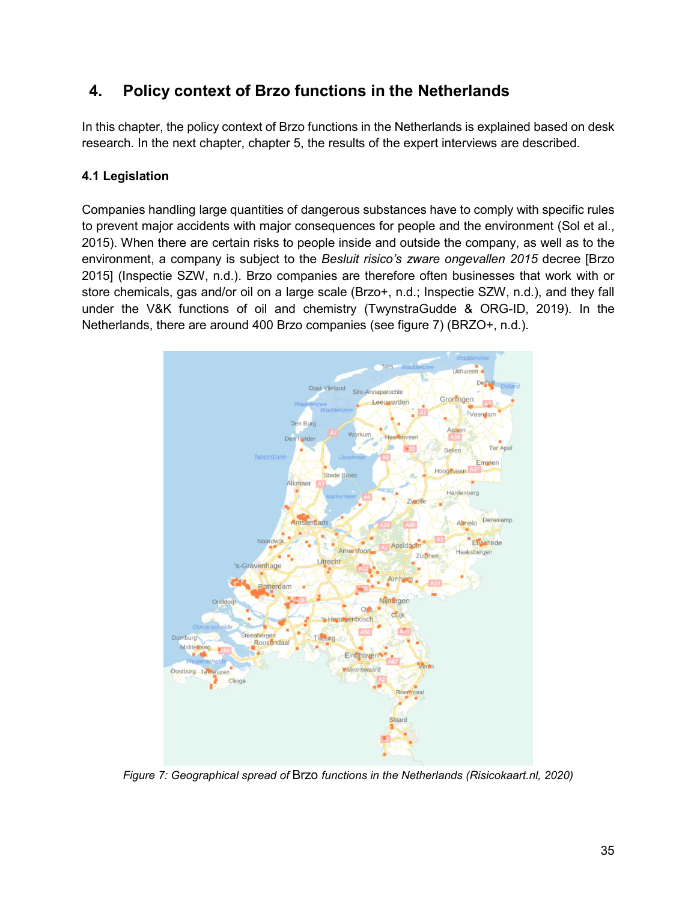# 4. Policy context of Brzo functions in the Netherlands

In this chapter, the policy context of Brzo functions in the Netherlands is explained based on desk research. In the next chapter, chapter 5, the results of the expert interviews are described.

## 4.1 Legislation

Companies handling large quantities of dangerous substances have to comply with specific rules to prevent major accidents with major consequences for people and the environment (Sol et al., 2015). When there are certain risks to people inside and outside the company, as well as to the environment, a company is subject to the *Besluit risico's zware ongevallen 2015* decree [Brzo 2015] (Inspectie SZW, n.d.). Brzo companies are therefore often businesses that work with or store chemicals, gas and/or oil on a large scale (Brzo+, n.d.; Inspectie SZW, n.d.), and they fall under the V&K functions of oil and chemistry (TwynstraGudde & ORG-ID, 2019). In the Netherlands, there are around 400 Brzo companies (see figure 7) (BRZO+, n.d.).

*Figure 7: Geographical spread of Brzo functions in the Netherlands (Risicokaart.nl, 2020)*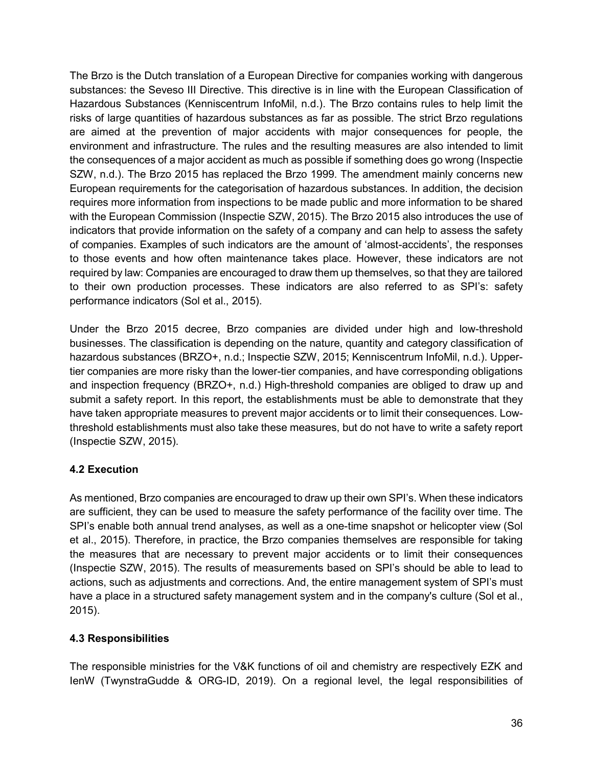The Brzo is the Dutch translation of a European Directive for companies working with dangerous substances: the Seveso III Directive. This directive is in line with the European Classification of Hazardous Substances (Kenniscentrum InfoMil, n.d.). The Brzo contains rules to help limit the risks of large quantities of hazardous substances as far as possible. The strict Brzo regulations are aimed at the prevention of major accidents with major consequences for people, the environment and infrastructure. The rules and the resulting measures are also intended to limit the consequences of a major accident as much as possible if something does go wrong (Inspectie SZW, n.d.). The Brzo 2015 has replaced the Brzo 1999. The amendment mainly concerns new European requirements for the categorisation of hazardous substances. In addition, the decision requires more information from inspections to be made public and more information to be shared with the European Commission (Inspectie SZW, 2015). The Brzo 2015 also introduces the use of indicators that provide information on the safety of a company and can help to assess the safety of companies. Examples of such indicators are the amount of 'almost-accidents', the responses to those events and how often maintenance takes place. However, these indicators are not required by law: Companies are encouraged to draw them up themselves, so that they are tailored to their own production processes. These indicators are also referred to as SPI's: safety performance indicators (Sol et al., 2015).

Under the Brzo 2015 decree, Brzo companies are divided under high and low-threshold businesses. The classification is depending on the nature, quantity and category classification of hazardous substances (BRZO+, n.d.; Inspectie SZW, 2015; Kenniscentrum InfoMil, n.d.). Upper-tier companies are more risky than the lower-tier companies, and have corresponding obligations and inspection frequency (BRZO+, n.d.) High-threshold companies are obliged to draw up and submit a safety report. In this report, the establishments must be able to demonstrate that they have taken appropriate measures to prevent major accidents or to limit their consequences. Low-threshold establishments must also take these measures, but do not have to write a safety report (Inspectie SZW, 2015).

### 4.2 Execution

As mentioned, Brzo companies are encouraged to draw up their own SPI's. When these indicators are sufficient, they can be used to measure the safety performance of the facility over time. The SPI's enable both annual trend analyses, as well as a one-time snapshot or helicopter view (Sol et al., 2015). Therefore, in practice, the Brzo companies themselves are responsible for taking the measures that are necessary to prevent major accidents or to limit their consequences (Inspectie SZW, 2015). The results of measurements based on SPI's should be able to lead to actions, such as adjustments and corrections. And, the entire management system of SPI's must have a place in a structured safety management system and in the company's culture (Sol et al., 2015).

### 4.3 Responsibilities

The responsible ministries for the V&K functions of oil and chemistry are respectively EZK and IenW (TwynstraGudde & ORG-ID, 2019). On a regional level, the legal responsibilities of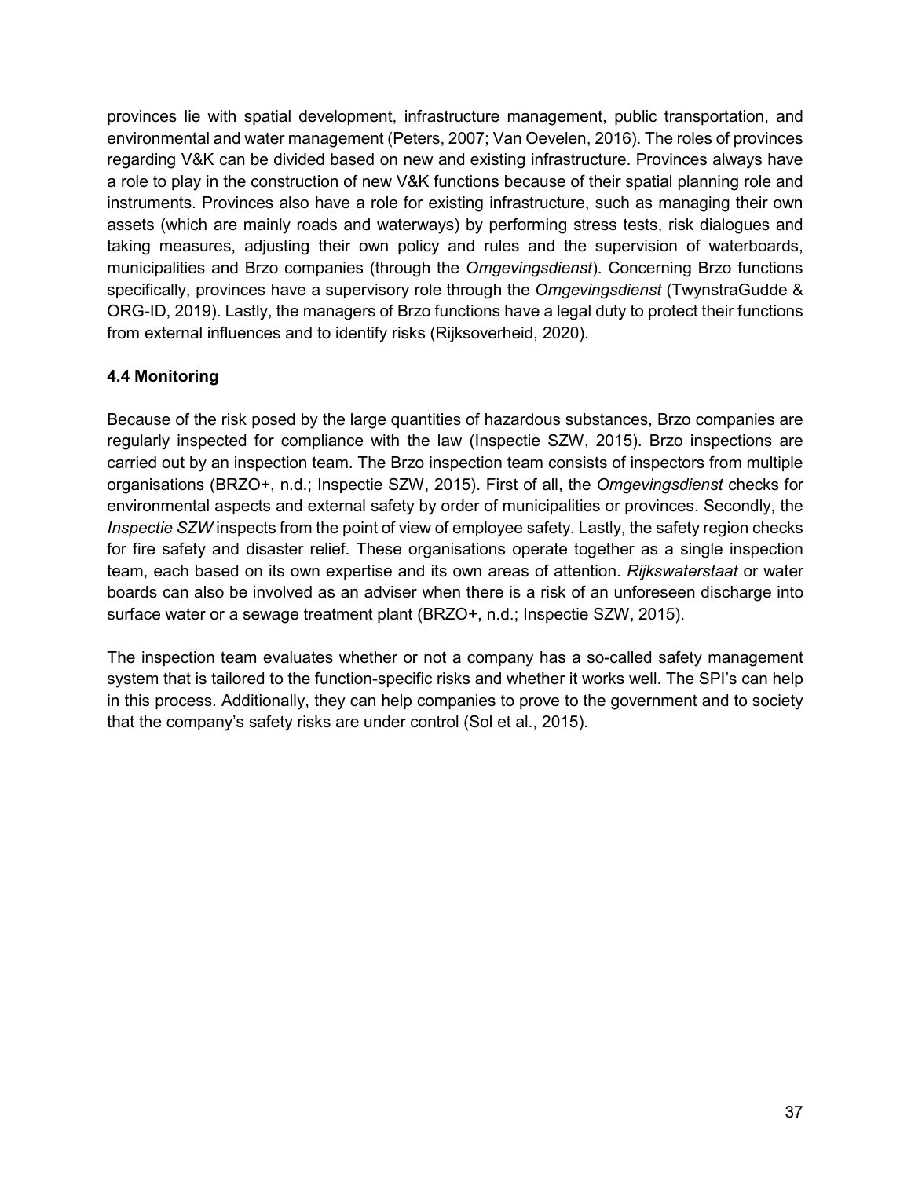provinces lie with spatial development, infrastructure management, public transportation, and environmental and water management (Peters, 2007; Van Oevelen, 2016). The roles of provinces regarding V&K can be divided based on new and existing infrastructure. Provinces always have a role to play in the construction of new V&K functions because of their spatial planning role and instruments. Provinces also have a role for existing infrastructure, such as managing their own assets (which are mainly roads and waterways) by performing stress tests, risk dialogues and taking measures, adjusting their own policy and rules and the supervision of waterboards, municipalities and Brzo companies (through the *Omgevingsdienst*). Concerning Brzo functions specifically, provinces have a supervisory role through the *Omgevingsdienst* (TwynstraGudde & ORG-ID, 2019). Lastly, the managers of Brzo functions have a legal duty to protect their functions from external influences and to identify risks (Rijksoverheid, 2020).

### 4.4 Monitoring

Because of the risk posed by the large quantities of hazardous substances, Brzo companies are regularly inspected for compliance with the law (Inspectie SZW, 2015). Brzo inspections are carried out by an inspection team. The Brzo inspection team consists of inspectors from multiple organisations (BRZO+, n.d.; Inspectie SZW, 2015). First of all, the *Omgevingsdienst* checks for environmental aspects and external safety by order of municipalities or provinces. Secondly, the *Inspectie SZW* inspects from the point of view of employee safety. Lastly, the safety region checks for fire safety and disaster relief. These organisations operate together as a single inspection team, each based on its own expertise and its own areas of attention. *Rijkswaterstaat* or water boards can also be involved as an adviser when there is a risk of an unforeseen discharge into surface water or a sewage treatment plant (BRZO+, n.d.; Inspectie SZW, 2015).

The inspection team evaluates whether or not a company has a so-called safety management system that is tailored to the function-specific risks and whether it works well. The SPI's can help in this process. Additionally, they can help companies to prove to the government and to society that the company's safety risks are under control (Sol et al., 2015).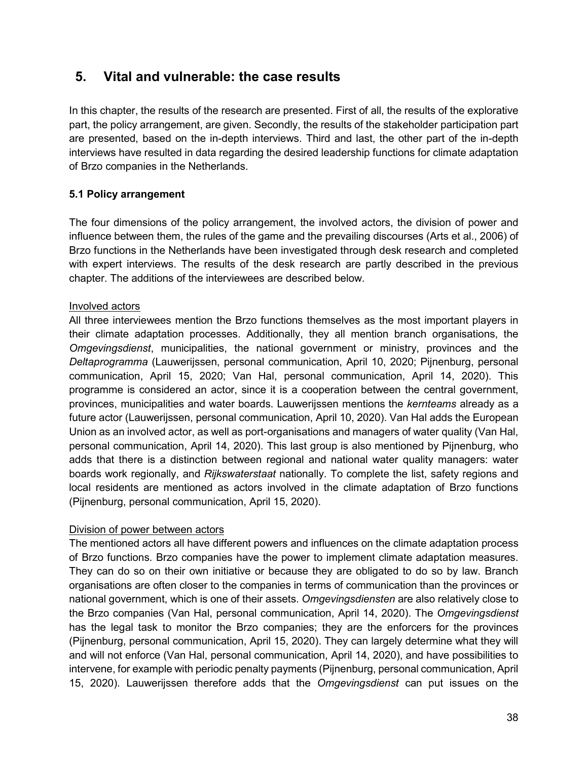# 5. Vital and vulnerable: the case results

In this chapter, the results of the research are presented. First of all, the results of the explorative part, the policy arrangement, are given. Secondly, the results of the stakeholder participation part are presented, based on the in-depth interviews. Third and last, the other part of the in-depth interviews have resulted in data regarding the desired leadership functions for climate adaptation of Brzo companies in the Netherlands.

## 5.1 Policy arrangement

The four dimensions of the policy arrangement, the involved actors, the division of power and influence between them, the rules of the game and the prevailing discourses (Arts et al., 2006) of Brzo functions in the Netherlands have been investigated through desk research and completed with expert interviews. The results of the desk research are partly described in the previous chapter. The additions of the interviewees are described below.

<u>Involved actors</u>

All three interviewees mention the Brzo functions themselves as the most important players in their climate adaptation processes. Additionally, they all mention branch organisations, the *Omgevingsdienst*, municipalities, the national government or ministry, provinces and the *Deltaprogramma* (Lauwerijssen, personal communication, April 10, 2020; Pijnenburg, personal communication, April 15, 2020; Van Hal, personal communication, April 14, 2020). This programme is considered an actor, since it is a cooperation between the central government, provinces, municipalities and water boards. Lauwerijssen mentions the *kernteams* already as a future actor (Lauwerijssen, personal communication, April 10, 2020). Van Hal adds the European Union as an involved actor, as well as port-organisations and managers of water quality (Van Hal, personal communication, April 14, 2020). This last group is also mentioned by Pijnenburg, who adds that there is a distinction between regional and national water quality managers: water boards work regionally, and *Rijkswaterstaat* nationally. To complete the list, safety regions and local residents are mentioned as actors involved in the climate adaptation of Brzo functions (Pijnenburg, personal communication, April 15, 2020).

<u>Division of power between actors</u>

The mentioned actors all have different powers and influences on the climate adaptation process of Brzo functions. Brzo companies have the power to implement climate adaptation measures. They can do so on their own initiative or because they are obligated to do so by law. Branch organisations are often closer to the companies in terms of communication than the provinces or national government, which is one of their assets. *Omgevingsdiensten* are also relatively close to the Brzo companies (Van Hal, personal communication, April 14, 2020). The *Omgevingsdienst* has the legal task to monitor the Brzo companies; they are the enforcers for the provinces (Pijnenburg, personal communication, April 15, 2020). They can largely determine what they will and will not enforce (Van Hal, personal communication, April 14, 2020), and have possibilities to intervene, for example with periodic penalty payments (Pijnenburg, personal communication, April 15, 2020). Lauwerijssen therefore adds that the *Omgevingsdienst* can put issues on the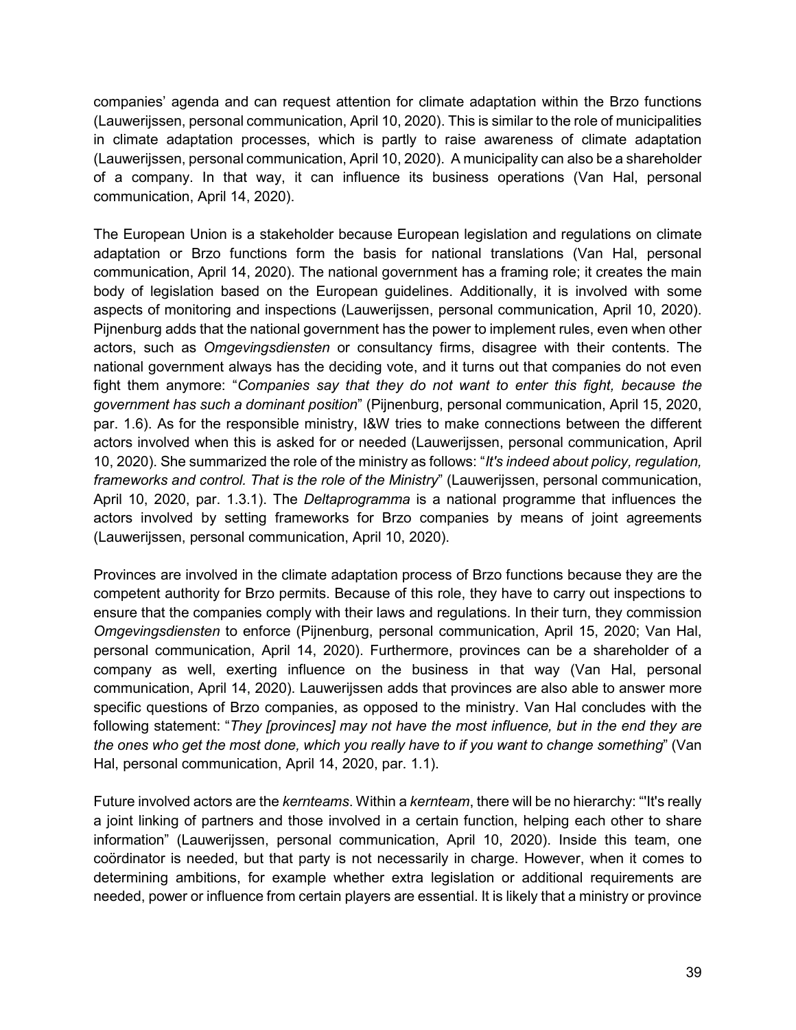companies' agenda and can request attention for climate adaptation within the Brzo functions (Lauwerijssen, personal communication, April 10, 2020). This is similar to the role of municipalities in climate adaptation processes, which is partly to raise awareness of climate adaptation (Lauwerijssen, personal communication, April 10, 2020). A municipality can also be a shareholder of a company. In that way, it can influence its business operations (Van Hal, personal communication, April 14, 2020).

The European Union is a stakeholder because European legislation and regulations on climate adaptation or Brzo functions form the basis for national translations (Van Hal, personal communication, April 14, 2020). The national government has a framing role; it creates the main body of legislation based on the European guidelines. Additionally, it is involved with some aspects of monitoring and inspections (Lauwerijssen, personal communication, April 10, 2020). Pijnenburg adds that the national government has the power to implement rules, even when other actors, such as *Omgevingsdiensten* or consultancy firms, disagree with their contents. The national government always has the deciding vote, and it turns out that companies do not even fight them anymore: "*Companies say that they do not want to enter this fight, because the government has such a dominant position*" (Pijnenburg, personal communication, April 15, 2020, par. 1.6). As for the responsible ministry, I&W tries to make connections between the different actors involved when this is asked for or needed (Lauwerijssen, personal communication, April 10, 2020). She summarized the role of the ministry as follows: "*It's indeed about policy, regulation, frameworks and control. That is the role of the Ministry*" (Lauwerijssen, personal communication, April 10, 2020, par. 1.3.1). The *Deltaprogramma* is a national programme that influences the actors involved by setting frameworks for Brzo companies by means of joint agreements (Lauwerijssen, personal communication, April 10, 2020).

Provinces are involved in the climate adaptation process of Brzo functions because they are the competent authority for Brzo permits. Because of this role, they have to carry out inspections to ensure that the companies comply with their laws and regulations. In their turn, they commission *Omgevingsdiensten* to enforce (Pijnenburg, personal communication, April 15, 2020; Van Hal, personal communication, April 14, 2020). Furthermore, provinces can be a shareholder of a company as well, exerting influence on the business in that way (Van Hal, personal communication, April 14, 2020). Lauwerijssen adds that provinces are also able to answer more specific questions of Brzo companies, as opposed to the ministry. Van Hal concludes with the following statement: "*They [provinces] may not have the most influence, but in the end they are the ones who get the most done, which you really have to if you want to change something*" (Van Hal, personal communication, April 14, 2020, par. 1.1).

Future involved actors are the *kernteams*. Within a *kernteam*, there will be no hierarchy: "'It's really a joint linking of partners and those involved in a certain function, helping each other to share information" (Lauwerijssen, personal communication, April 10, 2020). Inside this team, one coördinator is needed, but that party is not necessarily in charge. However, when it comes to determining ambitions, for example whether extra legislation or additional requirements are needed, power or influence from certain players are essential. It is likely that a ministry or province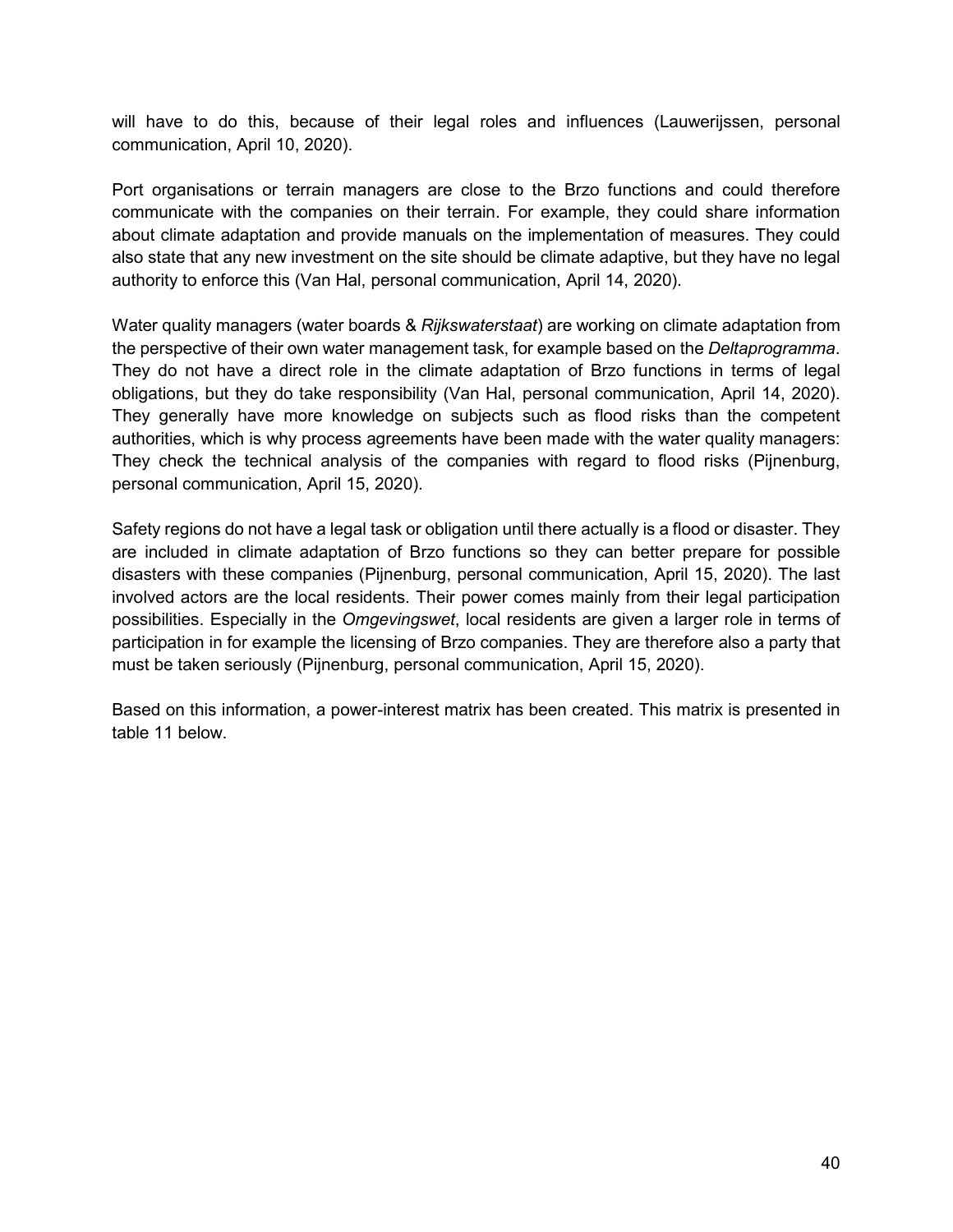will have to do this, because of their legal roles and influences (Lauwerijssen, personal communication, April 10, 2020).

Port organisations or terrain managers are close to the Brzo functions and could therefore communicate with the companies on their terrain. For example, they could share information about climate adaptation and provide manuals on the implementation of measures. They could also state that any new investment on the site should be climate adaptive, but they have no legal authority to enforce this (Van Hal, personal communication, April 14, 2020).

Water quality managers (water boards & *Rijkswaterstaat*) are working on climate adaptation from the perspective of their own water management task, for example based on the *Deltaprogramma*. They do not have a direct role in the climate adaptation of Brzo functions in terms of legal obligations, but they do take responsibility (Van Hal, personal communication, April 14, 2020). They generally have more knowledge on subjects such as flood risks than the competent authorities, which is why process agreements have been made with the water quality managers: They check the technical analysis of the companies with regard to flood risks (Pijnenburg, personal communication, April 15, 2020).

Safety regions do not have a legal task or obligation until there actually is a flood or disaster. They are included in climate adaptation of Brzo functions so they can better prepare for possible disasters with these companies (Pijnenburg, personal communication, April 15, 2020). The last involved actors are the local residents. Their power comes mainly from their legal participation possibilities. Especially in the *Omgevingswet*, local residents are given a larger role in terms of participation in for example the licensing of Brzo companies. They are therefore also a party that must be taken seriously (Pijnenburg, personal communication, April 15, 2020).

Based on this information, a power-interest matrix has been created. This matrix is presented in table 11 below.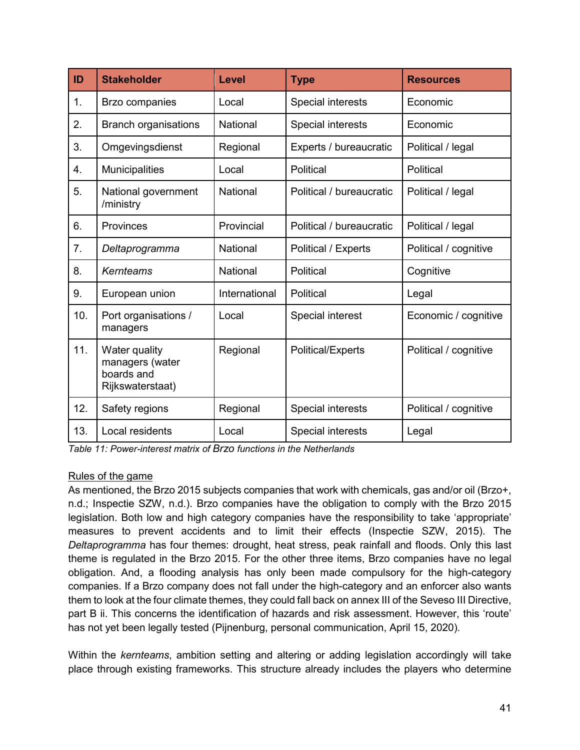| ID | Stakeholder | Level | Type | Resources |
|---|---|---|---|---|
| 1. | Brzo companies | Local | Special interests | Economic |
| 2. | Branch organisations | National | Special interests | Economic |
| 3. | Omgevingsdienst | Regional | Experts / bureaucratic | Political / legal |
| 4. | Municipalities | Local | Political | Political |
| 5. | National government /ministry | National | Political / bureaucratic | Political / legal |
| 6. | Provinces | Provincial | Political / bureaucratic | Political / legal |
| 7. | *Deltaprogramma* | National | Political / Experts | Political / cognitive |
| 8. | *Kernteams* | National | Political | Cognitive |
| 9. | European union | International | Political | Legal |
| 10. | Port organisations / managers | Local | Special interest | Economic / cognitive |
| 11. | Water quality managers (water boards and Rijkswaterstaat) | Regional | Political/Experts | Political / cognitive |
| 12. | Safety regions | Regional | Special interests | Political / cognitive |
| 13. | Local residents | Local | Special interests | Legal |

*Table 11: Power-interest matrix of Brzo functions in the Netherlands*

<u>Rules of the game</u>

As mentioned, the Brzo 2015 subjects companies that work with chemicals, gas and/or oil (Brzo+, n.d.; Inspectie SZW, n.d.). Brzo companies have the obligation to comply with the Brzo 2015 legislation. Both low and high category companies have the responsibility to take 'appropriate' measures to prevent accidents and to limit their effects (Inspectie SZW, 2015). The *Deltaprogramma* has four themes: drought, heat stress, peak rainfall and floods. Only this last theme is regulated in the Brzo 2015. For the other three items, Brzo companies have no legal obligation. And, a flooding analysis has only been made compulsory for the high-category companies. If a Brzo company does not fall under the high-category and an enforcer also wants them to look at the four climate themes, they could fall back on annex III of the Seveso III Directive, part B ii. This concerns the identification of hazards and risk assessment. However, this 'route' has not yet been legally tested (Pijnenburg, personal communication, April 15, 2020).

Within the *kernteams*, ambition setting and altering or adding legislation accordingly will take place through existing frameworks. This structure already includes the players who determine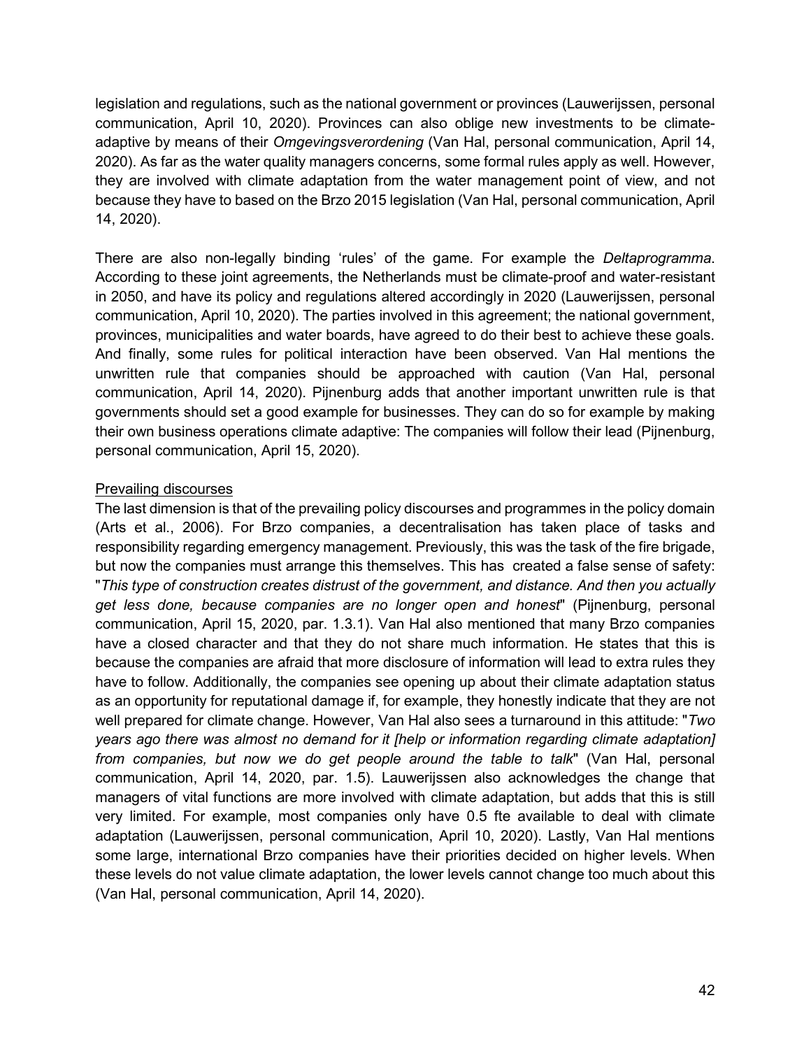legislation and regulations, such as the national government or provinces (Lauwerijssen, personal communication, April 10, 2020). Provinces can also oblige new investments to be climate-adaptive by means of their *Omgevingsverordening* (Van Hal, personal communication, April 14, 2020). As far as the water quality managers concerns, some formal rules apply as well. However, they are involved with climate adaptation from the water management point of view, and not because they have to based on the Brzo 2015 legislation (Van Hal, personal communication, April 14, 2020).

There are also non-legally binding 'rules' of the game. For example the *Deltaprogramma*. According to these joint agreements, the Netherlands must be climate-proof and water-resistant in 2050, and have its policy and regulations altered accordingly in 2020 (Lauwerijssen, personal communication, April 10, 2020). The parties involved in this agreement; the national government, provinces, municipalities and water boards, have agreed to do their best to achieve these goals. And finally, some rules for political interaction have been observed. Van Hal mentions the unwritten rule that companies should be approached with caution (Van Hal, personal communication, April 14, 2020). Pijnenburg adds that another important unwritten rule is that governments should set a good example for businesses. They can do so for example by making their own business operations climate adaptive: The companies will follow their lead (Pijnenburg, personal communication, April 15, 2020).

<u>Prevailing discourses</u>

The last dimension is that of the prevailing policy discourses and programmes in the policy domain (Arts et al., 2006). For Brzo companies, a decentralisation has taken place of tasks and responsibility regarding emergency management. Previously, this was the task of the fire brigade, but now the companies must arrange this themselves. This has created a false sense of safety: "*This type of construction creates distrust of the government, and distance. And then you actually get less done, because companies are no longer open and honest*" (Pijnenburg, personal communication, April 15, 2020, par. 1.3.1). Van Hal also mentioned that many Brzo companies have a closed character and that they do not share much information. He states that this is because the companies are afraid that more disclosure of information will lead to extra rules they have to follow. Additionally, the companies see opening up about their climate adaptation status as an opportunity for reputational damage if, for example, they honestly indicate that they are not well prepared for climate change. However, Van Hal also sees a turnaround in this attitude: "*Two years ago there was almost no demand for it [help or information regarding climate adaptation] from companies, but now we do get people around the table to talk*" (Van Hal, personal communication, April 14, 2020, par. 1.5). Lauwerijssen also acknowledges the change that managers of vital functions are more involved with climate adaptation, but adds that this is still very limited. For example, most companies only have 0.5 fte available to deal with climate adaptation (Lauwerijssen, personal communication, April 10, 2020). Lastly, Van Hal mentions some large, international Brzo companies have their priorities decided on higher levels. When these levels do not value climate adaptation, the lower levels cannot change too much about this (Van Hal, personal communication, April 14, 2020).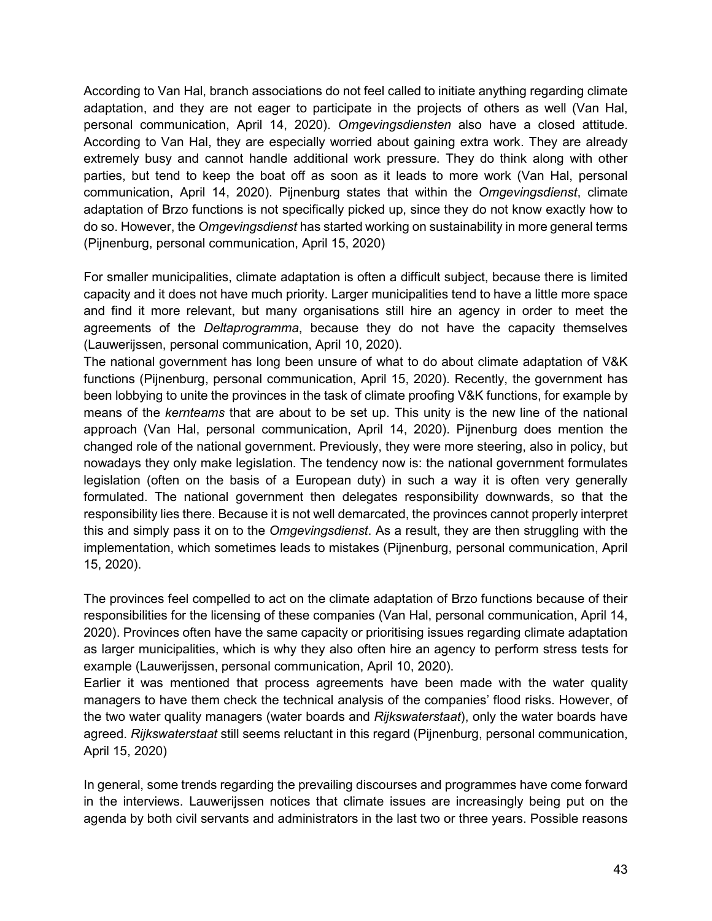According to Van Hal, branch associations do not feel called to initiate anything regarding climate adaptation, and they are not eager to participate in the projects of others as well (Van Hal, personal communication, April 14, 2020). *Omgevingsdiensten* also have a closed attitude. According to Van Hal, they are especially worried about gaining extra work. They are already extremely busy and cannot handle additional work pressure. They do think along with other parties, but tend to keep the boat off as soon as it leads to more work (Van Hal, personal communication, April 14, 2020). Pijnenburg states that within the *Omgevingsdienst*, climate adaptation of Brzo functions is not specifically picked up, since they do not know exactly how to do so. However, the *Omgevingsdienst* has started working on sustainability in more general terms (Pijnenburg, personal communication, April 15, 2020)

For smaller municipalities, climate adaptation is often a difficult subject, because there is limited capacity and it does not have much priority. Larger municipalities tend to have a little more space and find it more relevant, but many organisations still hire an agency in order to meet the agreements of the *Deltaprogramma*, because they do not have the capacity themselves (Lauwerijssen, personal communication, April 10, 2020).

The national government has long been unsure of what to do about climate adaptation of V&K functions (Pijnenburg, personal communication, April 15, 2020). Recently, the government has been lobbying to unite the provinces in the task of climate proofing V&K functions, for example by means of the *kernteams* that are about to be set up. This unity is the new line of the national approach (Van Hal, personal communication, April 14, 2020). Pijnenburg does mention the changed role of the national government. Previously, they were more steering, also in policy, but nowadays they only make legislation. The tendency now is: the national government formulates legislation (often on the basis of a European duty) in such a way it is often very generally formulated. The national government then delegates responsibility downwards, so that the responsibility lies there. Because it is not well demarcated, the provinces cannot properly interpret this and simply pass it on to the *Omgevingsdienst*. As a result, they are then struggling with the implementation, which sometimes leads to mistakes (Pijnenburg, personal communication, April 15, 2020).

The provinces feel compelled to act on the climate adaptation of Brzo functions because of their responsibilities for the licensing of these companies (Van Hal, personal communication, April 14, 2020). Provinces often have the same capacity or prioritising issues regarding climate adaptation as larger municipalities, which is why they also often hire an agency to perform stress tests for example (Lauwerijssen, personal communication, April 10, 2020).

Earlier it was mentioned that process agreements have been made with the water quality managers to have them check the technical analysis of the companies' flood risks. However, of the two water quality managers (water boards and *Rijkswaterstaat*), only the water boards have agreed. *Rijkswaterstaat* still seems reluctant in this regard (Pijnenburg, personal communication, April 15, 2020)

In general, some trends regarding the prevailing discourses and programmes have come forward in the interviews. Lauwerijssen notices that climate issues are increasingly being put on the agenda by both civil servants and administrators in the last two or three years. Possible reasons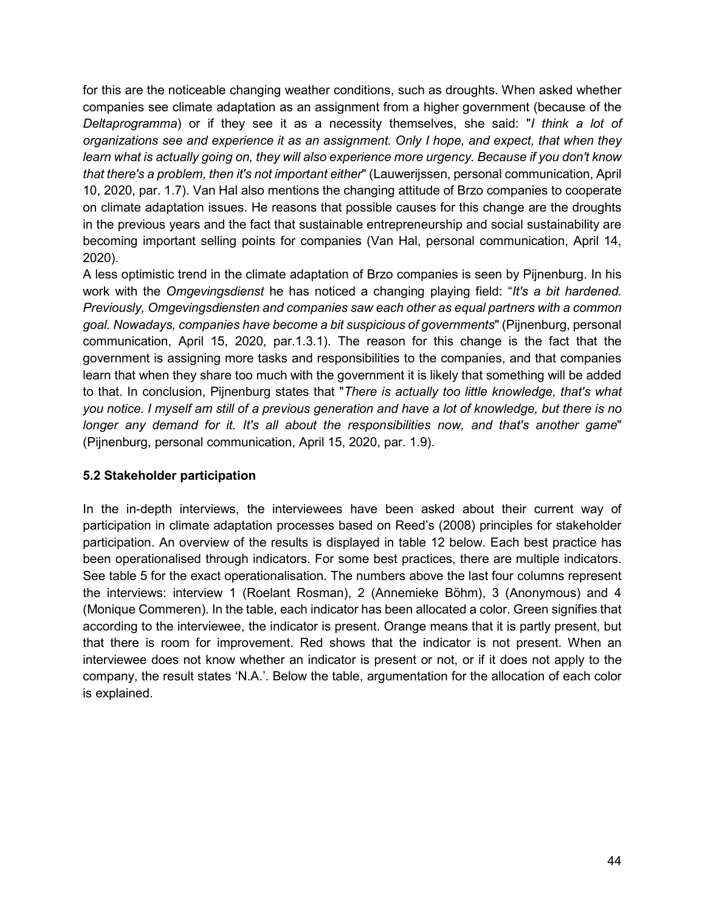for this are the noticeable changing weather conditions, such as droughts. When asked whether companies see climate adaptation as an assignment from a higher government (because of the *Deltaprogramma*) or if they see it as a necessity themselves, she said: "*I think a lot of organizations see and experience it as an assignment. Only I hope, and expect, that when they learn what is actually going on, they will also experience more urgency. Because if you don't know that there's a problem, then it's not important either*" (Lauwerijssen, personal communication, April 10, 2020, par. 1.7). Van Hal also mentions the changing attitude of Brzo companies to cooperate on climate adaptation issues. He reasons that possible causes for this change are the droughts in the previous years and the fact that sustainable entrepreneurship and social sustainability are becoming important selling points for companies (Van Hal, personal communication, April 14, 2020).

A less optimistic trend in the climate adaptation of Brzo companies is seen by Pijnenburg. In his work with the *Omgevingsdienst* he has noticed a changing playing field: "*It's a bit hardened. Previously, Omgevingsdiensten and companies saw each other as equal partners with a common goal. Nowadays, companies have become a bit suspicious of governments*" (Pijnenburg, personal communication, April 15, 2020, par.1.3.1). The reason for this change is the fact that the government is assigning more tasks and responsibilities to the companies, and that companies learn that when they share too much with the government it is likely that something will be added to that. In conclusion, Pijnenburg states that "*There is actually too little knowledge, that's what you notice. I myself am still of a previous generation and have a lot of knowledge, but there is no longer any demand for it. It's all about the responsibilities now, and that's another game*" (Pijnenburg, personal communication, April 15, 2020, par. 1.9).

### 5.2 Stakeholder participation

In the in-depth interviews, the interviewees have been asked about their current way of participation in climate adaptation processes based on Reed's (2008) principles for stakeholder participation. An overview of the results is displayed in table 12 below. Each best practice has been operationalised through indicators. For some best practices, there are multiple indicators. See table 5 for the exact operationalisation. The numbers above the last four columns represent the interviews: interview 1 (Roelant Rosman), 2 (Annemieke Böhm), 3 (Anonymous) and 4 (Monique Commeren). In the table, each indicator has been allocated a color. Green signifies that according to the interviewee, the indicator is present. Orange means that it is partly present, but that there is room for improvement. Red shows that the indicator is not present. When an interviewee does not know whether an indicator is present or not, or if it does not apply to the company, the result states 'N.A.'. Below the table, argumentation for the allocation of each color is explained.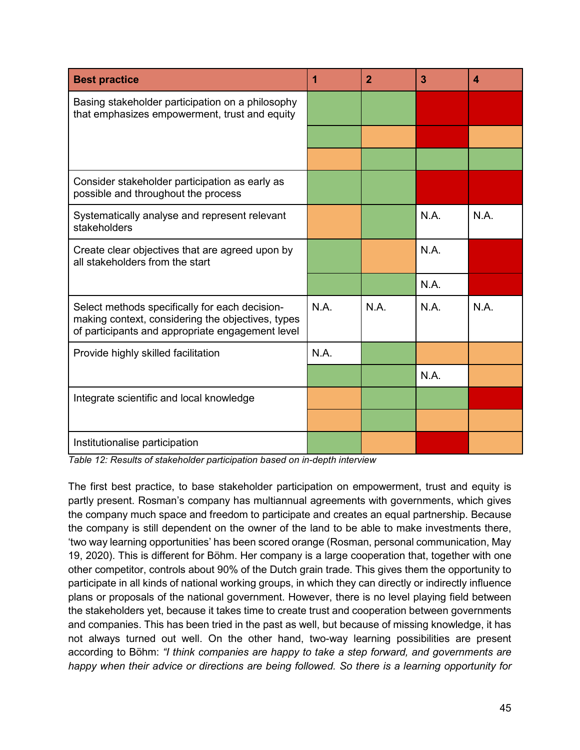| Best practice | 1 | 2 | 3 | 4 |
|---|---|---|---|---|
| Basing stakeholder participation on a philosophy that emphasizes empowerment, trust and equity | Green | Green | Red | Red |
| | Green | Orange | Red | Orange |
| | Orange | Green | Green | Green |
| Consider stakeholder participation as early as possible and throughout the process | Green | Green | Red | Red |
| Systematically analyse and represent relevant stakeholders | Orange | Green | N.A. | N.A. |
| Create clear objectives that are agreed upon by all stakeholders from the start | Green | Orange | N.A. | Red |
| | Green | Green | N.A. | Red |
| Select methods specifically for each decision-making context, considering the objectives, types of participants and appropriate engagement level | N.A. | N.A. | N.A. | N.A. |
| Provide highly skilled facilitation | N.A. | Green | Orange | Orange |
| | Green | Green | N.A. | Orange |
| Integrate scientific and local knowledge | Orange | Green | Green | Red |
| | Orange | Green | Orange | Orange |
| Institutionalise participation | Green | Orange | Red | Orange |

*Table 12: Results of stakeholder participation based on in-depth interview*

The first best practice, to base stakeholder participation on empowerment, trust and equity is partly present. Rosman's company has multiannual agreements with governments, which gives the company much space and freedom to participate and creates an equal partnership. Because the company is still dependent on the owner of the land to be able to make investments there, 'two way learning opportunities' has been scored orange (Rosman, personal communication, May 19, 2020). This is different for Böhm. Her company is a large cooperation that, together with one other competitor, controls about 90% of the Dutch grain trade. This gives them the opportunity to participate in all kinds of national working groups, in which they can directly or indirectly influence plans or proposals of the national government. However, there is no level playing field between the stakeholders yet, because it takes time to create trust and cooperation between governments and companies. This has been tried in the past as well, but because of missing knowledge, it has not always turned out well. On the other hand, two-way learning possibilities are present according to Böhm: *"I think companies are happy to take a step forward, and governments are happy when their advice or directions are being followed. So there is a learning opportunity for*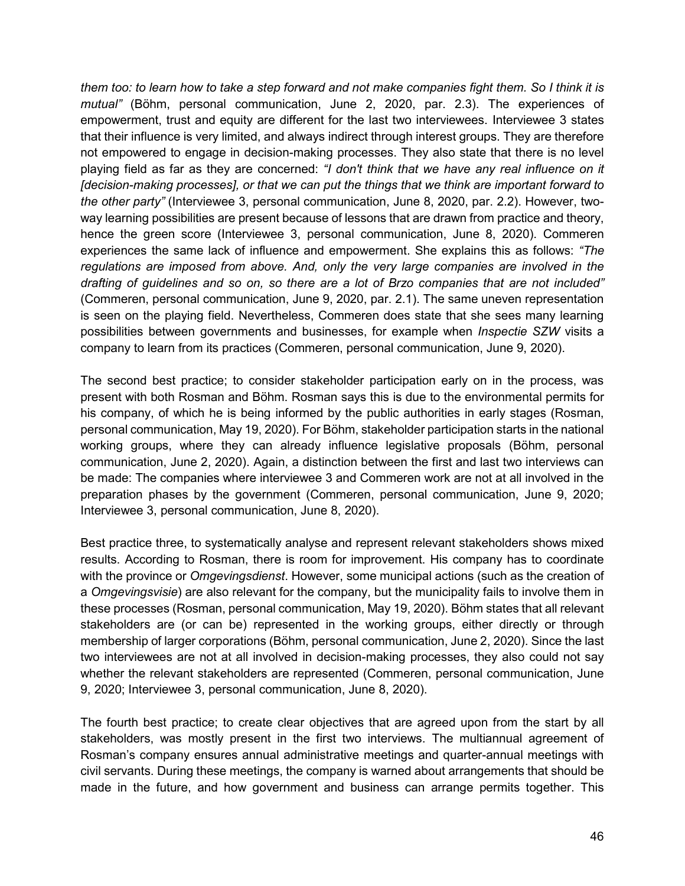*them too: to learn how to take a step forward and not make companies fight them. So I think it is mutual"* (Böhm, personal communication, June 2, 2020, par. 2.3). The experiences of empowerment, trust and equity are different for the last two interviewees. Interviewee 3 states that their influence is very limited, and always indirect through interest groups. They are therefore not empowered to engage in decision-making processes. They also state that there is no level playing field as far as they are concerned: *"I don't think that we have any real influence on it [decision-making processes], or that we can put the things that we think are important forward to the other party"* (Interviewee 3, personal communication, June 8, 2020, par. 2.2). However, two-way learning possibilities are present because of lessons that are drawn from practice and theory, hence the green score (Interviewee 3, personal communication, June 8, 2020). Commeren experiences the same lack of influence and empowerment. She explains this as follows: *"The regulations are imposed from above. And, only the very large companies are involved in the drafting of guidelines and so on, so there are a lot of Brzo companies that are not included"* (Commeren, personal communication, June 9, 2020, par. 2.1). The same uneven representation is seen on the playing field. Nevertheless, Commeren does state that she sees many learning possibilities between governments and businesses, for example when *Inspectie SZW* visits a company to learn from its practices (Commeren, personal communication, June 9, 2020).

The second best practice; to consider stakeholder participation early on in the process, was present with both Rosman and Böhm. Rosman says this is due to the environmental permits for his company, of which he is being informed by the public authorities in early stages (Rosman, personal communication, May 19, 2020). For Böhm, stakeholder participation starts in the national working groups, where they can already influence legislative proposals (Böhm, personal communication, June 2, 2020). Again, a distinction between the first and last two interviews can be made: The companies where interviewee 3 and Commeren work are not at all involved in the preparation phases by the government (Commeren, personal communication, June 9, 2020; Interviewee 3, personal communication, June 8, 2020).

Best practice three, to systematically analyse and represent relevant stakeholders shows mixed results. According to Rosman, there is room for improvement. His company has to coordinate with the province or *Omgevingsdienst*. However, some municipal actions (such as the creation of a *Omgevingsvisie*) are also relevant for the company, but the municipality fails to involve them in these processes (Rosman, personal communication, May 19, 2020). Böhm states that all relevant stakeholders are (or can be) represented in the working groups, either directly or through membership of larger corporations (Böhm, personal communication, June 2, 2020). Since the last two interviewees are not at all involved in decision-making processes, they also could not say whether the relevant stakeholders are represented (Commeren, personal communication, June 9, 2020; Interviewee 3, personal communication, June 8, 2020).

The fourth best practice; to create clear objectives that are agreed upon from the start by all stakeholders, was mostly present in the first two interviews. The multiannual agreement of Rosman's company ensures annual administrative meetings and quarter-annual meetings with civil servants. During these meetings, the company is warned about arrangements that should be made in the future, and how government and business can arrange permits together. This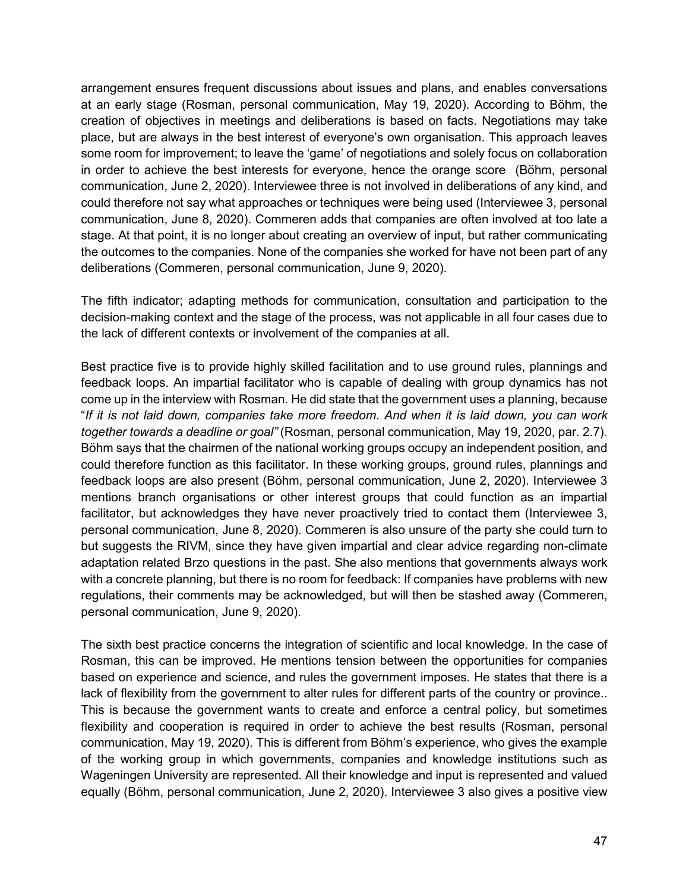arrangement ensures frequent discussions about issues and plans, and enables conversations at an early stage (Rosman, personal communication, May 19, 2020). According to Böhm, the creation of objectives in meetings and deliberations is based on facts. Negotiations may take place, but are always in the best interest of everyone's own organisation. This approach leaves some room for improvement; to leave the 'game' of negotiations and solely focus on collaboration in order to achieve the best interests for everyone, hence the orange score (Böhm, personal communication, June 2, 2020). Interviewee three is not involved in deliberations of any kind, and could therefore not say what approaches or techniques were being used (Interviewee 3, personal communication, June 8, 2020). Commeren adds that companies are often involved at too late a stage. At that point, it is no longer about creating an overview of input, but rather communicating the outcomes to the companies. None of the companies she worked for have not been part of any deliberations (Commeren, personal communication, June 9, 2020).

The fifth indicator; adapting methods for communication, consultation and participation to the decision-making context and the stage of the process, was not applicable in all four cases due to the lack of different contexts or involvement of the companies at all.

Best practice five is to provide highly skilled facilitation and to use ground rules, plannings and feedback loops. An impartial facilitator who is capable of dealing with group dynamics has not come up in the interview with Rosman. He did state that the government uses a planning, because "*If it is not laid down, companies take more freedom. And when it is laid down, you can work together towards a deadline or goal"* (Rosman, personal communication, May 19, 2020, par. 2.7). Böhm says that the chairmen of the national working groups occupy an independent position, and could therefore function as this facilitator. In these working groups, ground rules, plannings and feedback loops are also present (Böhm, personal communication, June 2, 2020). Interviewee 3 mentions branch organisations or other interest groups that could function as an impartial facilitator, but acknowledges they have never proactively tried to contact them (Interviewee 3, personal communication, June 8, 2020). Commeren is also unsure of the party she could turn to but suggests the RIVM, since they have given impartial and clear advice regarding non-climate adaptation related Brzo questions in the past. She also mentions that governments always work with a concrete planning, but there is no room for feedback: If companies have problems with new regulations, their comments may be acknowledged, but will then be stashed away (Commeren, personal communication, June 9, 2020).

The sixth best practice concerns the integration of scientific and local knowledge. In the case of Rosman, this can be improved. He mentions tension between the opportunities for companies based on experience and science, and rules the government imposes. He states that there is a lack of flexibility from the government to alter rules for different parts of the country or province.. This is because the government wants to create and enforce a central policy, but sometimes flexibility and cooperation is required in order to achieve the best results (Rosman, personal communication, May 19, 2020). This is different from Böhm's experience, who gives the example of the working group in which governments, companies and knowledge institutions such as Wageningen University are represented. All their knowledge and input is represented and valued equally (Böhm, personal communication, June 2, 2020). Interviewee 3 also gives a positive view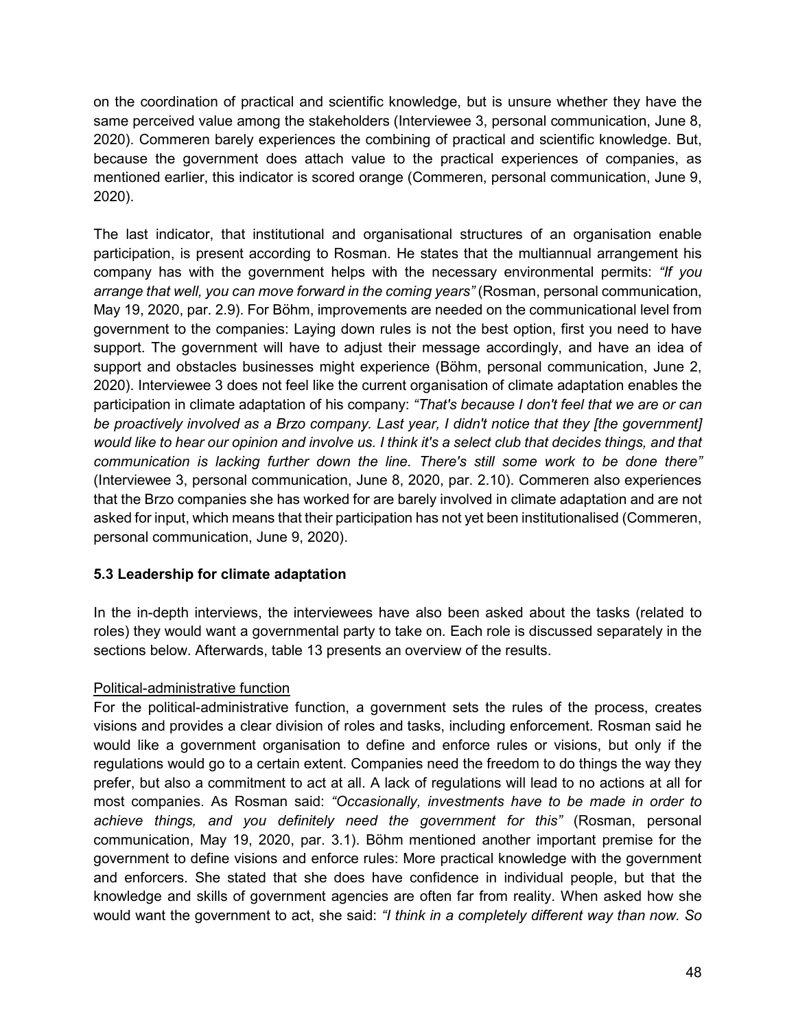on the coordination of practical and scientific knowledge, but is unsure whether they have the same perceived value among the stakeholders (Interviewee 3, personal communication, June 8, 2020). Commeren barely experiences the combining of practical and scientific knowledge. But, because the government does attach value to the practical experiences of companies, as mentioned earlier, this indicator is scored orange (Commeren, personal communication, June 9, 2020).

The last indicator, that institutional and organisational structures of an organisation enable participation, is present according to Rosman. He states that the multiannual arrangement his company has with the government helps with the necessary environmental permits: *"If you arrange that well, you can move forward in the coming years"* (Rosman, personal communication, May 19, 2020, par. 2.9). For Böhm, improvements are needed on the communicational level from government to the companies: Laying down rules is not the best option, first you need to have support. The government will have to adjust their message accordingly, and have an idea of support and obstacles businesses might experience (Böhm, personal communication, June 2, 2020). Interviewee 3 does not feel like the current organisation of climate adaptation enables the participation in climate adaptation of his company: *"That's because I don't feel that we are or can be proactively involved as a Brzo company. Last year, I didn't notice that they [the government] would like to hear our opinion and involve us. I think it's a select club that decides things, and that communication is lacking further down the line. There's still some work to be done there"* (Interviewee 3, personal communication, June 8, 2020, par. 2.10). Commeren also experiences that the Brzo companies she has worked for are barely involved in climate adaptation and are not asked for input, which means that their participation has not yet been institutionalised (Commeren, personal communication, June 9, 2020).

### 5.3 Leadership for climate adaptation

In the in-depth interviews, the interviewees have also been asked about the tasks (related to roles) they would want a governmental party to take on. Each role is discussed separately in the sections below. Afterwards, table 13 presents an overview of the results.

<u>Political-administrative function</u>

For the political-administrative function, a government sets the rules of the process, creates visions and provides a clear division of roles and tasks, including enforcement. Rosman said he would like a government organisation to define and enforce rules or visions, but only if the regulations would go to a certain extent. Companies need the freedom to do things the way they prefer, but also a commitment to act at all. A lack of regulations will lead to no actions at all for most companies. As Rosman said: *"Occasionally, investments have to be made in order to achieve things, and you definitely need the government for this"* (Rosman, personal communication, May 19, 2020, par. 3.1). Böhm mentioned another important premise for the government to define visions and enforce rules: More practical knowledge with the government and enforcers. She stated that she does have confidence in individual people, but that the knowledge and skills of government agencies are often far from reality. When asked how she would want the government to act, she said: *"I think in a completely different way than now. So*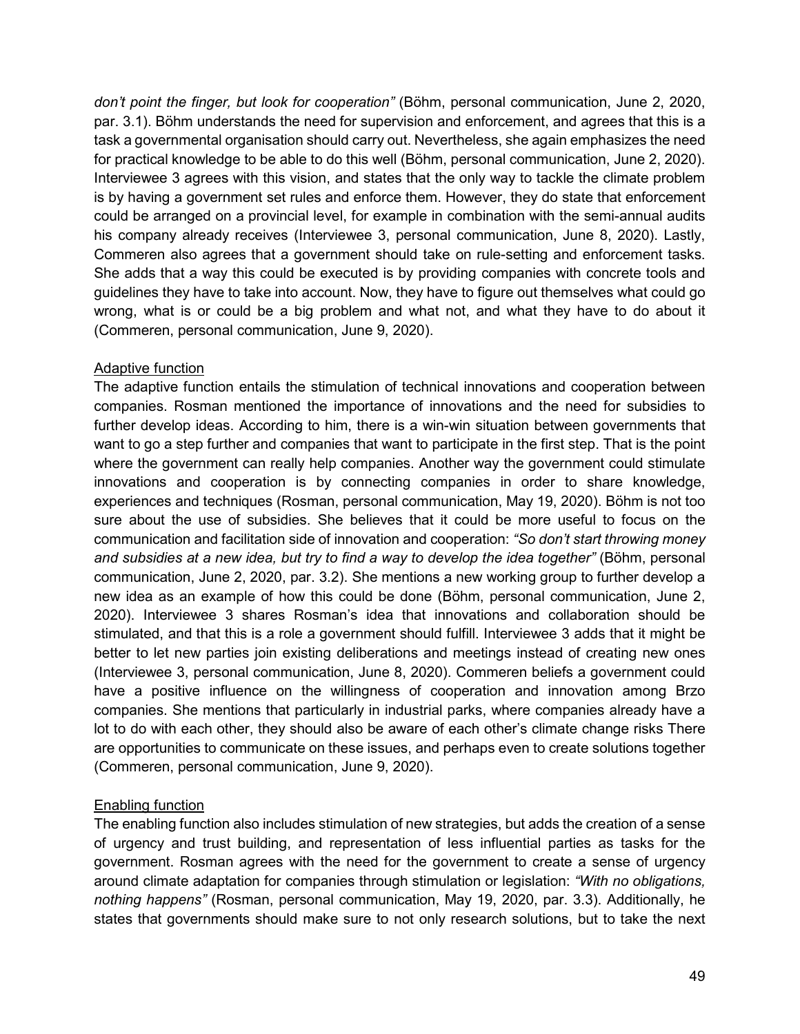*don't point the finger, but look for cooperation"* (Böhm, personal communication, June 2, 2020, par. 3.1). Böhm understands the need for supervision and enforcement, and agrees that this is a task a governmental organisation should carry out. Nevertheless, she again emphasizes the need for practical knowledge to be able to do this well (Böhm, personal communication, June 2, 2020). Interviewee 3 agrees with this vision, and states that the only way to tackle the climate problem is by having a government set rules and enforce them. However, they do state that enforcement could be arranged on a provincial level, for example in combination with the semi-annual audits his company already receives (Interviewee 3, personal communication, June 8, 2020). Lastly, Commeren also agrees that a government should take on rule-setting and enforcement tasks. She adds that a way this could be executed is by providing companies with concrete tools and guidelines they have to take into account. Now, they have to figure out themselves what could go wrong, what is or could be a big problem and what not, and what they have to do about it (Commeren, personal communication, June 9, 2020).

<u>Adaptive function</u>

The adaptive function entails the stimulation of technical innovations and cooperation between companies. Rosman mentioned the importance of innovations and the need for subsidies to further develop ideas. According to him, there is a win-win situation between governments that want to go a step further and companies that want to participate in the first step. That is the point where the government can really help companies. Another way the government could stimulate innovations and cooperation is by connecting companies in order to share knowledge, experiences and techniques (Rosman, personal communication, May 19, 2020). Böhm is not too sure about the use of subsidies. She believes that it could be more useful to focus on the communication and facilitation side of innovation and cooperation: *"So don't start throwing money and subsidies at a new idea, but try to find a way to develop the idea together"* (Böhm, personal communication, June 2, 2020, par. 3.2). She mentions a new working group to further develop a new idea as an example of how this could be done (Böhm, personal communication, June 2, 2020). Interviewee 3 shares Rosman's idea that innovations and collaboration should be stimulated, and that this is a role a government should fulfill. Interviewee 3 adds that it might be better to let new parties join existing deliberations and meetings instead of creating new ones (Interviewee 3, personal communication, June 8, 2020). Commeren beliefs a government could have a positive influence on the willingness of cooperation and innovation among Brzo companies. She mentions that particularly in industrial parks, where companies already have a lot to do with each other, they should also be aware of each other's climate change risks There are opportunities to communicate on these issues, and perhaps even to create solutions together (Commeren, personal communication, June 9, 2020).

<u>Enabling function</u>

The enabling function also includes stimulation of new strategies, but adds the creation of a sense of urgency and trust building, and representation of less influential parties as tasks for the government. Rosman agrees with the need for the government to create a sense of urgency around climate adaptation for companies through stimulation or legislation: *"With no obligations, nothing happens"* (Rosman, personal communication, May 19, 2020, par. 3.3). Additionally, he states that governments should make sure to not only research solutions, but to take the next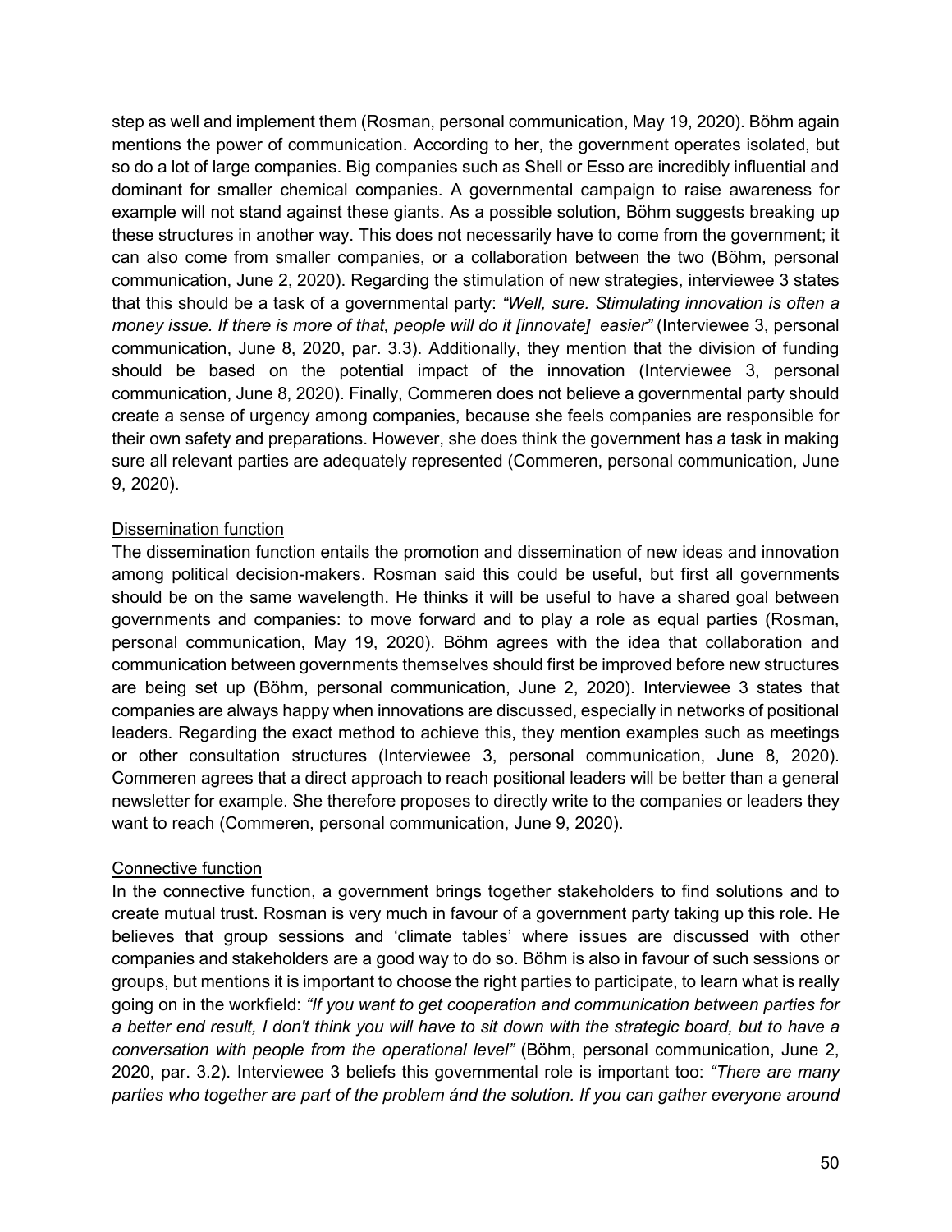step as well and implement them (Rosman, personal communication, May 19, 2020). Böhm again mentions the power of communication. According to her, the government operates isolated, but so do a lot of large companies. Big companies such as Shell or Esso are incredibly influential and dominant for smaller chemical companies. A governmental campaign to raise awareness for example will not stand against these giants. As a possible solution, Böhm suggests breaking up these structures in another way. This does not necessarily have to come from the government; it can also come from smaller companies, or a collaboration between the two (Böhm, personal communication, June 2, 2020). Regarding the stimulation of new strategies, interviewee 3 states that this should be a task of a governmental party: *"Well, sure. Stimulating innovation is often a money issue. If there is more of that, people will do it [innovate] easier"* (Interviewee 3, personal communication, June 8, 2020, par. 3.3). Additionally, they mention that the division of funding should be based on the potential impact of the innovation (Interviewee 3, personal communication, June 8, 2020). Finally, Commeren does not believe a governmental party should create a sense of urgency among companies, because she feels companies are responsible for their own safety and preparations. However, she does think the government has a task in making sure all relevant parties are adequately represented (Commeren, personal communication, June 9, 2020).

### Dissemination function

The dissemination function entails the promotion and dissemination of new ideas and innovation among political decision-makers. Rosman said this could be useful, but first all governments should be on the same wavelength. He thinks it will be useful to have a shared goal between governments and companies: to move forward and to play a role as equal parties (Rosman, personal communication, May 19, 2020). Böhm agrees with the idea that collaboration and communication between governments themselves should first be improved before new structures are being set up (Böhm, personal communication, June 2, 2020). Interviewee 3 states that companies are always happy when innovations are discussed, especially in networks of positional leaders. Regarding the exact method to achieve this, they mention examples such as meetings or other consultation structures (Interviewee 3, personal communication, June 8, 2020). Commeren agrees that a direct approach to reach positional leaders will be better than a general newsletter for example. She therefore proposes to directly write to the companies or leaders they want to reach (Commeren, personal communication, June 9, 2020).

### Connective function

In the connective function, a government brings together stakeholders to find solutions and to create mutual trust. Rosman is very much in favour of a government party taking up this role. He believes that group sessions and 'climate tables' where issues are discussed with other companies and stakeholders are a good way to do so. Böhm is also in favour of such sessions or groups, but mentions it is important to choose the right parties to participate, to learn what is really going on in the workfield: *"If you want to get cooperation and communication between parties for a better end result, I don't think you will have to sit down with the strategic board, but to have a conversation with people from the operational level"* (Böhm, personal communication, June 2, 2020, par. 3.2). Interviewee 3 beliefs this governmental role is important too: *"There are many parties who together are part of the problem ánd the solution. If you can gather everyone around*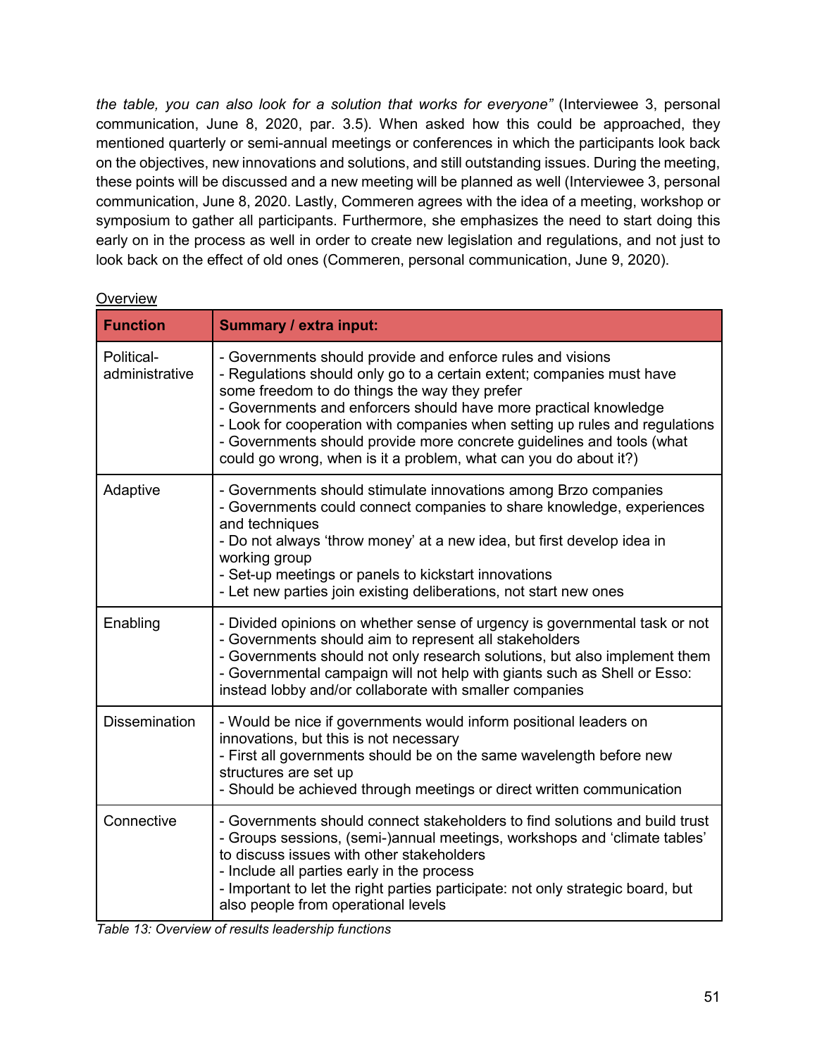*the table, you can also look for a solution that works for everyone"* (Interviewee 3, personal communication, June 8, 2020, par. 3.5). When asked how this could be approached, they mentioned quarterly or semi-annual meetings or conferences in which the participants look back on the objectives, new innovations and solutions, and still outstanding issues. During the meeting, these points will be discussed and a new meeting will be planned as well (Interviewee 3, personal communication, June 8, 2020. Lastly, Commeren agrees with the idea of a meeting, workshop or symposium to gather all participants. Furthermore, she emphasizes the need to start doing this early on in the process as well in order to create new legislation and regulations, and not just to look back on the effect of old ones (Commeren, personal communication, June 9, 2020).

Overview

| Function | Summary / extra input: |
|---|---|
| Political-administrative | - Governments should provide and enforce rules and visions<br>- Regulations should only go to a certain extent; companies must have some freedom to do things the way they prefer<br>- Governments and enforcers should have more practical knowledge<br>- Look for cooperation with companies when setting up rules and regulations<br>- Governments should provide more concrete guidelines and tools (what could go wrong, when is it a problem, what can you do about it?) |
| Adaptive | - Governments should stimulate innovations among Brzo companies<br>- Governments could connect companies to share knowledge, experiences and techniques<br>- Do not always 'throw money' at a new idea, but first develop idea in working group<br>- Set-up meetings or panels to kickstart innovations<br>- Let new parties join existing deliberations, not start new ones |
| Enabling | - Divided opinions on whether sense of urgency is governmental task or not<br>- Governments should aim to represent all stakeholders<br>- Governments should not only research solutions, but also implement them<br>- Governmental campaign will not help with giants such as Shell or Esso: instead lobby and/or collaborate with smaller companies |
| Dissemination | - Would be nice if governments would inform positional leaders on innovations, but this is not necessary<br>- First all governments should be on the same wavelength before new structures are set up<br>- Should be achieved through meetings or direct written communication |
| Connective | - Governments should connect stakeholders to find solutions and build trust<br>- Groups sessions, (semi-)annual meetings, workshops and 'climate tables' to discuss issues with other stakeholders<br>- Include all parties early in the process<br>- Important to let the right parties participate: not only strategic board, but also people from operational levels |

*Table 13: Overview of results leadership functions*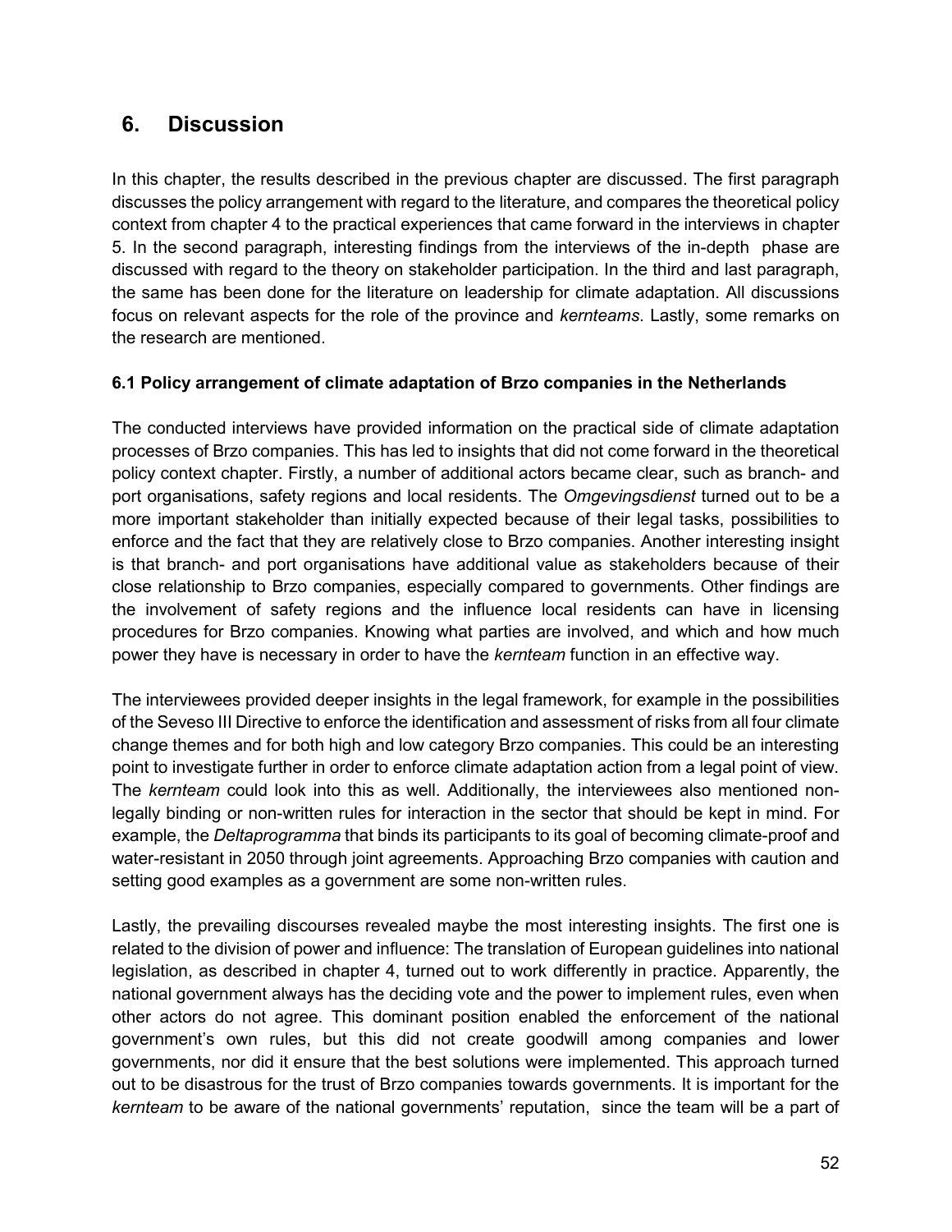# 6. Discussion

In this chapter, the results described in the previous chapter are discussed. The first paragraph discusses the policy arrangement with regard to the literature, and compares the theoretical policy context from chapter 4 to the practical experiences that came forward in the interviews in chapter 5. In the second paragraph, interesting findings from the interviews of the in-depth phase are discussed with regard to the theory on stakeholder participation. In the third and last paragraph, the same has been done for the literature on leadership for climate adaptation. All discussions focus on relevant aspects for the role of the province and *kernteams*. Lastly, some remarks on the research are mentioned.

### 6.1 Policy arrangement of climate adaptation of Brzo companies in the Netherlands

The conducted interviews have provided information on the practical side of climate adaptation processes of Brzo companies. This has led to insights that did not come forward in the theoretical policy context chapter. Firstly, a number of additional actors became clear, such as branch- and port organisations, safety regions and local residents. The *Omgevingsdienst* turned out to be a more important stakeholder than initially expected because of their legal tasks, possibilities to enforce and the fact that they are relatively close to Brzo companies. Another interesting insight is that branch- and port organisations have additional value as stakeholders because of their close relationship to Brzo companies, especially compared to governments. Other findings are the involvement of safety regions and the influence local residents can have in licensing procedures for Brzo companies. Knowing what parties are involved, and which and how much power they have is necessary in order to have the *kernteam* function in an effective way.

The interviewees provided deeper insights in the legal framework, for example in the possibilities of the Seveso III Directive to enforce the identification and assessment of risks from all four climate change themes and for both high and low category Brzo companies. This could be an interesting point to investigate further in order to enforce climate adaptation action from a legal point of view. The *kernteam* could look into this as well. Additionally, the interviewees also mentioned non-legally binding or non-written rules for interaction in the sector that should be kept in mind. For example, the *Deltaprogramma* that binds its participants to its goal of becoming climate-proof and water-resistant in 2050 through joint agreements. Approaching Brzo companies with caution and setting good examples as a government are some non-written rules.

Lastly, the prevailing discourses revealed maybe the most interesting insights. The first one is related to the division of power and influence: The translation of European guidelines into national legislation, as described in chapter 4, turned out to work differently in practice. Apparently, the national government always has the deciding vote and the power to implement rules, even when other actors do not agree. This dominant position enabled the enforcement of the national government's own rules, but this did not create goodwill among companies and lower governments, nor did it ensure that the best solutions were implemented. This approach turned out to be disastrous for the trust of Brzo companies towards governments. It is important for the *kernteam* to be aware of the national governments' reputation, since the team will be a part of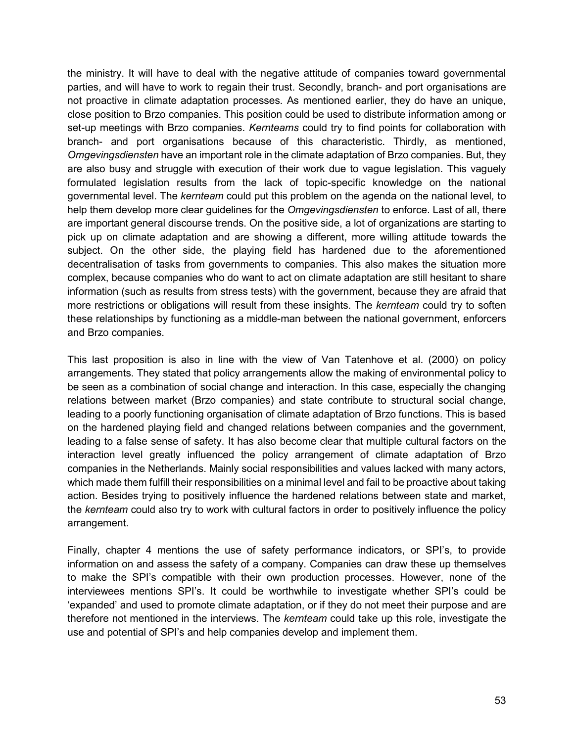the ministry. It will have to deal with the negative attitude of companies toward governmental parties, and will have to work to regain their trust. Secondly, branch- and port organisations are not proactive in climate adaptation processes. As mentioned earlier, they do have an unique, close position to Brzo companies. This position could be used to distribute information among or set-up meetings with Brzo companies. *Kernteams* could try to find points for collaboration with branch- and port organisations because of this characteristic. Thirdly, as mentioned, *Omgevingsdiensten* have an important role in the climate adaptation of Brzo companies. But, they are also busy and struggle with execution of their work due to vague legislation. This vaguely formulated legislation results from the lack of topic-specific knowledge on the national governmental level. The *kernteam* could put this problem on the agenda on the national level*,* to help them develop more clear guidelines for the *Omgevingsdiensten* to enforce. Last of all, there are important general discourse trends. On the positive side, a lot of organizations are starting to pick up on climate adaptation and are showing a different, more willing attitude towards the subject. On the other side, the playing field has hardened due to the aforementioned decentralisation of tasks from governments to companies. This also makes the situation more complex, because companies who do want to act on climate adaptation are still hesitant to share information (such as results from stress tests) with the government, because they are afraid that more restrictions or obligations will result from these insights. The *kernteam* could try to soften these relationships by functioning as a middle-man between the national government, enforcers and Brzo companies.

This last proposition is also in line with the view of Van Tatenhove et al. (2000) on policy arrangements. They stated that policy arrangements allow the making of environmental policy to be seen as a combination of social change and interaction. In this case, especially the changing relations between market (Brzo companies) and state contribute to structural social change, leading to a poorly functioning organisation of climate adaptation of Brzo functions. This is based on the hardened playing field and changed relations between companies and the government, leading to a false sense of safety. It has also become clear that multiple cultural factors on the interaction level greatly influenced the policy arrangement of climate adaptation of Brzo companies in the Netherlands. Mainly social responsibilities and values lacked with many actors, which made them fulfill their responsibilities on a minimal level and fail to be proactive about taking action. Besides trying to positively influence the hardened relations between state and market, the *kernteam* could also try to work with cultural factors in order to positively influence the policy arrangement.

Finally, chapter 4 mentions the use of safety performance indicators, or SPI's, to provide information on and assess the safety of a company. Companies can draw these up themselves to make the SPI's compatible with their own production processes. However, none of the interviewees mentions SPI's. It could be worthwhile to investigate whether SPI's could be 'expanded' and used to promote climate adaptation, or if they do not meet their purpose and are therefore not mentioned in the interviews. The *kernteam* could take up this role, investigate the use and potential of SPI's and help companies develop and implement them.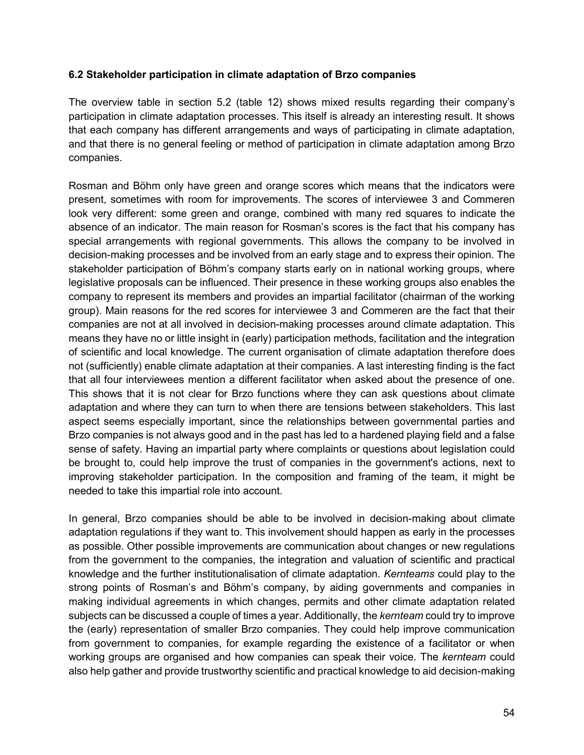### 6.2 Stakeholder participation in climate adaptation of Brzo companies

The overview table in section 5.2 (table 12) shows mixed results regarding their company's participation in climate adaptation processes. This itself is already an interesting result. It shows that each company has different arrangements and ways of participating in climate adaptation, and that there is no general feeling or method of participation in climate adaptation among Brzo companies.

Rosman and Böhm only have green and orange scores which means that the indicators were present, sometimes with room for improvements. The scores of interviewee 3 and Commeren look very different: some green and orange, combined with many red squares to indicate the absence of an indicator. The main reason for Rosman's scores is the fact that his company has special arrangements with regional governments. This allows the company to be involved in decision-making processes and be involved from an early stage and to express their opinion. The stakeholder participation of Böhm's company starts early on in national working groups, where legislative proposals can be influenced. Their presence in these working groups also enables the company to represent its members and provides an impartial facilitator (chairman of the working group). Main reasons for the red scores for interviewee 3 and Commeren are the fact that their companies are not at all involved in decision-making processes around climate adaptation. This means they have no or little insight in (early) participation methods, facilitation and the integration of scientific and local knowledge. The current organisation of climate adaptation therefore does not (sufficiently) enable climate adaptation at their companies. A last interesting finding is the fact that all four interviewees mention a different facilitator when asked about the presence of one. This shows that it is not clear for Brzo functions where they can ask questions about climate adaptation and where they can turn to when there are tensions between stakeholders. This last aspect seems especially important, since the relationships between governmental parties and Brzo companies is not always good and in the past has led to a hardened playing field and a false sense of safety. Having an impartial party where complaints or questions about legislation could be brought to, could help improve the trust of companies in the government's actions, next to improving stakeholder participation. In the composition and framing of the team, it might be needed to take this impartial role into account.

In general, Brzo companies should be able to be involved in decision-making about climate adaptation regulations if they want to. This involvement should happen as early in the processes as possible. Other possible improvements are communication about changes or new regulations from the government to the companies, the integration and valuation of scientific and practical knowledge and the further institutionalisation of climate adaptation. *Kernteams* could play to the strong points of Rosman's and Böhm's company, by aiding governments and companies in making individual agreements in which changes, permits and other climate adaptation related subjects can be discussed a couple of times a year. Additionally, the *kernteam* could try to improve the (early) representation of smaller Brzo companies. They could help improve communication from government to companies, for example regarding the existence of a facilitator or when working groups are organised and how companies can speak their voice. The *kernteam* could also help gather and provide trustworthy scientific and practical knowledge to aid decision-making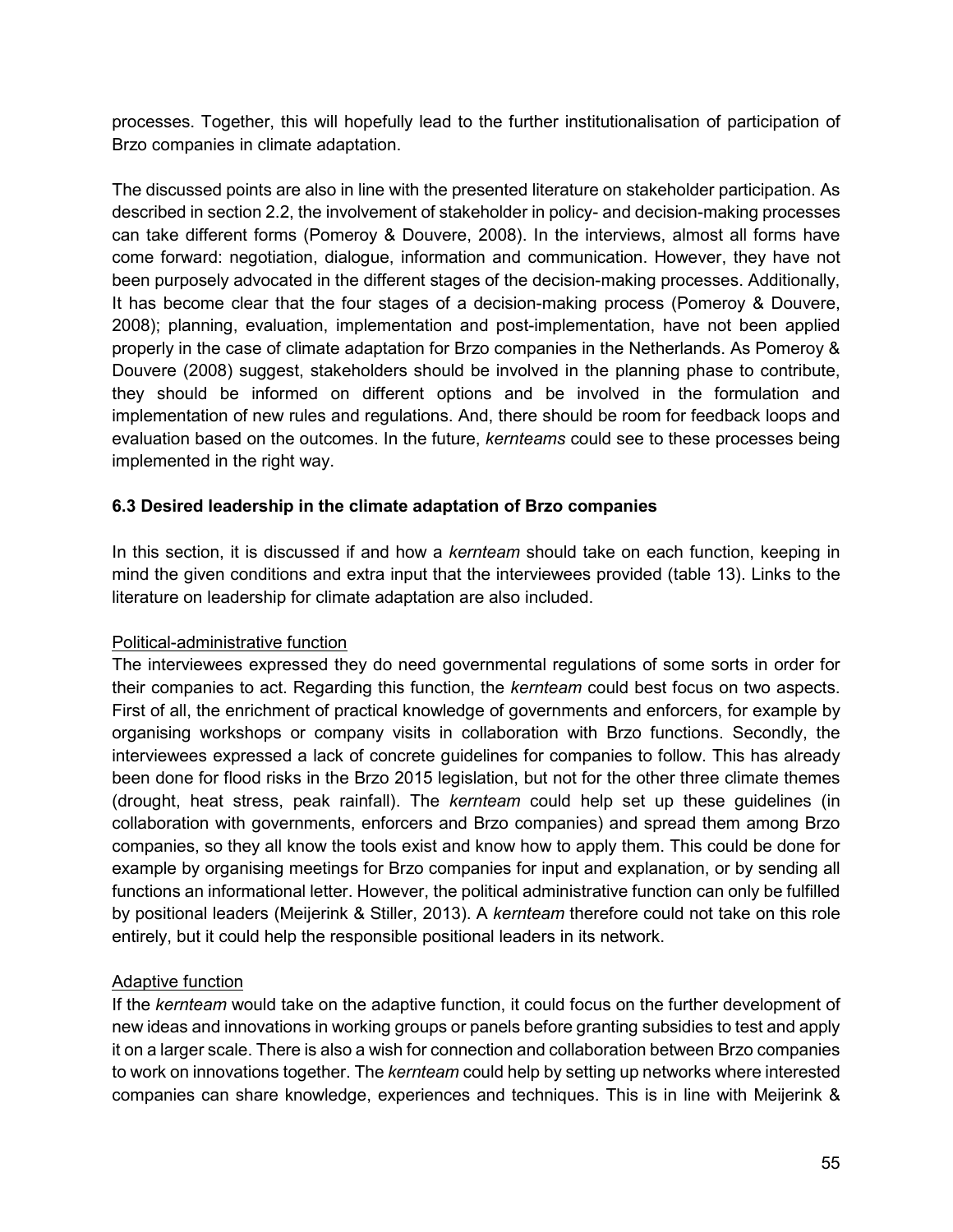processes. Together, this will hopefully lead to the further institutionalisation of participation of Brzo companies in climate adaptation.

The discussed points are also in line with the presented literature on stakeholder participation. As described in section 2.2, the involvement of stakeholder in policy- and decision-making processes can take different forms (Pomeroy & Douvere, 2008). In the interviews, almost all forms have come forward: negotiation, dialogue, information and communication. However, they have not been purposely advocated in the different stages of the decision-making processes. Additionally, It has become clear that the four stages of a decision-making process (Pomeroy & Douvere, 2008); planning, evaluation, implementation and post-implementation, have not been applied properly in the case of climate adaptation for Brzo companies in the Netherlands. As Pomeroy & Douvere (2008) suggest, stakeholders should be involved in the planning phase to contribute, they should be informed on different options and be involved in the formulation and implementation of new rules and regulations. And, there should be room for feedback loops and evaluation based on the outcomes. In the future, *kernteams* could see to these processes being implemented in the right way.

### 6.3 Desired leadership in the climate adaptation of Brzo companies

In this section, it is discussed if and how a *kernteam* should take on each function, keeping in mind the given conditions and extra input that the interviewees provided (table 13). Links to the literature on leadership for climate adaptation are also included.

<u>Political-administrative function</u>

The interviewees expressed they do need governmental regulations of some sorts in order for their companies to act. Regarding this function, the *kernteam* could best focus on two aspects. First of all, the enrichment of practical knowledge of governments and enforcers, for example by organising workshops or company visits in collaboration with Brzo functions. Secondly, the interviewees expressed a lack of concrete guidelines for companies to follow. This has already been done for flood risks in the Brzo 2015 legislation, but not for the other three climate themes (drought, heat stress, peak rainfall). The *kernteam* could help set up these guidelines (in collaboration with governments, enforcers and Brzo companies) and spread them among Brzo companies, so they all know the tools exist and know how to apply them. This could be done for example by organising meetings for Brzo companies for input and explanation, or by sending all functions an informational letter. However, the political administrative function can only be fulfilled by positional leaders (Meijerink & Stiller, 2013). A *kernteam* therefore could not take on this role entirely, but it could help the responsible positional leaders in its network.

<u>Adaptive function</u>

If the *kernteam* would take on the adaptive function, it could focus on the further development of new ideas and innovations in working groups or panels before granting subsidies to test and apply it on a larger scale. There is also a wish for connection and collaboration between Brzo companies to work on innovations together. The *kernteam* could help by setting up networks where interested companies can share knowledge, experiences and techniques. This is in line with Meijerink &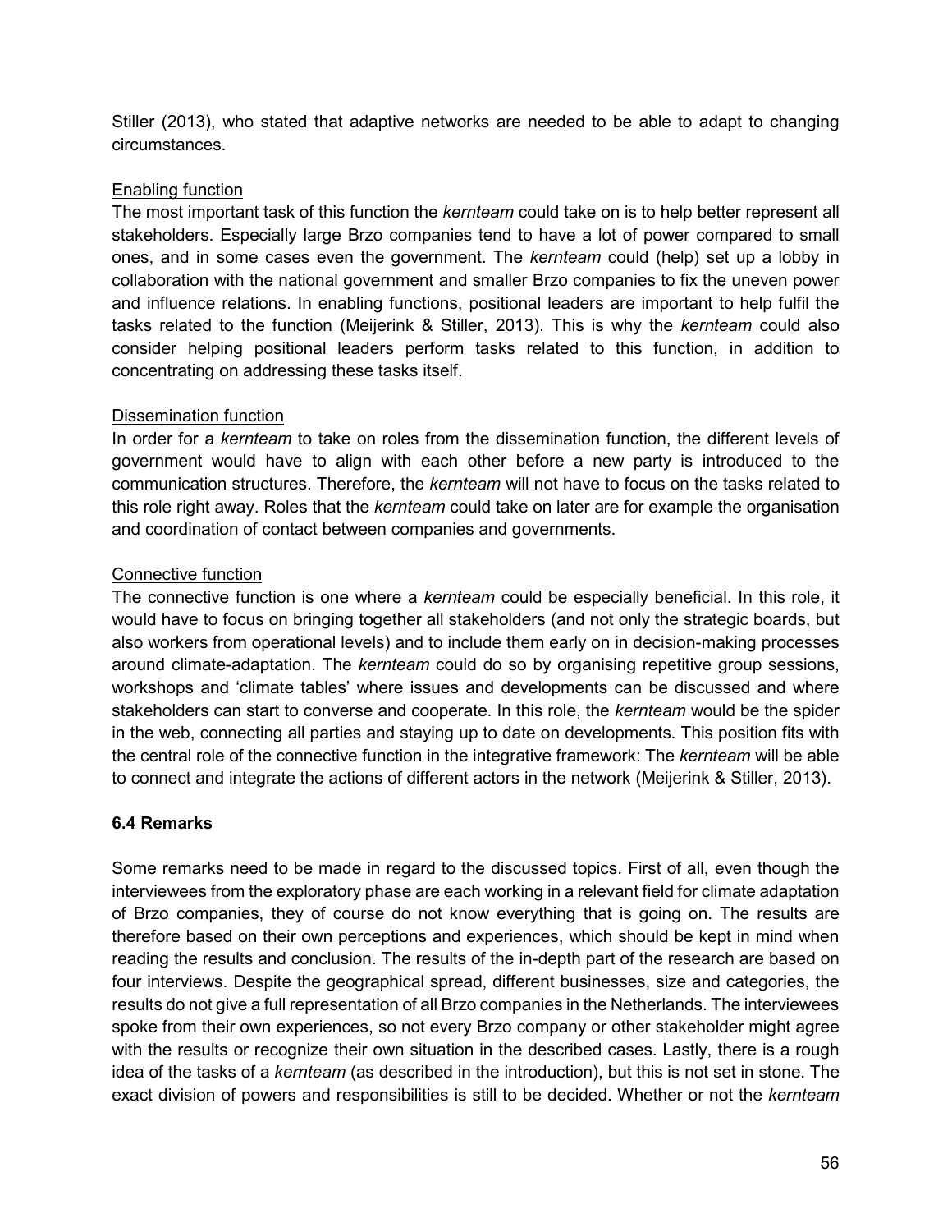Stiller (2013), who stated that adaptive networks are needed to be able to adapt to changing circumstances.

Enabling function

The most important task of this function the *kernteam* could take on is to help better represent all stakeholders. Especially large Brzo companies tend to have a lot of power compared to small ones, and in some cases even the government. The *kernteam* could (help) set up a lobby in collaboration with the national government and smaller Brzo companies to fix the uneven power and influence relations. In enabling functions, positional leaders are important to help fulfil the tasks related to the function (Meijerink & Stiller, 2013). This is why the *kernteam* could also consider helping positional leaders perform tasks related to this function, in addition to concentrating on addressing these tasks itself.

Dissemination function

In order for a *kernteam* to take on roles from the dissemination function, the different levels of government would have to align with each other before a new party is introduced to the communication structures. Therefore, the *kernteam* will not have to focus on the tasks related to this role right away. Roles that the *kernteam* could take on later are for example the organisation and coordination of contact between companies and governments.

Connective function

The connective function is one where a *kernteam* could be especially beneficial. In this role, it would have to focus on bringing together all stakeholders (and not only the strategic boards, but also workers from operational levels) and to include them early on in decision-making processes around climate-adaptation. The *kernteam* could do so by organising repetitive group sessions, workshops and 'climate tables' where issues and developments can be discussed and where stakeholders can start to converse and cooperate. In this role, the *kernteam* would be the spider in the web, connecting all parties and staying up to date on developments. This position fits with the central role of the connective function in the integrative framework: The *kernteam* will be able to connect and integrate the actions of different actors in the network (Meijerink & Stiller, 2013).

### 6.4 Remarks

Some remarks need to be made in regard to the discussed topics. First of all, even though the interviewees from the exploratory phase are each working in a relevant field for climate adaptation of Brzo companies, they of course do not know everything that is going on. The results are therefore based on their own perceptions and experiences, which should be kept in mind when reading the results and conclusion. The results of the in-depth part of the research are based on four interviews. Despite the geographical spread, different businesses, size and categories, the results do not give a full representation of all Brzo companies in the Netherlands. The interviewees spoke from their own experiences, so not every Brzo company or other stakeholder might agree with the results or recognize their own situation in the described cases. Lastly, there is a rough idea of the tasks of a *kernteam* (as described in the introduction), but this is not set in stone. The exact division of powers and responsibilities is still to be decided. Whether or not the *kernteam*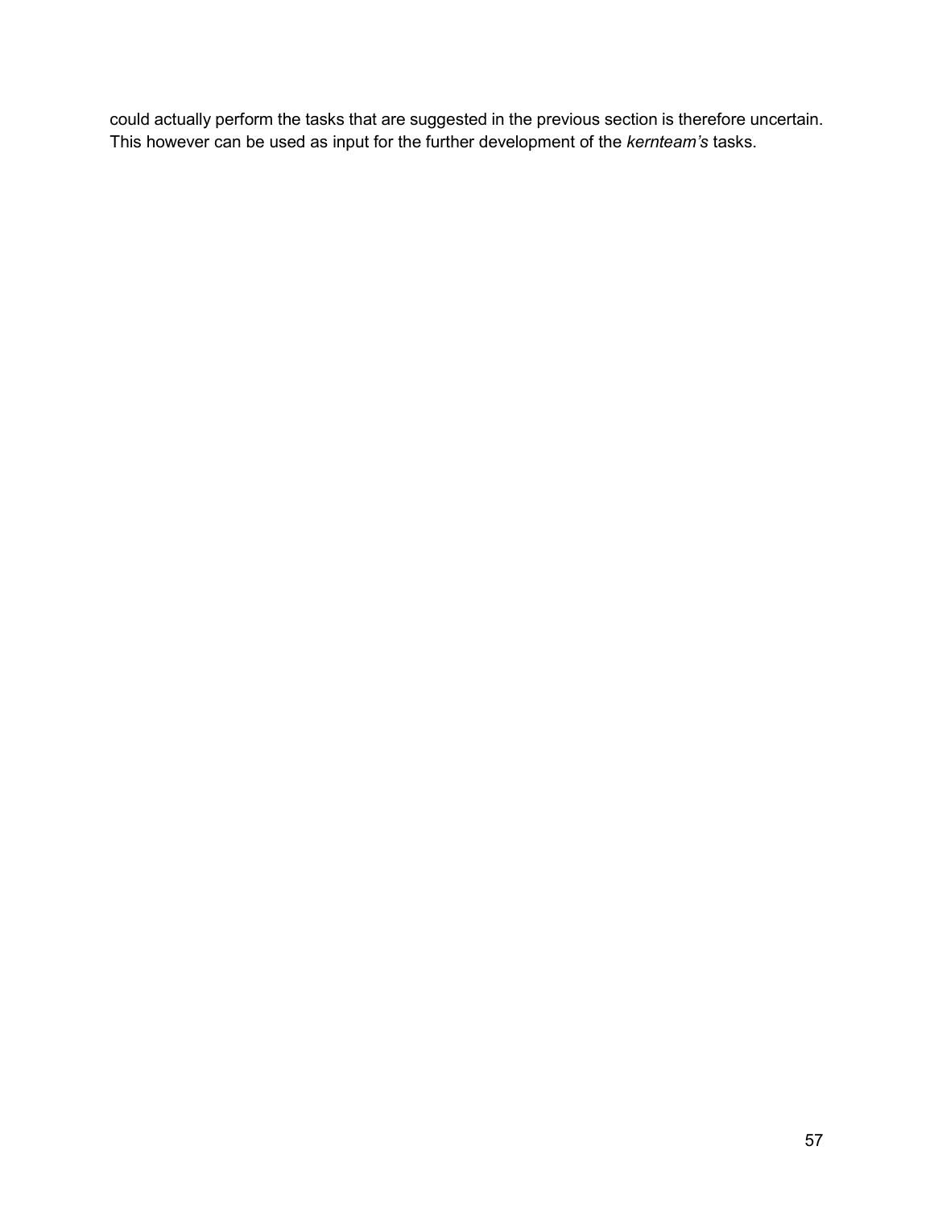could actually perform the tasks that are suggested in the previous section is therefore uncertain. This however can be used as input for the further development of the *kernteam's* tasks.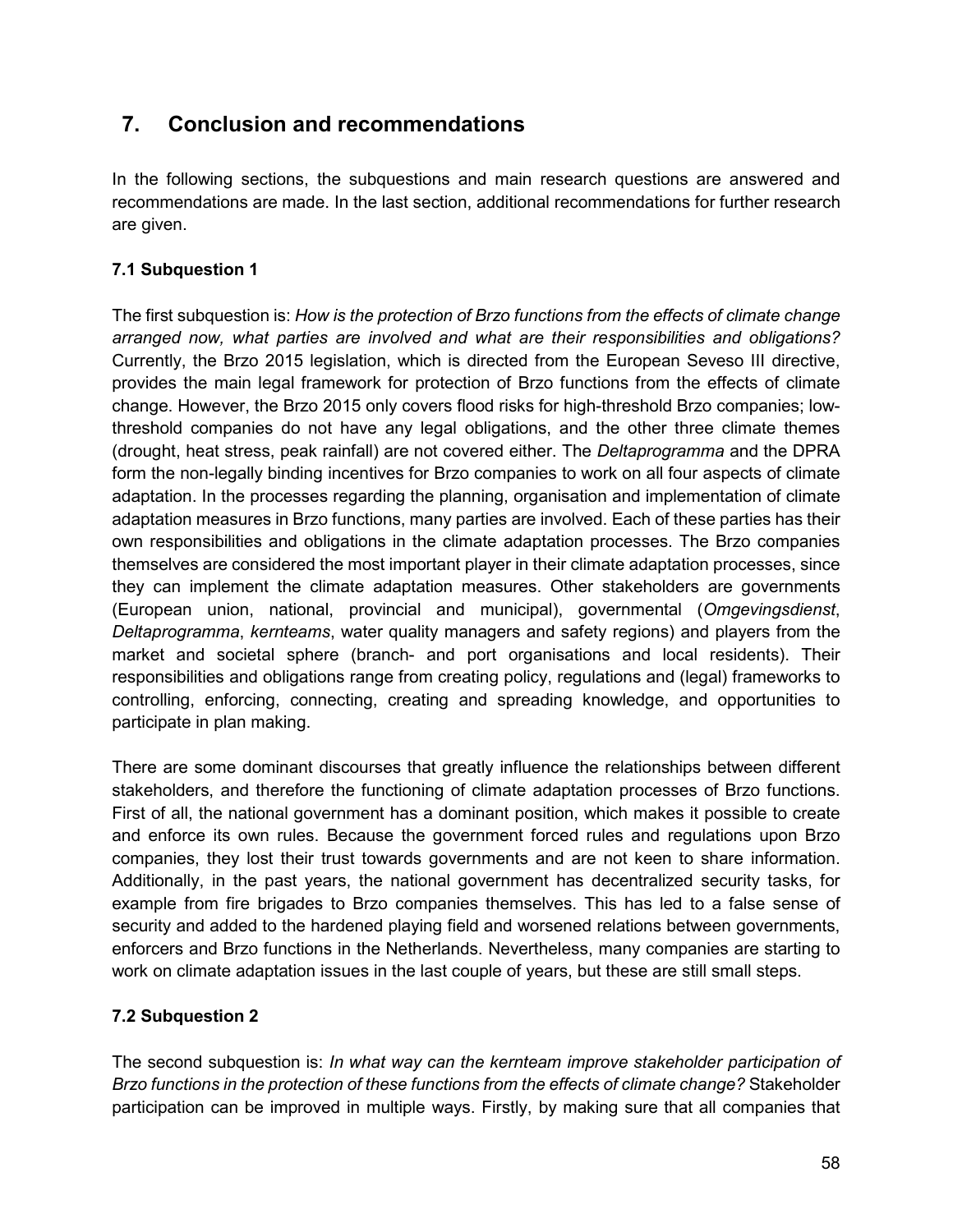# 7. Conclusion and recommendations

In the following sections, the subquestions and main research questions are answered and recommendations are made. In the last section, additional recommendations for further research are given.

### 7.1 Subquestion 1

The first subquestion is: *How is the protection of Brzo functions from the effects of climate change arranged now, what parties are involved and what are their responsibilities and obligations?* Currently, the Brzo 2015 legislation, which is directed from the European Seveso III directive, provides the main legal framework for protection of Brzo functions from the effects of climate change. However, the Brzo 2015 only covers flood risks for high-threshold Brzo companies; low-threshold companies do not have any legal obligations, and the other three climate themes (drought, heat stress, peak rainfall) are not covered either. The *Deltaprogramma* and the DPRA form the non-legally binding incentives for Brzo companies to work on all four aspects of climate adaptation. In the processes regarding the planning, organisation and implementation of climate adaptation measures in Brzo functions, many parties are involved. Each of these parties has their own responsibilities and obligations in the climate adaptation processes. The Brzo companies themselves are considered the most important player in their climate adaptation processes, since they can implement the climate adaptation measures. Other stakeholders are governments (European union, national, provincial and municipal), governmental (*Omgevingsdienst*, *Deltaprogramma*, *kernteams*, water quality managers and safety regions) and players from the market and societal sphere (branch- and port organisations and local residents). Their responsibilities and obligations range from creating policy, regulations and (legal) frameworks to controlling, enforcing, connecting, creating and spreading knowledge, and opportunities to participate in plan making.

There are some dominant discourses that greatly influence the relationships between different stakeholders, and therefore the functioning of climate adaptation processes of Brzo functions. First of all, the national government has a dominant position, which makes it possible to create and enforce its own rules. Because the government forced rules and regulations upon Brzo companies, they lost their trust towards governments and are not keen to share information. Additionally, in the past years, the national government has decentralized security tasks, for example from fire brigades to Brzo companies themselves. This has led to a false sense of security and added to the hardened playing field and worsened relations between governments, enforcers and Brzo functions in the Netherlands. Nevertheless, many companies are starting to work on climate adaptation issues in the last couple of years, but these are still small steps.

### 7.2 Subquestion 2

The second subquestion is: *In what way can the kernteam improve stakeholder participation of Brzo functions in the protection of these functions from the effects of climate change?* Stakeholder participation can be improved in multiple ways. Firstly, by making sure that all companies that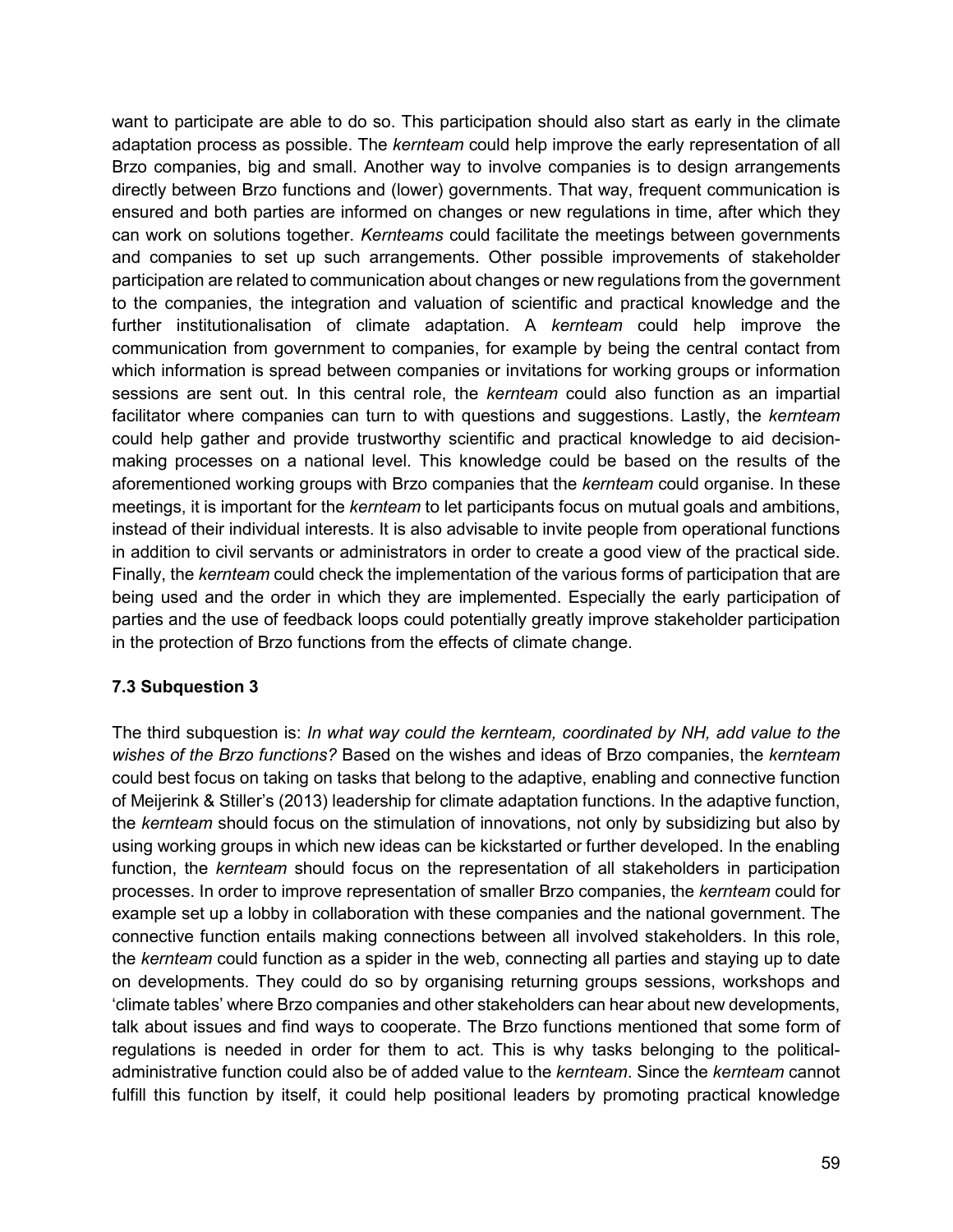want to participate are able to do so. This participation should also start as early in the climate adaptation process as possible. The *kernteam* could help improve the early representation of all Brzo companies, big and small. Another way to involve companies is to design arrangements directly between Brzo functions and (lower) governments. That way, frequent communication is ensured and both parties are informed on changes or new regulations in time, after which they can work on solutions together. *Kernteams* could facilitate the meetings between governments and companies to set up such arrangements. Other possible improvements of stakeholder participation are related to communication about changes or new regulations from the government to the companies, the integration and valuation of scientific and practical knowledge and the further institutionalisation of climate adaptation. A *kernteam* could help improve the communication from government to companies, for example by being the central contact from which information is spread between companies or invitations for working groups or information sessions are sent out. In this central role, the *kernteam* could also function as an impartial facilitator where companies can turn to with questions and suggestions. Lastly, the *kernteam* could help gather and provide trustworthy scientific and practical knowledge to aid decision-making processes on a national level. This knowledge could be based on the results of the aforementioned working groups with Brzo companies that the *kernteam* could organise. In these meetings, it is important for the *kernteam* to let participants focus on mutual goals and ambitions, instead of their individual interests. It is also advisable to invite people from operational functions in addition to civil servants or administrators in order to create a good view of the practical side. Finally, the *kernteam* could check the implementation of the various forms of participation that are being used and the order in which they are implemented. Especially the early participation of parties and the use of feedback loops could potentially greatly improve stakeholder participation in the protection of Brzo functions from the effects of climate change.

### 7.3 Subquestion 3

The third subquestion is: *In what way could the kernteam, coordinated by NH, add value to the wishes of the Brzo functions?* Based on the wishes and ideas of Brzo companies, the *kernteam* could best focus on taking on tasks that belong to the adaptive, enabling and connective function of Meijerink & Stiller's (2013) leadership for climate adaptation functions. In the adaptive function, the *kernteam* should focus on the stimulation of innovations, not only by subsidizing but also by using working groups in which new ideas can be kickstarted or further developed. In the enabling function, the *kernteam* should focus on the representation of all stakeholders in participation processes. In order to improve representation of smaller Brzo companies, the *kernteam* could for example set up a lobby in collaboration with these companies and the national government. The connective function entails making connections between all involved stakeholders. In this role, the *kernteam* could function as a spider in the web, connecting all parties and staying up to date on developments. They could do so by organising returning groups sessions, workshops and 'climate tables' where Brzo companies and other stakeholders can hear about new developments, talk about issues and find ways to cooperate. The Brzo functions mentioned that some form of regulations is needed in order for them to act. This is why tasks belonging to the political-administrative function could also be of added value to the *kernteam*. Since the *kernteam* cannot fulfill this function by itself, it could help positional leaders by promoting practical knowledge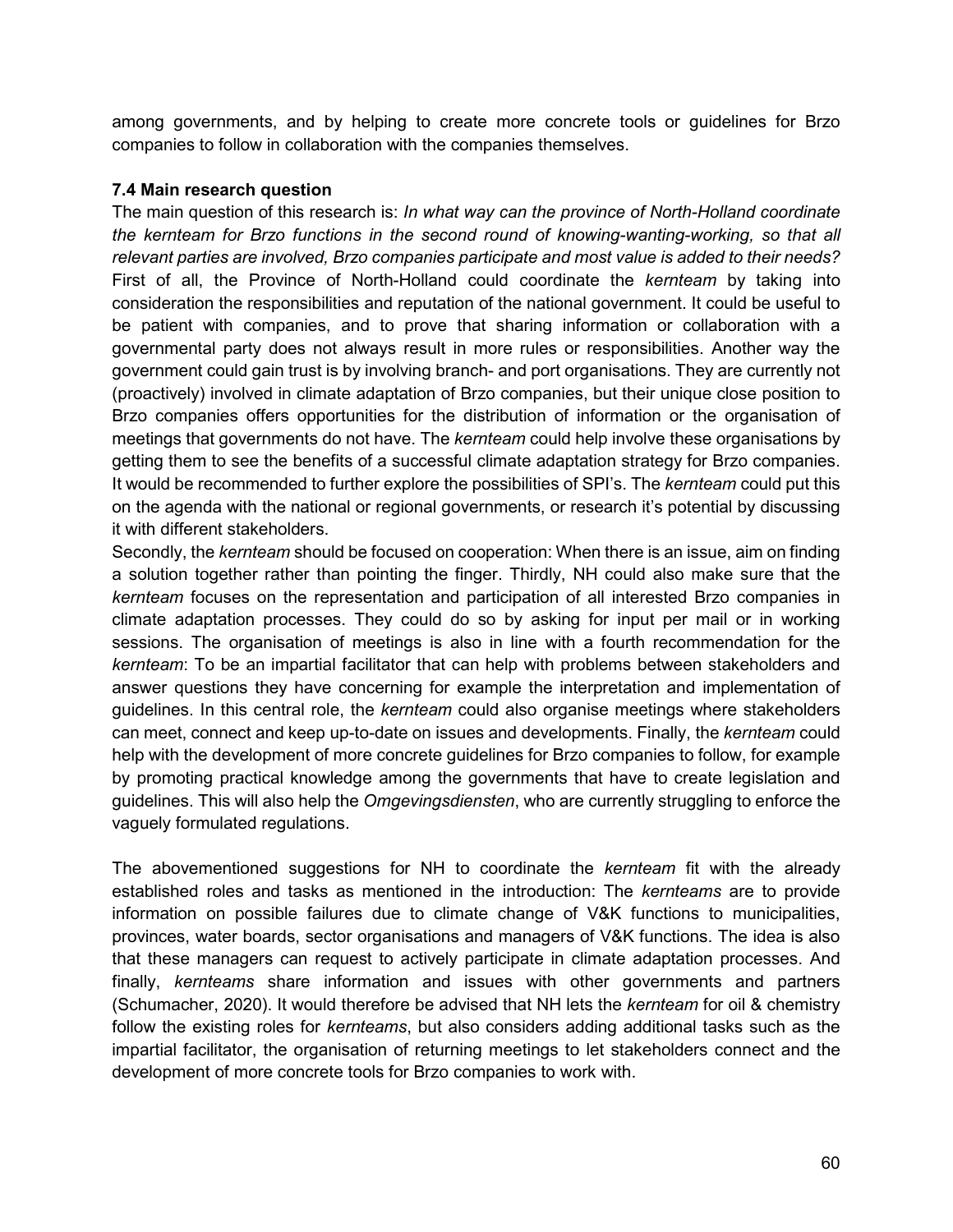among governments, and by helping to create more concrete tools or guidelines for Brzo companies to follow in collaboration with the companies themselves.

### 7.4 Main research question

The main question of this research is: *In what way can the province of North-Holland coordinate the kernteam for Brzo functions in the second round of knowing-wanting-working, so that all relevant parties are involved, Brzo companies participate and most value is added to their needs?* First of all, the Province of North-Holland could coordinate the *kernteam* by taking into consideration the responsibilities and reputation of the national government. It could be useful to be patient with companies, and to prove that sharing information or collaboration with a governmental party does not always result in more rules or responsibilities. Another way the government could gain trust is by involving branch- and port organisations. They are currently not (proactively) involved in climate adaptation of Brzo companies, but their unique close position to Brzo companies offers opportunities for the distribution of information or the organisation of meetings that governments do not have. The *kernteam* could help involve these organisations by getting them to see the benefits of a successful climate adaptation strategy for Brzo companies. It would be recommended to further explore the possibilities of SPI's. The *kernteam* could put this on the agenda with the national or regional governments, or research it's potential by discussing it with different stakeholders.

Secondly, the *kernteam* should be focused on cooperation: When there is an issue, aim on finding a solution together rather than pointing the finger. Thirdly, NH could also make sure that the *kernteam* focuses on the representation and participation of all interested Brzo companies in climate adaptation processes. They could do so by asking for input per mail or in working sessions. The organisation of meetings is also in line with a fourth recommendation for the *kernteam*: To be an impartial facilitator that can help with problems between stakeholders and answer questions they have concerning for example the interpretation and implementation of guidelines. In this central role, the *kernteam* could also organise meetings where stakeholders can meet, connect and keep up-to-date on issues and developments. Finally, the *kernteam* could help with the development of more concrete guidelines for Brzo companies to follow, for example by promoting practical knowledge among the governments that have to create legislation and guidelines. This will also help the *Omgevingsdiensten*, who are currently struggling to enforce the vaguely formulated regulations.

The abovementioned suggestions for NH to coordinate the *kernteam* fit with the already established roles and tasks as mentioned in the introduction: The *kernteams* are to provide information on possible failures due to climate change of V&K functions to municipalities, provinces, water boards, sector organisations and managers of V&K functions. The idea is also that these managers can request to actively participate in climate adaptation processes. And finally, *kernteams* share information and issues with other governments and partners (Schumacher, 2020). It would therefore be advised that NH lets the *kernteam* for oil & chemistry follow the existing roles for *kernteams*, but also considers adding additional tasks such as the impartial facilitator, the organisation of returning meetings to let stakeholders connect and the development of more concrete tools for Brzo companies to work with.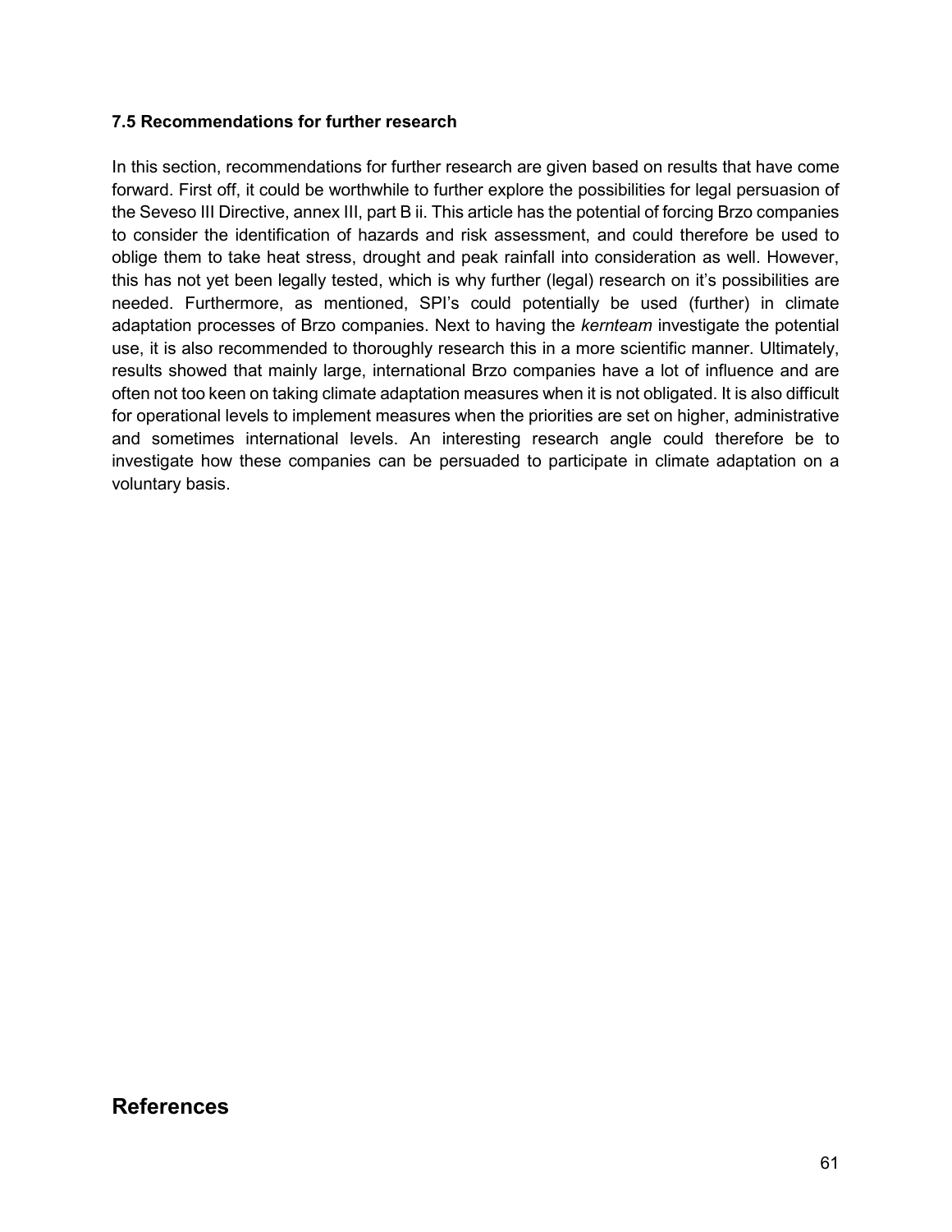### 7.5 Recommendations for further research

In this section, recommendations for further research are given based on results that have come forward. First off, it could be worthwhile to further explore the possibilities for legal persuasion of the Seveso III Directive, annex III, part B ii. This article has the potential of forcing Brzo companies to consider the identification of hazards and risk assessment, and could therefore be used to oblige them to take heat stress, drought and peak rainfall into consideration as well. However, this has not yet been legally tested, which is why further (legal) research on it's possibilities are needed. Furthermore, as mentioned, SPI's could potentially be used (further) in climate adaptation processes of Brzo companies. Next to having the *kernteam* investigate the potential use, it is also recommended to thoroughly research this in a more scientific manner. Ultimately, results showed that mainly large, international Brzo companies have a lot of influence and are often not too keen on taking climate adaptation measures when it is not obligated. It is also difficult for operational levels to implement measures when the priorities are set on higher, administrative and sometimes international levels. An interesting research angle could therefore be to investigate how these companies can be persuaded to participate in climate adaptation on a voluntary basis.

## References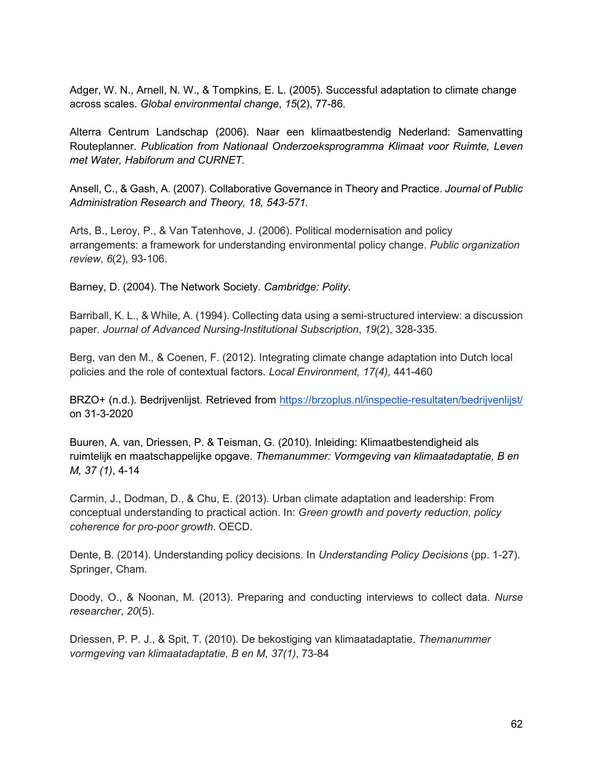Adger, W. N., Arnell, N. W., & Tompkins, E. L. (2005). Successful adaptation to climate change across scales. *Global environmental change*, *15*(2), 77-86.

Alterra Centrum Landschap (2006). Naar een klimaatbestendig Nederland: Samenvatting Routeplanner. *Publication from Nationaal Onderzoeksprogramma Klimaat voor Ruimte, Leven met Water, Habiforum and CURNET.*

Ansell, C., & Gash, A. (2007). Collaborative Governance in Theory and Practice. *Journal of Public Administration Research and Theory, 18, 543-571.*

Arts, B., Leroy, P., & Van Tatenhove, J. (2006). Political modernisation and policy arrangements: a framework for understanding environmental policy change. *Public organization review*, *6*(2), 93-106.

Barney, D. (2004). The Network Society. *Cambridge: Polity.*

Barriball, K. L., & While, A. (1994). Collecting data using a semi-structured interview: a discussion paper. *Journal of Advanced Nursing-Institutional Subscription*, *19*(2), 328-335.

Berg, van den M., & Coenen, F. (2012). Integrating climate change adaptation into Dutch local policies and the role of contextual factors. *Local Environment, 17(4),* 441-460

BRZO+ (n.d.). Bedrijvenlijst. Retrieved from https://brzoplus.nl/inspectie-resultaten/bedrijvenlijst/ on 31-3-2020

Buuren, A. van, Driessen, P. & Teisman, G. (2010). Inleiding: Klimaatbestendigheid als ruimtelijk en maatschappelijke opgave. *Themanummer: Vormgeving van klimaatadaptatie, B en M, 37 (1)*, 4-14

Carmin, J., Dodman, D., & Chu, E. (2013). Urban climate adaptation and leadership: From conceptual understanding to practical action. In: *Green growth and poverty reduction, policy coherence for pro-poor growth*. OECD.

Dente, B. (2014). Understanding policy decisions. In *Understanding Policy Decisions* (pp. 1-27). Springer, Cham.

Doody, O., & Noonan, M. (2013). Preparing and conducting interviews to collect data. *Nurse researcher*, *20*(5).

Driessen, P. P. J., & Spit, T. (2010). De bekostiging van klimaatadaptatie. *Themanummer vormgeving van klimaatadaptatie, B en M, 37(1)*, 73-84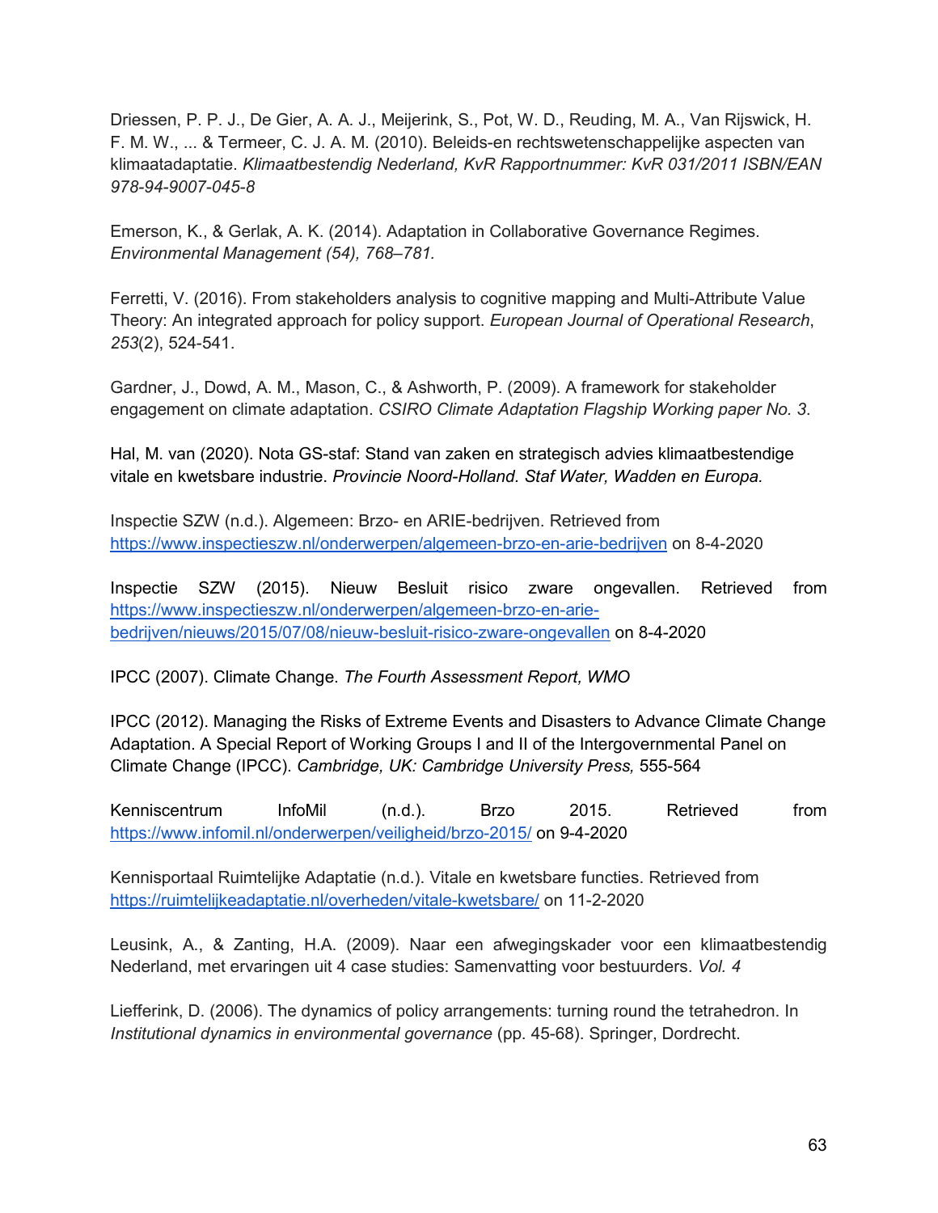Driessen, P. P. J., De Gier, A. A. J., Meijerink, S., Pot, W. D., Reuding, M. A., Van Rijswick, H. F. M. W., ... & Termeer, C. J. A. M. (2010). Beleids-en rechtswetenschappelijke aspecten van klimaatadaptatie. *Klimaatbestendig Nederland, KvR Rapportnummer: KvR 031/2011 ISBN/EAN 978-94-9007-045-8*

Emerson, K., & Gerlak, A. K. (2014). Adaptation in Collaborative Governance Regimes. *Environmental Management (54), 768–781.*

Ferretti, V. (2016). From stakeholders analysis to cognitive mapping and Multi-Attribute Value Theory: An integrated approach for policy support. *European Journal of Operational Research*, *253*(2), 524-541.

Gardner, J., Dowd, A. M., Mason, C., & Ashworth, P. (2009). A framework for stakeholder engagement on climate adaptation. *CSIRO Climate Adaptation Flagship Working paper No. 3*.

Hal, M. van (2020). Nota GS-staf: Stand van zaken en strategisch advies klimaatbestendige vitale en kwetsbare industrie. *Provincie Noord-Holland. Staf Water, Wadden en Europa.*

Inspectie SZW (n.d.). Algemeen: Brzo- en ARIE-bedrijven. Retrieved from https://www.inspectieszw.nl/onderwerpen/algemeen-brzo-en-arie-bedrijven on 8-4-2020

Inspectie SZW (2015). Nieuw Besluit risico zware ongevallen. Retrieved from https://www.inspectieszw.nl/onderwerpen/algemeen-brzo-en-arie-bedrijven/nieuws/2015/07/08/nieuw-besluit-risico-zware-ongevallen on 8-4-2020

IPCC (2007). Climate Change. *The Fourth Assessment Report, WMO*

IPCC (2012). Managing the Risks of Extreme Events and Disasters to Advance Climate Change Adaptation. A Special Report of Working Groups I and II of the Intergovernmental Panel on Climate Change (IPCC). *Cambridge, UK: Cambridge University Press,* 555-564

Kenniscentrum InfoMil (n.d.). Brzo 2015. Retrieved from https://www.infomil.nl/onderwerpen/veiligheid/brzo-2015/ on 9-4-2020

Kennisportaal Ruimtelijke Adaptatie (n.d.). Vitale en kwetsbare functies. Retrieved from https://ruimtelijkeadaptatie.nl/overheden/vitale-kwetsbare/ on 11-2-2020

Leusink, A., & Zanting, H.A. (2009). Naar een afwegingskader voor een klimaatbestendig Nederland, met ervaringen uit 4 case studies: Samenvatting voor bestuurders. *Vol. 4*

Liefferink, D. (2006). The dynamics of policy arrangements: turning round the tetrahedron. In *Institutional dynamics in environmental governance* (pp. 45-68). Springer, Dordrecht.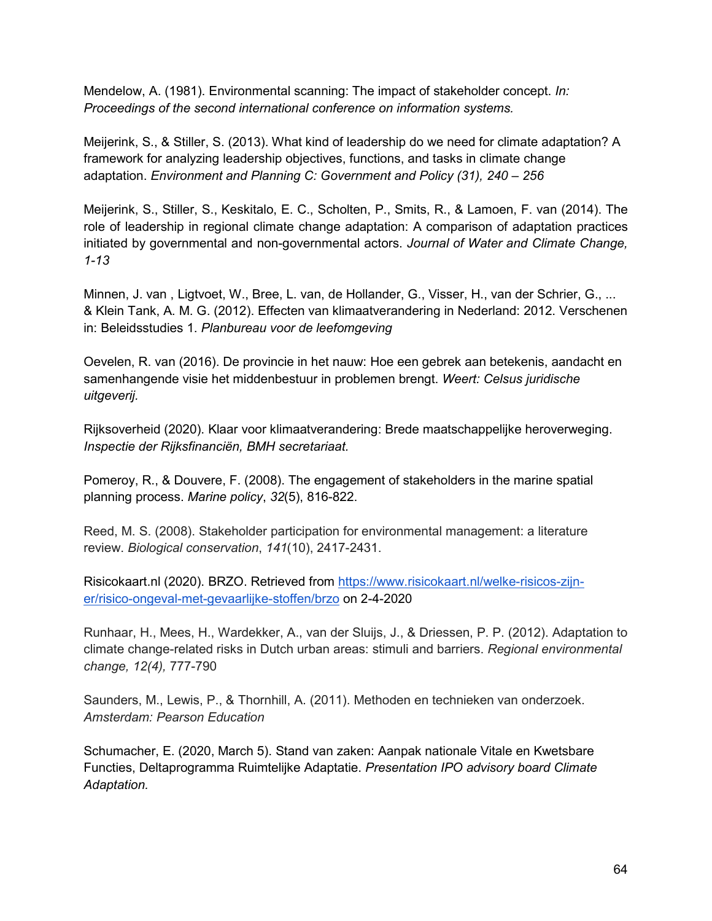Mendelow, A. (1981). Environmental scanning: The impact of stakeholder concept. *In: Proceedings of the second international conference on information systems.*

Meijerink, S., & Stiller, S. (2013). What kind of leadership do we need for climate adaptation? A framework for analyzing leadership objectives, functions, and tasks in climate change adaptation. *Environment and Planning C: Government and Policy (31), 240 – 256*

Meijerink, S., Stiller, S., Keskitalo, E. C., Scholten, P., Smits, R., & Lamoen, F. van (2014). The role of leadership in regional climate change adaptation: A comparison of adaptation practices initiated by governmental and non-governmental actors. *Journal of Water and Climate Change, 1-13*

Minnen, J. van , Ligtvoet, W., Bree, L. van, de Hollander, G., Visser, H., van der Schrier, G., ... & Klein Tank, A. M. G. (2012). Effecten van klimaatverandering in Nederland: 2012. Verschenen in: Beleidsstudies 1. *Planbureau voor de leefomgeving*

Oevelen, R. van (2016). De provincie in het nauw: Hoe een gebrek aan betekenis, aandacht en samenhangende visie het middenbestuur in problemen brengt. *Weert: Celsus juridische uitgeverij.*

Rijksoverheid (2020). Klaar voor klimaatverandering: Brede maatschappelijke heroverweging. *Inspectie der Rijksfinanciën, BMH secretariaat.*

Pomeroy, R., & Douvere, F. (2008). The engagement of stakeholders in the marine spatial planning process. *Marine policy*, *32*(5), 816-822.

Reed, M. S. (2008). Stakeholder participation for environmental management: a literature review. *Biological conservation*, *141*(10), 2417-2431.

Risicokaart.nl (2020). BRZO. Retrieved from https://www.risicokaart.nl/welke-risicos-zijn-er/risico-ongeval-met-gevaarlijke-stoffen/brzo on 2-4-2020

Runhaar, H., Mees, H., Wardekker, A., van der Sluijs, J., & Driessen, P. P. (2012). Adaptation to climate change-related risks in Dutch urban areas: stimuli and barriers. *Regional environmental change, 12(4),* 777-790

Saunders, M., Lewis, P., & Thornhill, A. (2011). Methoden en technieken van onderzoek. *Amsterdam: Pearson Education*

Schumacher, E. (2020, March 5). Stand van zaken: Aanpak nationale Vitale en Kwetsbare Functies, Deltaprogramma Ruimtelijke Adaptatie. *Presentation IPO advisory board Climate Adaptation.*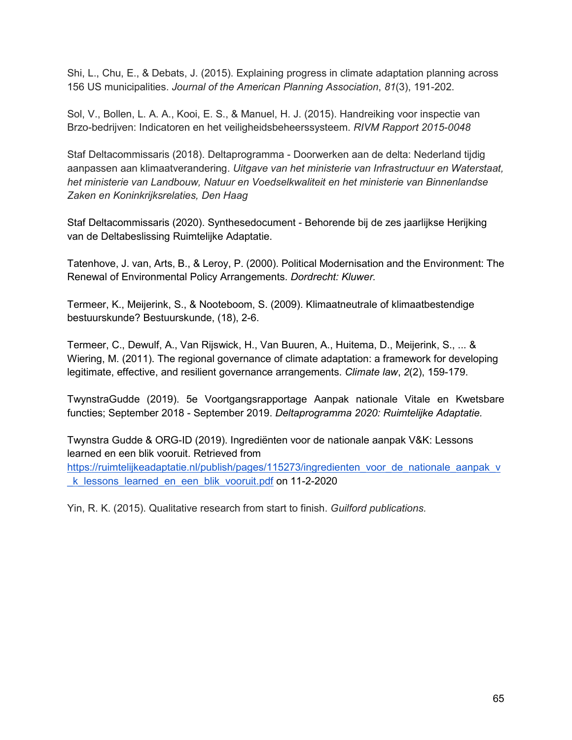Shi, L., Chu, E., & Debats, J. (2015). Explaining progress in climate adaptation planning across 156 US municipalities. *Journal of the American Planning Association*, *81*(3), 191-202.

Sol, V., Bollen, L. A. A., Kooi, E. S., & Manuel, H. J. (2015). Handreiking voor inspectie van Brzo-bedrijven: Indicatoren en het veiligheidsbeheerssysteem. *RIVM Rapport 2015-0048*

Staf Deltacommissaris (2018). Deltaprogramma - Doorwerken aan de delta: Nederland tijdig aanpassen aan klimaatverandering. *Uitgave van het ministerie van Infrastructuur en Waterstaat, het ministerie van Landbouw, Natuur en Voedselkwaliteit en het ministerie van Binnenlandse Zaken en Koninkrijksrelaties, Den Haag*

Staf Deltacommissaris (2020). Synthesedocument - Behorende bij de zes jaarlijkse Herijking van de Deltabeslissing Ruimtelijke Adaptatie.

Tatenhove, J. van, Arts, B., & Leroy, P. (2000). Political Modernisation and the Environment: The Renewal of Environmental Policy Arrangements. *Dordrecht: Kluwer.*

Termeer, K., Meijerink, S., & Nooteboom, S. (2009). Klimaatneutrale of klimaatbestendige bestuurskunde? Bestuurskunde, (18), 2-6.

Termeer, C., Dewulf, A., Van Rijswick, H., Van Buuren, A., Huitema, D., Meijerink, S., ... & Wiering, M. (2011). The regional governance of climate adaptation: a framework for developing legitimate, effective, and resilient governance arrangements. *Climate law*, *2*(2), 159-179.

TwynstraGudde (2019). 5e Voortgangsrapportage Aanpak nationale Vitale en Kwetsbare functies; September 2018 - September 2019. *Deltaprogramma 2020: Ruimtelijke Adaptatie.*

Twynstra Gudde & ORG-ID (2019). Ingrediënten voor de nationale aanpak V&K: Lessons learned en een blik vooruit. Retrieved from https://ruimtelijkeadaptatie.nl/publish/pages/115273/ingredienten_voor_de_nationale_aanpak_v_k_lessons_learned_en_een_blik_vooruit.pdf on 11-2-2020

Yin, R. K. (2015). Qualitative research from start to finish. *Guilford publications.*